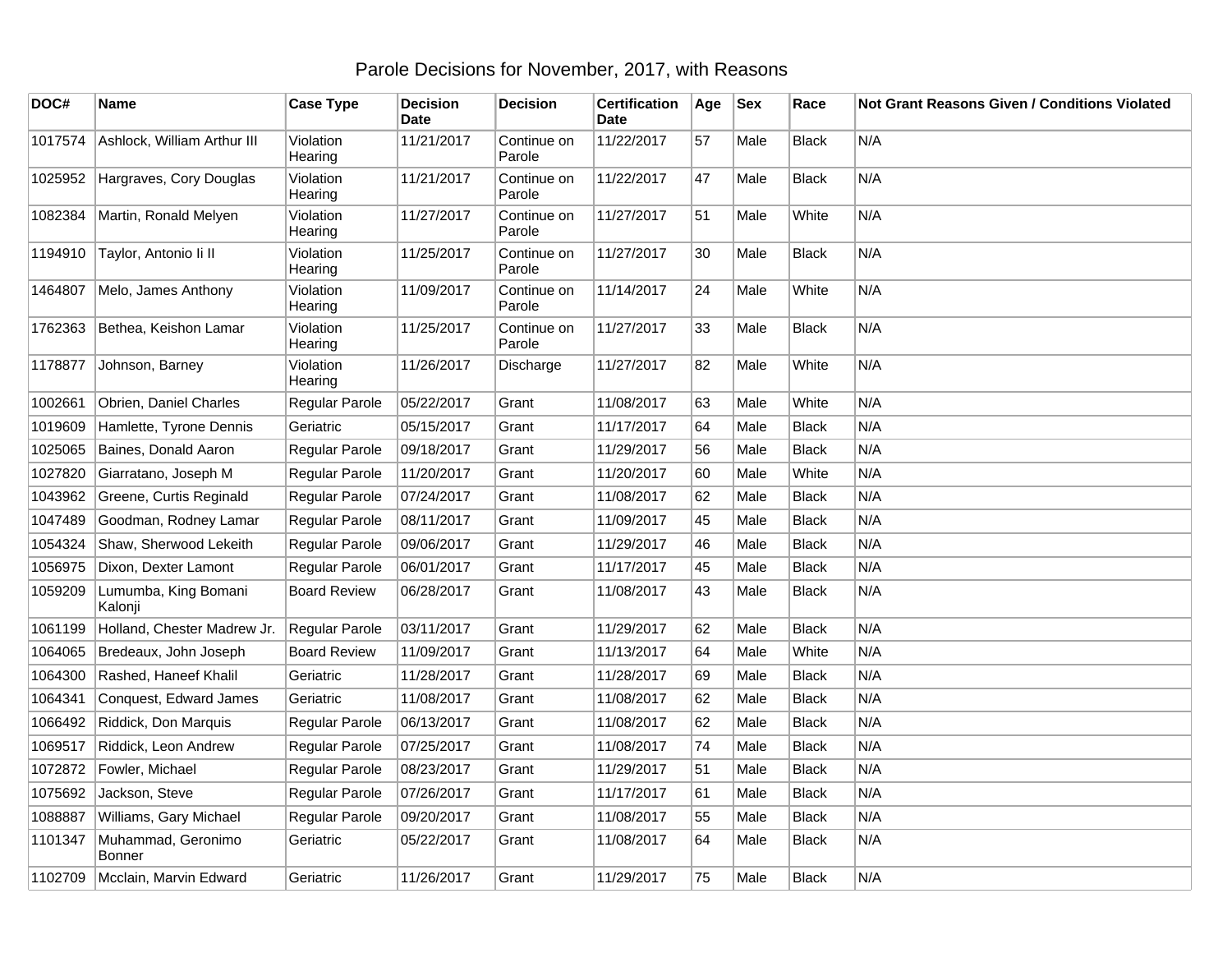# Parole Decisions for November, 2017, with Reasons

| DOC# | Name | Case Type | Decision Date | Decision | Certification Date | Age | Sex | Race | Not Grant Reasons Given / Conditions Violated |
|---|---|---|---|---|---|---|---|---|---|
| 1017574 | Ashlock, William Arthur III | Violation Hearing | 11/21/2017 | Continue on Parole | 11/22/2017 | 57 | Male | Black | N/A |
| 1025952 | Hargraves, Cory Douglas | Violation Hearing | 11/21/2017 | Continue on Parole | 11/22/2017 | 47 | Male | Black | N/A |
| 1082384 | Martin, Ronald Melyen | Violation Hearing | 11/27/2017 | Continue on Parole | 11/27/2017 | 51 | Male | White | N/A |
| 1194910 | Taylor, Antonio Ii II | Violation Hearing | 11/25/2017 | Continue on Parole | 11/27/2017 | 30 | Male | Black | N/A |
| 1464807 | Melo, James Anthony | Violation Hearing | 11/09/2017 | Continue on Parole | 11/14/2017 | 24 | Male | White | N/A |
| 1762363 | Bethea, Keishon Lamar | Violation Hearing | 11/25/2017 | Continue on Parole | 11/27/2017 | 33 | Male | Black | N/A |
| 1178877 | Johnson, Barney | Violation Hearing | 11/26/2017 | Discharge | 11/27/2017 | 82 | Male | White | N/A |
| 1002661 | Obrien, Daniel Charles | Regular Parole | 05/22/2017 | Grant | 11/08/2017 | 63 | Male | White | N/A |
| 1019609 | Hamlette, Tyrone Dennis | Geriatric | 05/15/2017 | Grant | 11/17/2017 | 64 | Male | Black | N/A |
| 1025065 | Baines, Donald Aaron | Regular Parole | 09/18/2017 | Grant | 11/29/2017 | 56 | Male | Black | N/A |
| 1027820 | Giarratano, Joseph M | Regular Parole | 11/20/2017 | Grant | 11/20/2017 | 60 | Male | White | N/A |
| 1043962 | Greene, Curtis Reginald | Regular Parole | 07/24/2017 | Grant | 11/08/2017 | 62 | Male | Black | N/A |
| 1047489 | Goodman, Rodney Lamar | Regular Parole | 08/11/2017 | Grant | 11/09/2017 | 45 | Male | Black | N/A |
| 1054324 | Shaw, Sherwood Lekeith | Regular Parole | 09/06/2017 | Grant | 11/29/2017 | 46 | Male | Black | N/A |
| 1056975 | Dixon, Dexter Lamont | Regular Parole | 06/01/2017 | Grant | 11/17/2017 | 45 | Male | Black | N/A |
| 1059209 | Lumumba, King Bomani Kalonji | Board Review | 06/28/2017 | Grant | 11/08/2017 | 43 | Male | Black | N/A |
| 1061199 | Holland, Chester Madrew Jr. | Regular Parole | 03/11/2017 | Grant | 11/29/2017 | 62 | Male | Black | N/A |
| 1064065 | Bredeaux, John Joseph | Board Review | 11/09/2017 | Grant | 11/13/2017 | 64 | Male | White | N/A |
| 1064300 | Rashed, Haneef Khalil | Geriatric | 11/28/2017 | Grant | 11/28/2017 | 69 | Male | Black | N/A |
| 1064341 | Conquest, Edward James | Geriatric | 11/08/2017 | Grant | 11/08/2017 | 62 | Male | Black | N/A |
| 1066492 | Riddick, Don Marquis | Regular Parole | 06/13/2017 | Grant | 11/08/2017 | 62 | Male | Black | N/A |
| 1069517 | Riddick, Leon Andrew | Regular Parole | 07/25/2017 | Grant | 11/08/2017 | 74 | Male | Black | N/A |
| 1072872 | Fowler, Michael | Regular Parole | 08/23/2017 | Grant | 11/29/2017 | 51 | Male | Black | N/A |
| 1075692 | Jackson, Steve | Regular Parole | 07/26/2017 | Grant | 11/17/2017 | 61 | Male | Black | N/A |
| 1088887 | Williams, Gary Michael | Regular Parole | 09/20/2017 | Grant | 11/08/2017 | 55 | Male | Black | N/A |
| 1101347 | Muhammad, Geronimo Bonner | Geriatric | 05/22/2017 | Grant | 11/08/2017 | 64 | Male | Black | N/A |
| 1102709 | Mcclain, Marvin Edward | Geriatric | 11/26/2017 | Grant | 11/29/2017 | 75 | Male | Black | N/A |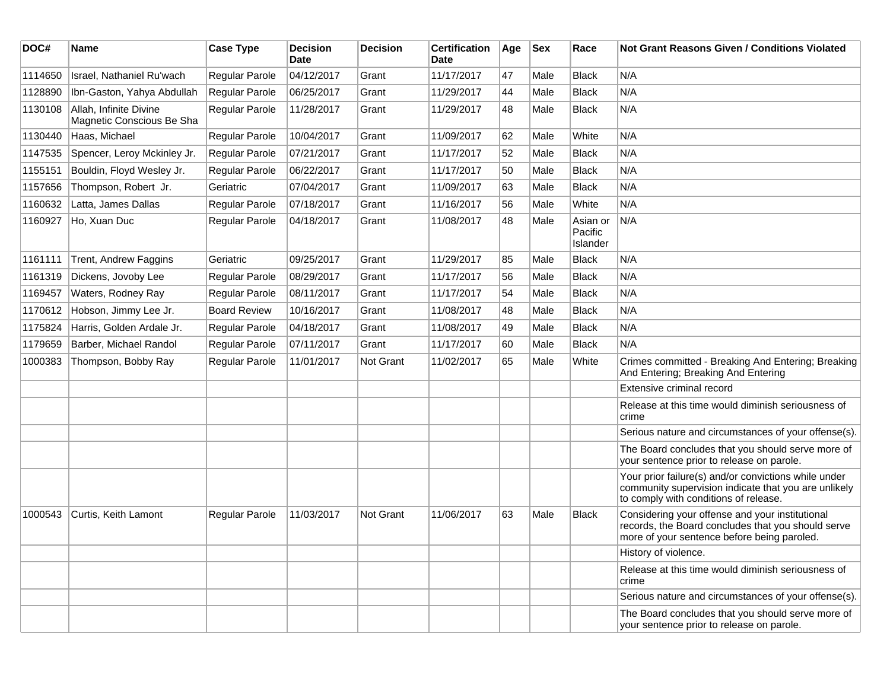| DOC# | Name | Case Type | Decision Date | Decision | Certification Date | Age | Sex | Race | Not Grant Reasons Given / Conditions Violated |
|---|---|---|---|---|---|---|---|---|---|
| 1114650 | Israel, Nathaniel Ru'wach | Regular Parole | 04/12/2017 | Grant | 11/17/2017 | 47 | Male | Black | N/A |
| 1128890 | Ibn-Gaston, Yahya Abdullah | Regular Parole | 06/25/2017 | Grant | 11/29/2017 | 44 | Male | Black | N/A |
| 1130108 | Allah, Infinite Divine Magnetic Conscious Be Sha | Regular Parole | 11/28/2017 | Grant | 11/29/2017 | 48 | Male | Black | N/A |
| 1130440 | Haas, Michael | Regular Parole | 10/04/2017 | Grant | 11/09/2017 | 62 | Male | White | N/A |
| 1147535 | Spencer, Leroy Mckinley Jr. | Regular Parole | 07/21/2017 | Grant | 11/17/2017 | 52 | Male | Black | N/A |
| 1155151 | Bouldin, Floyd Wesley Jr. | Regular Parole | 06/22/2017 | Grant | 11/17/2017 | 50 | Male | Black | N/A |
| 1157656 | Thompson, Robert Jr. | Geriatric | 07/04/2017 | Grant | 11/09/2017 | 63 | Male | Black | N/A |
| 1160632 | Latta, James Dallas | Regular Parole | 07/18/2017 | Grant | 11/16/2017 | 56 | Male | White | N/A |
| 1160927 | Ho, Xuan Duc | Regular Parole | 04/18/2017 | Grant | 11/08/2017 | 48 | Male | Asian or Pacific Islander | N/A |
| 1161111 | Trent, Andrew Faggins | Geriatric | 09/25/2017 | Grant | 11/29/2017 | 85 | Male | Black | N/A |
| 1161319 | Dickens, Jovoby Lee | Regular Parole | 08/29/2017 | Grant | 11/17/2017 | 56 | Male | Black | N/A |
| 1169457 | Waters, Rodney Ray | Regular Parole | 08/11/2017 | Grant | 11/17/2017 | 54 | Male | Black | N/A |
| 1170612 | Hobson, Jimmy Lee Jr. | Board Review | 10/16/2017 | Grant | 11/08/2017 | 48 | Male | Black | N/A |
| 1175824 | Harris, Golden Ardale Jr. | Regular Parole | 04/18/2017 | Grant | 11/08/2017 | 49 | Male | Black | N/A |
| 1179659 | Barber, Michael Randol | Regular Parole | 07/11/2017 | Grant | 11/17/2017 | 60 | Male | Black | N/A |
| 1000383 | Thompson, Bobby Ray | Regular Parole | 11/01/2017 | Not Grant | 11/02/2017 | 65 | Male | White | Crimes committed - Breaking And Entering; Breaking And Entering; Breaking And Entering |
| | | | | | | | | | Extensive criminal record |
| | | | | | | | | | Release at this time would diminish seriousness of crime |
| | | | | | | | | | Serious nature and circumstances of your offense(s). |
| | | | | | | | | | The Board concludes that you should serve more of your sentence prior to release on parole. |
| | | | | | | | | | Your prior failure(s) and/or convictions while under community supervision indicate that you are unlikely to comply with conditions of release. |
| 1000543 | Curtis, Keith Lamont | Regular Parole | 11/03/2017 | Not Grant | 11/06/2017 | 63 | Male | Black | Considering your offense and your institutional records, the Board concludes that you should serve more of your sentence before being paroled. |
| | | | | | | | | | History of violence. |
| | | | | | | | | | Release at this time would diminish seriousness of crime |
| | | | | | | | | | Serious nature and circumstances of your offense(s). |
| | | | | | | | | | The Board concludes that you should serve more of your sentence prior to release on parole. |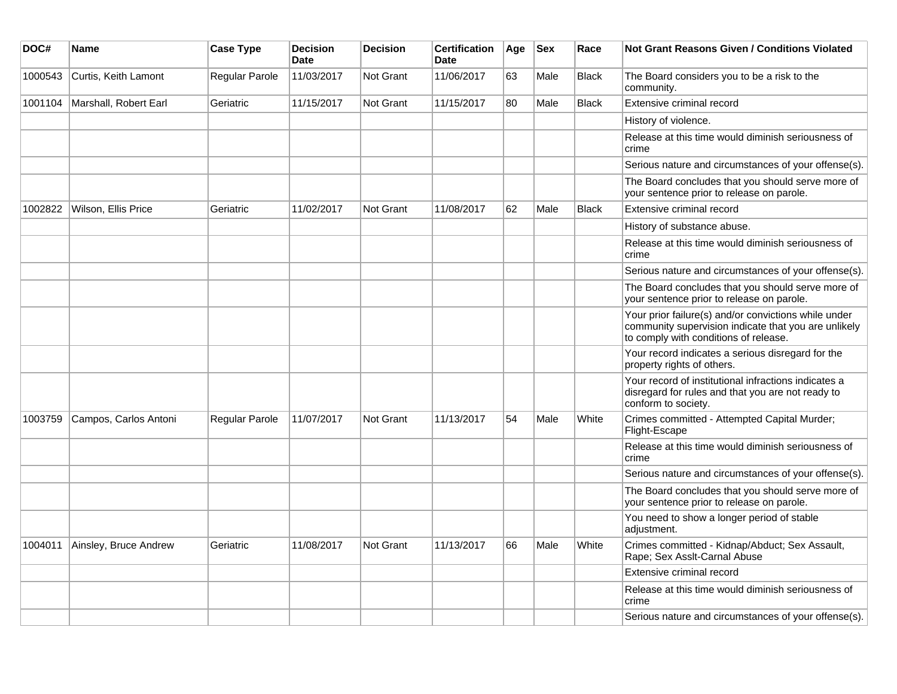| DOC# | Name | Case Type | Decision Date | Decision | Certification Date | Age | Sex | Race | Not Grant Reasons Given / Conditions Violated |
|---|---|---|---|---|---|---|---|---|---|
| 1000543 | Curtis, Keith Lamont | Regular Parole | 11/03/2017 | Not Grant | 11/06/2017 | 63 | Male | Black | The Board considers you to be a risk to the community. |
| 1001104 | Marshall, Robert Earl | Geriatric | 11/15/2017 | Not Grant | 11/15/2017 | 80 | Male | Black | Extensive criminal record |
| | | | | | | | | | History of violence. |
| | | | | | | | | | Release at this time would diminish seriousness of crime |
| | | | | | | | | | Serious nature and circumstances of your offense(s). |
| | | | | | | | | | The Board concludes that you should serve more of your sentence prior to release on parole. |
| 1002822 | Wilson, Ellis Price | Geriatric | 11/02/2017 | Not Grant | 11/08/2017 | 62 | Male | Black | Extensive criminal record |
| | | | | | | | | | History of substance abuse. |
| | | | | | | | | | Release at this time would diminish seriousness of crime |
| | | | | | | | | | Serious nature and circumstances of your offense(s). |
| | | | | | | | | | The Board concludes that you should serve more of your sentence prior to release on parole. |
| | | | | | | | | | Your prior failure(s) and/or convictions while under community supervision indicate that you are unlikely to comply with conditions of release. |
| | | | | | | | | | Your record indicates a serious disregard for the property rights of others. |
| | | | | | | | | | Your record of institutional infractions indicates a disregard for rules and that you are not ready to conform to society. |
| 1003759 | Campos, Carlos Antoni | Regular Parole | 11/07/2017 | Not Grant | 11/13/2017 | 54 | Male | White | Crimes committed - Attempted Capital Murder; Flight-Escape |
| | | | | | | | | | Release at this time would diminish seriousness of crime |
| | | | | | | | | | Serious nature and circumstances of your offense(s). |
| | | | | | | | | | The Board concludes that you should serve more of your sentence prior to release on parole. |
| | | | | | | | | | You need to show a longer period of stable adjustment. |
| 1004011 | Ainsley, Bruce Andrew | Geriatric | 11/08/2017 | Not Grant | 11/13/2017 | 66 | Male | White | Crimes committed - Kidnap/Abduct; Sex Assault, Rape; Sex Asslt-Carnal Abuse |
| | | | | | | | | | Extensive criminal record |
| | | | | | | | | | Release at this time would diminish seriousness of crime |
| | | | | | | | | | Serious nature and circumstances of your offense(s). |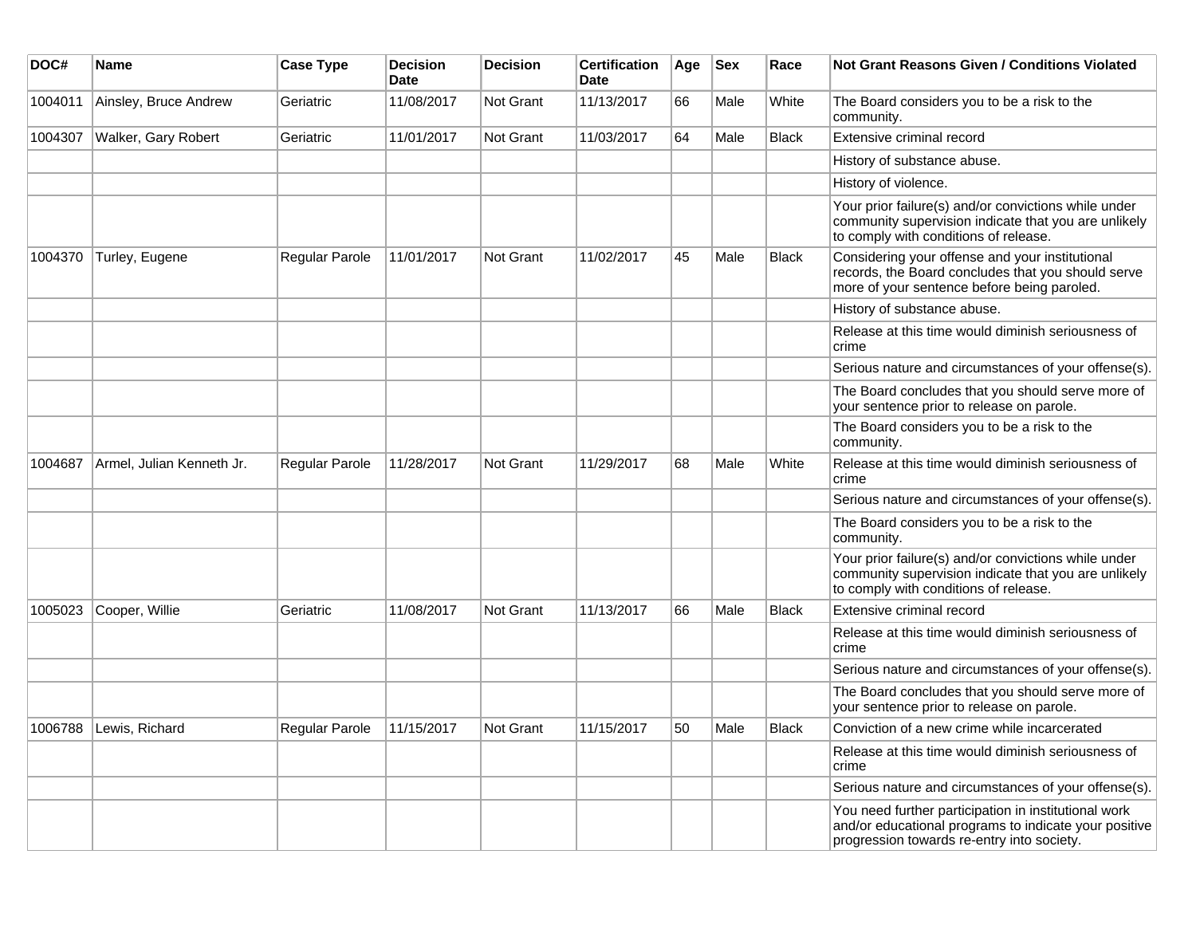| DOC# | Name | Case Type | Decision Date | Decision | Certification Date | Age | Sex | Race | Not Grant Reasons Given / Conditions Violated |
|---|---|---|---|---|---|---|---|---|---|
| 1004011 | Ainsley, Bruce Andrew | Geriatric | 11/08/2017 | Not Grant | 11/13/2017 | 66 | Male | White | The Board considers you to be a risk to the community. |
| 1004307 | Walker, Gary Robert | Geriatric | 11/01/2017 | Not Grant | 11/03/2017 | 64 | Male | Black | Extensive criminal record |
| | | | | | | | | | History of substance abuse. |
| | | | | | | | | | History of violence. |
| | | | | | | | | | Your prior failure(s) and/or convictions while under community supervision indicate that you are unlikely to comply with conditions of release. |
| 1004370 | Turley, Eugene | Regular Parole | 11/01/2017 | Not Grant | 11/02/2017 | 45 | Male | Black | Considering your offense and your institutional records, the Board concludes that you should serve more of your sentence before being paroled. |
| | | | | | | | | | History of substance abuse. |
| | | | | | | | | | Release at this time would diminish seriousness of crime |
| | | | | | | | | | Serious nature and circumstances of your offense(s). |
| | | | | | | | | | The Board concludes that you should serve more of your sentence prior to release on parole. |
| | | | | | | | | | The Board considers you to be a risk to the community. |
| 1004687 | Armel, Julian Kenneth Jr. | Regular Parole | 11/28/2017 | Not Grant | 11/29/2017 | 68 | Male | White | Release at this time would diminish seriousness of crime |
| | | | | | | | | | Serious nature and circumstances of your offense(s). |
| | | | | | | | | | The Board considers you to be a risk to the community. |
| | | | | | | | | | Your prior failure(s) and/or convictions while under community supervision indicate that you are unlikely to comply with conditions of release. |
| 1005023 | Cooper, Willie | Geriatric | 11/08/2017 | Not Grant | 11/13/2017 | 66 | Male | Black | Extensive criminal record |
| | | | | | | | | | Release at this time would diminish seriousness of crime |
| | | | | | | | | | Serious nature and circumstances of your offense(s). |
| | | | | | | | | | The Board concludes that you should serve more of your sentence prior to release on parole. |
| 1006788 | Lewis, Richard | Regular Parole | 11/15/2017 | Not Grant | 11/15/2017 | 50 | Male | Black | Conviction of a new crime while incarcerated |
| | | | | | | | | | Release at this time would diminish seriousness of crime |
| | | | | | | | | | Serious nature and circumstances of your offense(s). |
| | | | | | | | | | You need further participation in institutional work and/or educational programs to indicate your positive progression towards re-entry into society. |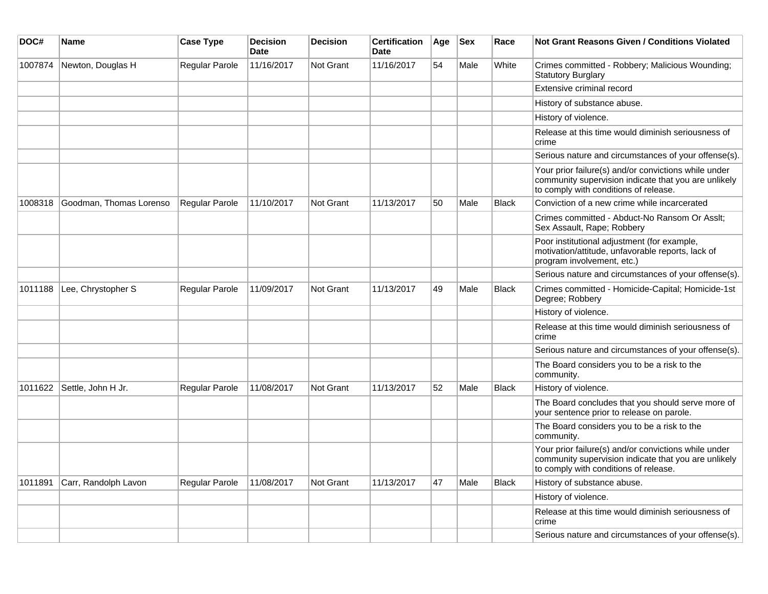| DOC# | Name | Case Type | Decision Date | Decision | Certification Date | Age | Sex | Race | Not Grant Reasons Given / Conditions Violated |
|---|---|---|---|---|---|---|---|---|---|
| 1007874 | Newton, Douglas H | Regular Parole | 11/16/2017 | Not Grant | 11/16/2017 | 54 | Male | White | Crimes committed - Robbery; Malicious Wounding; Statutory Burglary |
| | | | | | | | | | Extensive criminal record |
| | | | | | | | | | History of substance abuse. |
| | | | | | | | | | History of violence. |
| | | | | | | | | | Release at this time would diminish seriousness of crime |
| | | | | | | | | | Serious nature and circumstances of your offense(s). |
| | | | | | | | | | Your prior failure(s) and/or convictions while under community supervision indicate that you are unlikely to comply with conditions of release. |
| 1008318 | Goodman, Thomas Lorenso | Regular Parole | 11/10/2017 | Not Grant | 11/13/2017 | 50 | Male | Black | Conviction of a new crime while incarcerated |
| | | | | | | | | | Crimes committed - Abduct-No Ransom Or Asslt; Sex Assault, Rape; Robbery |
| | | | | | | | | | Poor institutional adjustment (for example, motivation/attitude, unfavorable reports, lack of program involvement, etc.) |
| | | | | | | | | | Serious nature and circumstances of your offense(s). |
| 1011188 | Lee, Chrystopher S | Regular Parole | 11/09/2017 | Not Grant | 11/13/2017 | 49 | Male | Black | Crimes committed - Homicide-Capital; Homicide-1st Degree; Robbery |
| | | | | | | | | | History of violence. |
| | | | | | | | | | Release at this time would diminish seriousness of crime |
| | | | | | | | | | Serious nature and circumstances of your offense(s). |
| | | | | | | | | | The Board considers you to be a risk to the community. |
| 1011622 | Settle, John H Jr. | Regular Parole | 11/08/2017 | Not Grant | 11/13/2017 | 52 | Male | Black | History of violence. |
| | | | | | | | | | The Board concludes that you should serve more of your sentence prior to release on parole. |
| | | | | | | | | | The Board considers you to be a risk to the community. |
| | | | | | | | | | Your prior failure(s) and/or convictions while under community supervision indicate that you are unlikely to comply with conditions of release. |
| 1011891 | Carr, Randolph Lavon | Regular Parole | 11/08/2017 | Not Grant | 11/13/2017 | 47 | Male | Black | History of substance abuse. |
| | | | | | | | | | History of violence. |
| | | | | | | | | | Release at this time would diminish seriousness of crime |
| | | | | | | | | | Serious nature and circumstances of your offense(s). |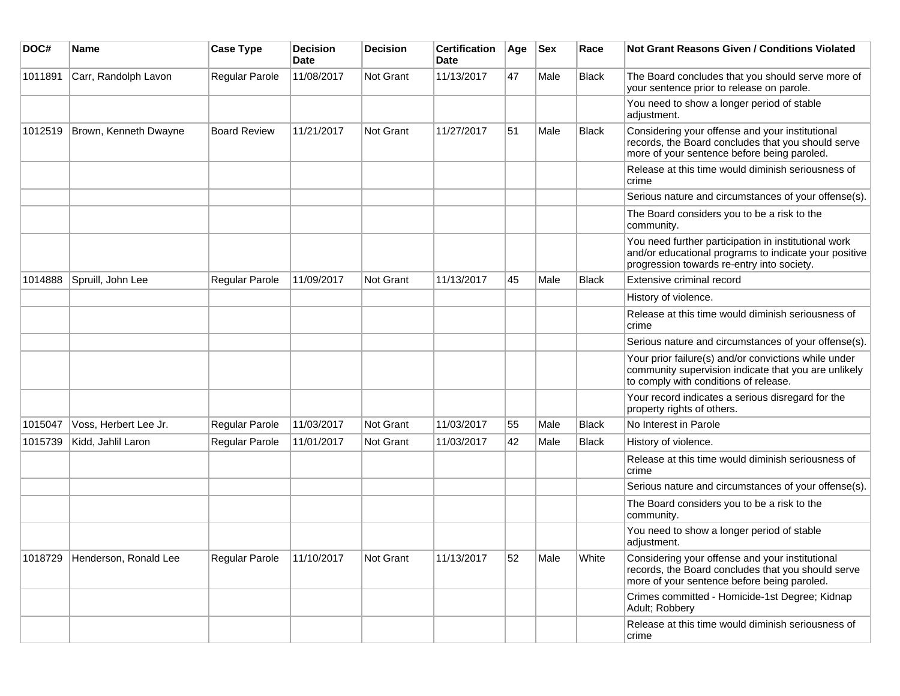| DOC# | Name | Case Type | Decision Date | Decision | Certification Date | Age | Sex | Race | Not Grant Reasons Given / Conditions Violated |
| --- | --- | --- | --- | --- | --- | --- | --- | --- | --- |
| 1011891 | Carr, Randolph Lavon | Regular Parole | 11/08/2017 | Not Grant | 11/13/2017 | 47 | Male | Black | The Board concludes that you should serve more of your sentence prior to release on parole. |
| | | | | | | | | | You need to show a longer period of stable adjustment. |
| 1012519 | Brown, Kenneth Dwayne | Board Review | 11/21/2017 | Not Grant | 11/27/2017 | 51 | Male | Black | Considering your offense and your institutional records, the Board concludes that you should serve more of your sentence before being paroled. |
| | | | | | | | | | Release at this time would diminish seriousness of crime |
| | | | | | | | | | Serious nature and circumstances of your offense(s). |
| | | | | | | | | | The Board considers you to be a risk to the community. |
| | | | | | | | | | You need further participation in institutional work and/or educational programs to indicate your positive progression towards re-entry into society. |
| 1014888 | Spruill, John Lee | Regular Parole | 11/09/2017 | Not Grant | 11/13/2017 | 45 | Male | Black | Extensive criminal record |
| | | | | | | | | | History of violence. |
| | | | | | | | | | Release at this time would diminish seriousness of crime |
| | | | | | | | | | Serious nature and circumstances of your offense(s). |
| | | | | | | | | | Your prior failure(s) and/or convictions while under community supervision indicate that you are unlikely to comply with conditions of release. |
| | | | | | | | | | Your record indicates a serious disregard for the property rights of others. |
| 1015047 | Voss, Herbert Lee Jr. | Regular Parole | 11/03/2017 | Not Grant | 11/03/2017 | 55 | Male | Black | No Interest in Parole |
| 1015739 | Kidd, Jahlil Laron | Regular Parole | 11/01/2017 | Not Grant | 11/03/2017 | 42 | Male | Black | History of violence. |
| | | | | | | | | | Release at this time would diminish seriousness of crime |
| | | | | | | | | | Serious nature and circumstances of your offense(s). |
| | | | | | | | | | The Board considers you to be a risk to the community. |
| | | | | | | | | | You need to show a longer period of stable adjustment. |
| 1018729 | Henderson, Ronald Lee | Regular Parole | 11/10/2017 | Not Grant | 11/13/2017 | 52 | Male | White | Considering your offense and your institutional records, the Board concludes that you should serve more of your sentence before being paroled. |
| | | | | | | | | | Crimes committed - Homicide-1st Degree; Kidnap Adult; Robbery |
| | | | | | | | | | Release at this time would diminish seriousness of crime |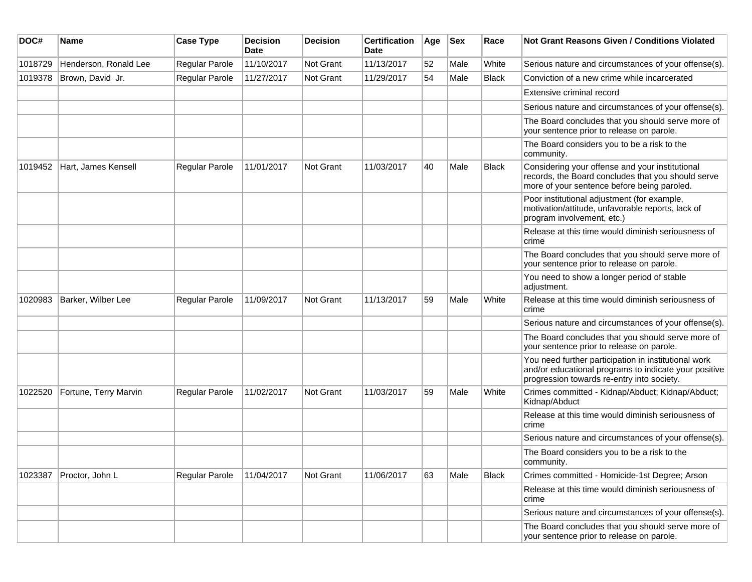| DOC# | Name | Case Type | Decision Date | Decision | Certification Date | Age | Sex | Race | Not Grant Reasons Given / Conditions Violated |
| --- | --- | --- | --- | --- | --- | --- | --- | --- | --- |
| 1018729 | Henderson, Ronald Lee | Regular Parole | 11/10/2017 | Not Grant | 11/13/2017 | 52 | Male | White | Serious nature and circumstances of your offense(s). |
| 1019378 | Brown, David Jr. | Regular Parole | 11/27/2017 | Not Grant | 11/29/2017 | 54 | Male | Black | Conviction of a new crime while incarcerated |
| | | | | | | | | | Extensive criminal record |
| | | | | | | | | | Serious nature and circumstances of your offense(s). |
| | | | | | | | | | The Board concludes that you should serve more of your sentence prior to release on parole. |
| | | | | | | | | | The Board considers you to be a risk to the community. |
| 1019452 | Hart, James Kensell | Regular Parole | 11/01/2017 | Not Grant | 11/03/2017 | 40 | Male | Black | Considering your offense and your institutional records, the Board concludes that you should serve more of your sentence before being paroled. |
| | | | | | | | | | Poor institutional adjustment (for example, motivation/attitude, unfavorable reports, lack of program involvement, etc.) |
| | | | | | | | | | Release at this time would diminish seriousness of crime |
| | | | | | | | | | The Board concludes that you should serve more of your sentence prior to release on parole. |
| | | | | | | | | | You need to show a longer period of stable adjustment. |
| 1020983 | Barker, Wilber Lee | Regular Parole | 11/09/2017 | Not Grant | 11/13/2017 | 59 | Male | White | Release at this time would diminish seriousness of crime |
| | | | | | | | | | Serious nature and circumstances of your offense(s). |
| | | | | | | | | | The Board concludes that you should serve more of your sentence prior to release on parole. |
| | | | | | | | | | You need further participation in institutional work and/or educational programs to indicate your positive progression towards re-entry into society. |
| 1022520 | Fortune, Terry Marvin | Regular Parole | 11/02/2017 | Not Grant | 11/03/2017 | 59 | Male | White | Crimes committed - Kidnap/Abduct; Kidnap/Abduct; Kidnap/Abduct |
| | | | | | | | | | Release at this time would diminish seriousness of crime |
| | | | | | | | | | Serious nature and circumstances of your offense(s). |
| | | | | | | | | | The Board considers you to be a risk to the community. |
| 1023387 | Proctor, John L | Regular Parole | 11/04/2017 | Not Grant | 11/06/2017 | 63 | Male | Black | Crimes committed - Homicide-1st Degree; Arson |
| | | | | | | | | | Release at this time would diminish seriousness of crime |
| | | | | | | | | | Serious nature and circumstances of your offense(s). |
| | | | | | | | | | The Board concludes that you should serve more of your sentence prior to release on parole. |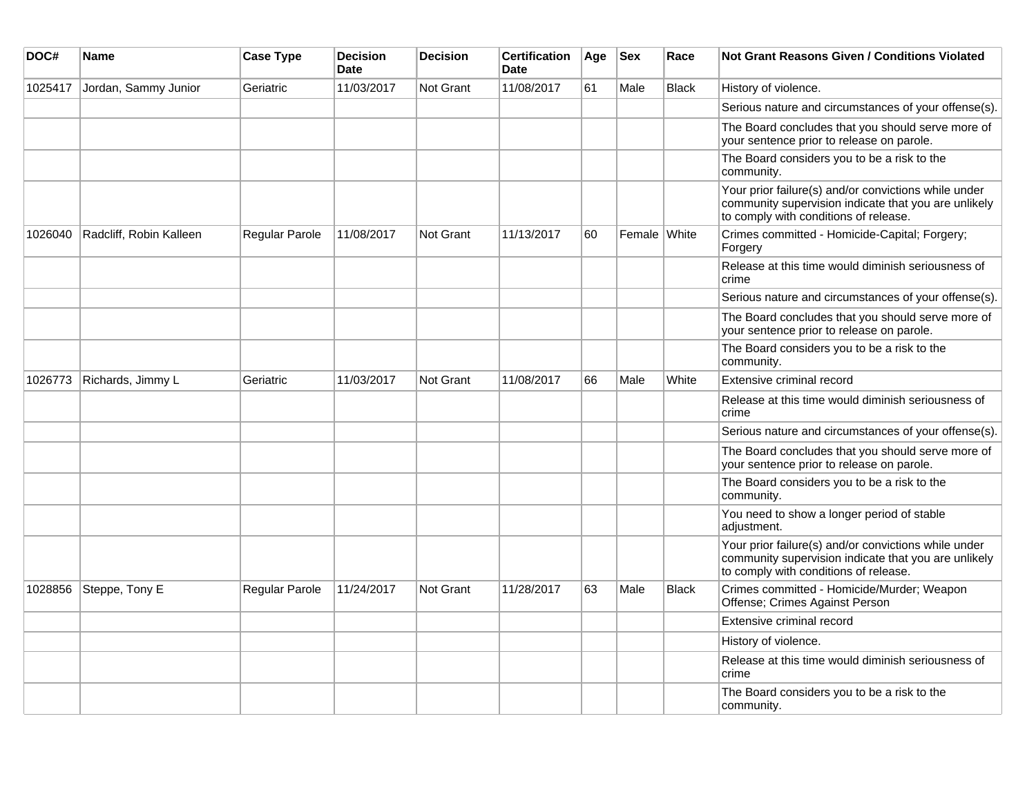| DOC# | Name | Case Type | Decision Date | Decision | Certification Date | Age | Sex | Race | Not Grant Reasons Given / Conditions Violated |
| --- | --- | --- | --- | --- | --- | --- | --- | --- | --- |
| 1025417 | Jordan, Sammy Junior | Geriatric | 11/03/2017 | Not Grant | 11/08/2017 | 61 | Male | Black | History of violence. |
| | | | | | | | | | Serious nature and circumstances of your offense(s). |
| | | | | | | | | | The Board concludes that you should serve more of your sentence prior to release on parole. |
| | | | | | | | | | The Board considers you to be a risk to the community. |
| | | | | | | | | | Your prior failure(s) and/or convictions while under community supervision indicate that you are unlikely to comply with conditions of release. |
| 1026040 | Radcliff, Robin Kalleen | Regular Parole | 11/08/2017 | Not Grant | 11/13/2017 | 60 | Female | White | Crimes committed - Homicide-Capital; Forgery; Forgery |
| | | | | | | | | | Release at this time would diminish seriousness of crime |
| | | | | | | | | | Serious nature and circumstances of your offense(s). |
| | | | | | | | | | The Board concludes that you should serve more of your sentence prior to release on parole. |
| | | | | | | | | | The Board considers you to be a risk to the community. |
| 1026773 | Richards, Jimmy L | Geriatric | 11/03/2017 | Not Grant | 11/08/2017 | 66 | Male | White | Extensive criminal record |
| | | | | | | | | | Release at this time would diminish seriousness of crime |
| | | | | | | | | | Serious nature and circumstances of your offense(s). |
| | | | | | | | | | The Board concludes that you should serve more of your sentence prior to release on parole. |
| | | | | | | | | | The Board considers you to be a risk to the community. |
| | | | | | | | | | You need to show a longer period of stable adjustment. |
| | | | | | | | | | Your prior failure(s) and/or convictions while under community supervision indicate that you are unlikely to comply with conditions of release. |
| 1028856 | Steppe, Tony E | Regular Parole | 11/24/2017 | Not Grant | 11/28/2017 | 63 | Male | Black | Crimes committed - Homicide/Murder; Weapon Offense; Crimes Against Person |
| | | | | | | | | | Extensive criminal record |
| | | | | | | | | | History of violence. |
| | | | | | | | | | Release at this time would diminish seriousness of crime |
| | | | | | | | | | The Board considers you to be a risk to the community. |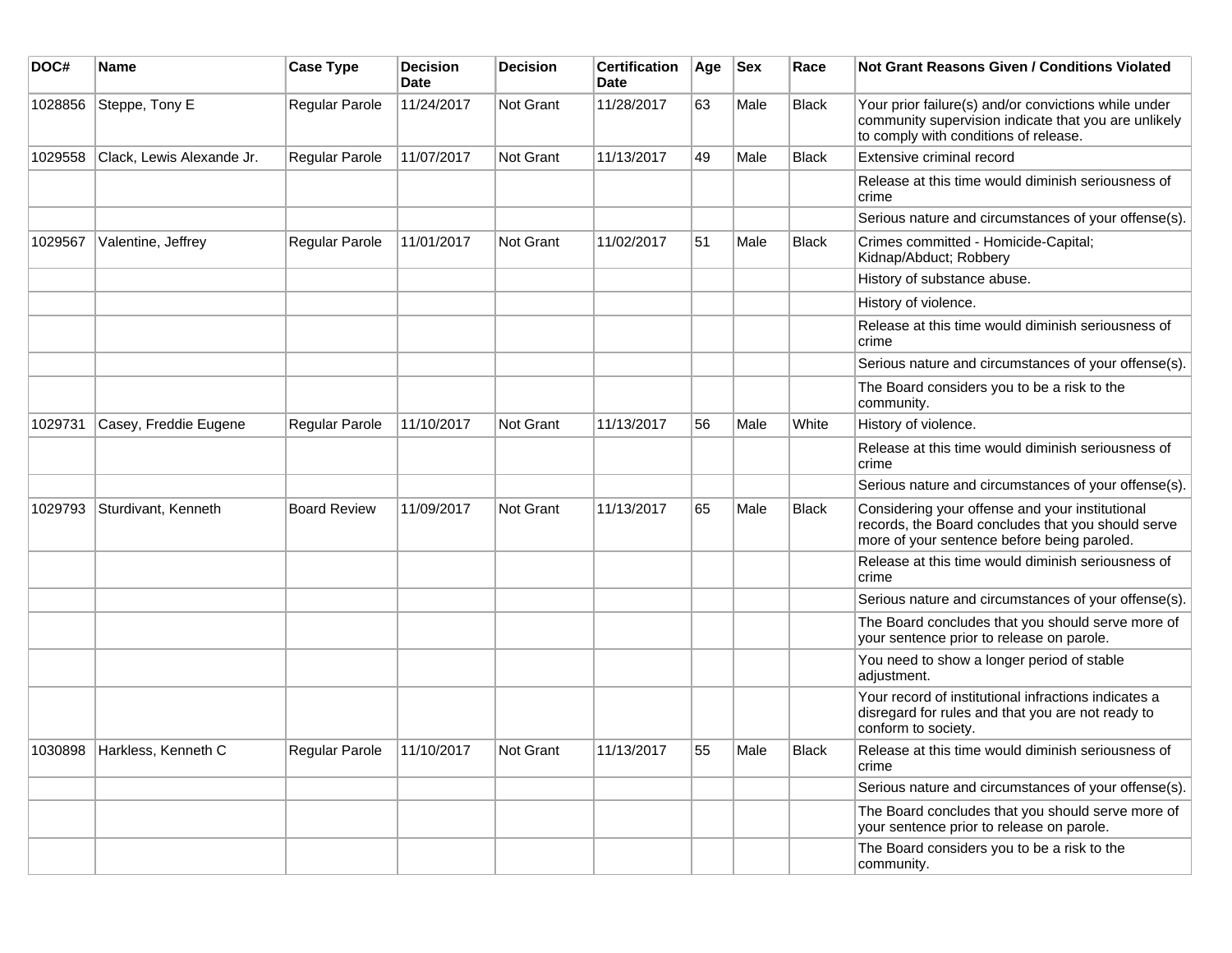| DOC# | Name | Case Type | Decision Date | Decision | Certification Date | Age | Sex | Race | Not Grant Reasons Given / Conditions Violated |
|---|---|---|---|---|---|---|---|---|---|
| 1028856 | Steppe, Tony E | Regular Parole | 11/24/2017 | Not Grant | 11/28/2017 | 63 | Male | Black | Your prior failure(s) and/or convictions while under community supervision indicate that you are unlikely to comply with conditions of release. |
| 1029558 | Clack, Lewis Alexande Jr. | Regular Parole | 11/07/2017 | Not Grant | 11/13/2017 | 49 | Male | Black | Extensive criminal record |
| | | | | | | | | | Release at this time would diminish seriousness of crime |
| | | | | | | | | | Serious nature and circumstances of your offense(s). |
| 1029567 | Valentine, Jeffrey | Regular Parole | 11/01/2017 | Not Grant | 11/02/2017 | 51 | Male | Black | Crimes committed - Homicide-Capital; Kidnap/Abduct; Robbery |
| | | | | | | | | | History of substance abuse. |
| | | | | | | | | | History of violence. |
| | | | | | | | | | Release at this time would diminish seriousness of crime |
| | | | | | | | | | Serious nature and circumstances of your offense(s). |
| | | | | | | | | | The Board considers you to be a risk to the community. |
| 1029731 | Casey, Freddie Eugene | Regular Parole | 11/10/2017 | Not Grant | 11/13/2017 | 56 | Male | White | History of violence. |
| | | | | | | | | | Release at this time would diminish seriousness of crime |
| | | | | | | | | | Serious nature and circumstances of your offense(s). |
| 1029793 | Sturdivant, Kenneth | Board Review | 11/09/2017 | Not Grant | 11/13/2017 | 65 | Male | Black | Considering your offense and your institutional records, the Board concludes that you should serve more of your sentence before being paroled. |
| | | | | | | | | | Release at this time would diminish seriousness of crime |
| | | | | | | | | | Serious nature and circumstances of your offense(s). |
| | | | | | | | | | The Board concludes that you should serve more of your sentence prior to release on parole. |
| | | | | | | | | | You need to show a longer period of stable adjustment. |
| | | | | | | | | | Your record of institutional infractions indicates a disregard for rules and that you are not ready to conform to society. |
| 1030898 | Harkless, Kenneth C | Regular Parole | 11/10/2017 | Not Grant | 11/13/2017 | 55 | Male | Black | Release at this time would diminish seriousness of crime |
| | | | | | | | | | Serious nature and circumstances of your offense(s). |
| | | | | | | | | | The Board concludes that you should serve more of your sentence prior to release on parole. |
| | | | | | | | | | The Board considers you to be a risk to the community. |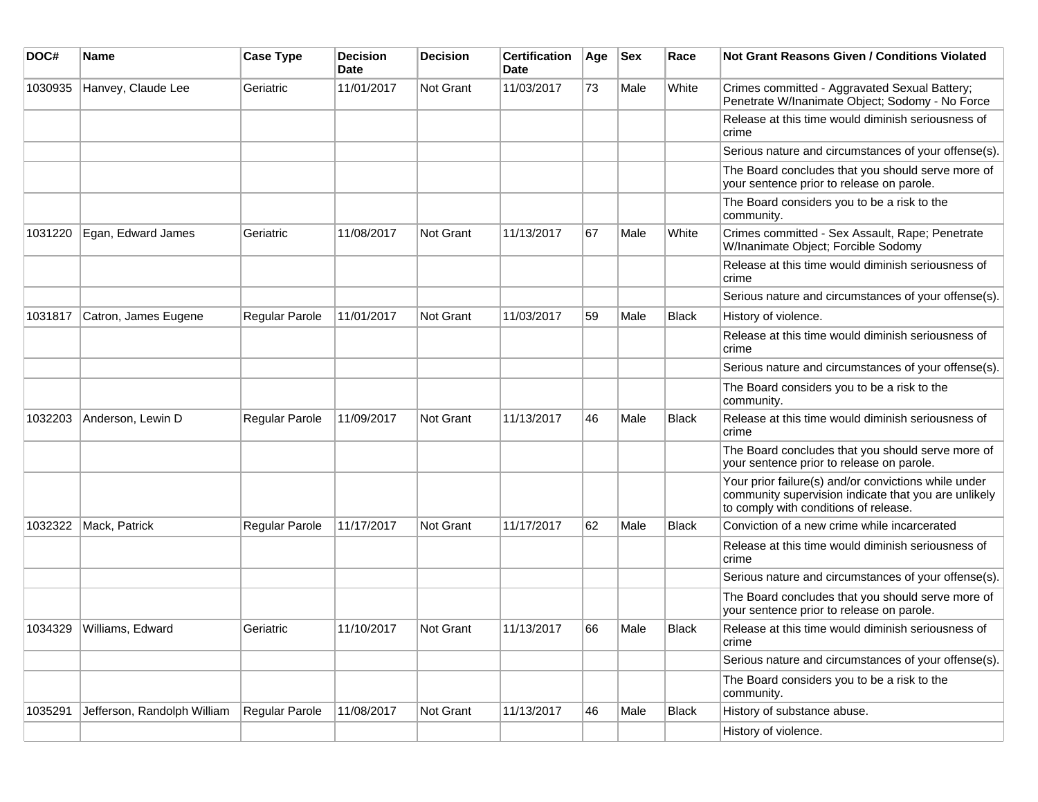| DOC# | Name | Case Type | Decision Date | Decision | Certification Date | Age | Sex | Race | Not Grant Reasons Given / Conditions Violated |
|---|---|---|---|---|---|---|---|---|---|
| 1030935 | Hanvey, Claude Lee | Geriatric | 11/01/2017 | Not Grant | 11/03/2017 | 73 | Male | White | Crimes committed - Aggravated Sexual Battery; Penetrate W/Inanimate Object; Sodomy - No Force |
| | | | | | | | | | Release at this time would diminish seriousness of crime |
| | | | | | | | | | Serious nature and circumstances of your offense(s). |
| | | | | | | | | | The Board concludes that you should serve more of your sentence prior to release on parole. |
| | | | | | | | | | The Board considers you to be a risk to the community. |
| 1031220 | Egan, Edward James | Geriatric | 11/08/2017 | Not Grant | 11/13/2017 | 67 | Male | White | Crimes committed - Sex Assault, Rape; Penetrate W/Inanimate Object; Forcible Sodomy |
| | | | | | | | | | Release at this time would diminish seriousness of crime |
| | | | | | | | | | Serious nature and circumstances of your offense(s). |
| 1031817 | Catron, James Eugene | Regular Parole | 11/01/2017 | Not Grant | 11/03/2017 | 59 | Male | Black | History of violence. |
| | | | | | | | | | Release at this time would diminish seriousness of crime |
| | | | | | | | | | Serious nature and circumstances of your offense(s). |
| | | | | | | | | | The Board considers you to be a risk to the community. |
| 1032203 | Anderson, Lewin D | Regular Parole | 11/09/2017 | Not Grant | 11/13/2017 | 46 | Male | Black | Release at this time would diminish seriousness of crime |
| | | | | | | | | | The Board concludes that you should serve more of your sentence prior to release on parole. |
| | | | | | | | | | Your prior failure(s) and/or convictions while under community supervision indicate that you are unlikely to comply with conditions of release. |
| 1032322 | Mack, Patrick | Regular Parole | 11/17/2017 | Not Grant | 11/17/2017 | 62 | Male | Black | Conviction of a new crime while incarcerated |
| | | | | | | | | | Release at this time would diminish seriousness of crime |
| | | | | | | | | | Serious nature and circumstances of your offense(s). |
| | | | | | | | | | The Board concludes that you should serve more of your sentence prior to release on parole. |
| 1034329 | Williams, Edward | Geriatric | 11/10/2017 | Not Grant | 11/13/2017 | 66 | Male | Black | Release at this time would diminish seriousness of crime |
| | | | | | | | | | Serious nature and circumstances of your offense(s). |
| | | | | | | | | | The Board considers you to be a risk to the community. |
| 1035291 | Jefferson, Randolph William | Regular Parole | 11/08/2017 | Not Grant | 11/13/2017 | 46 | Male | Black | History of substance abuse. |
| | | | | | | | | | History of violence. |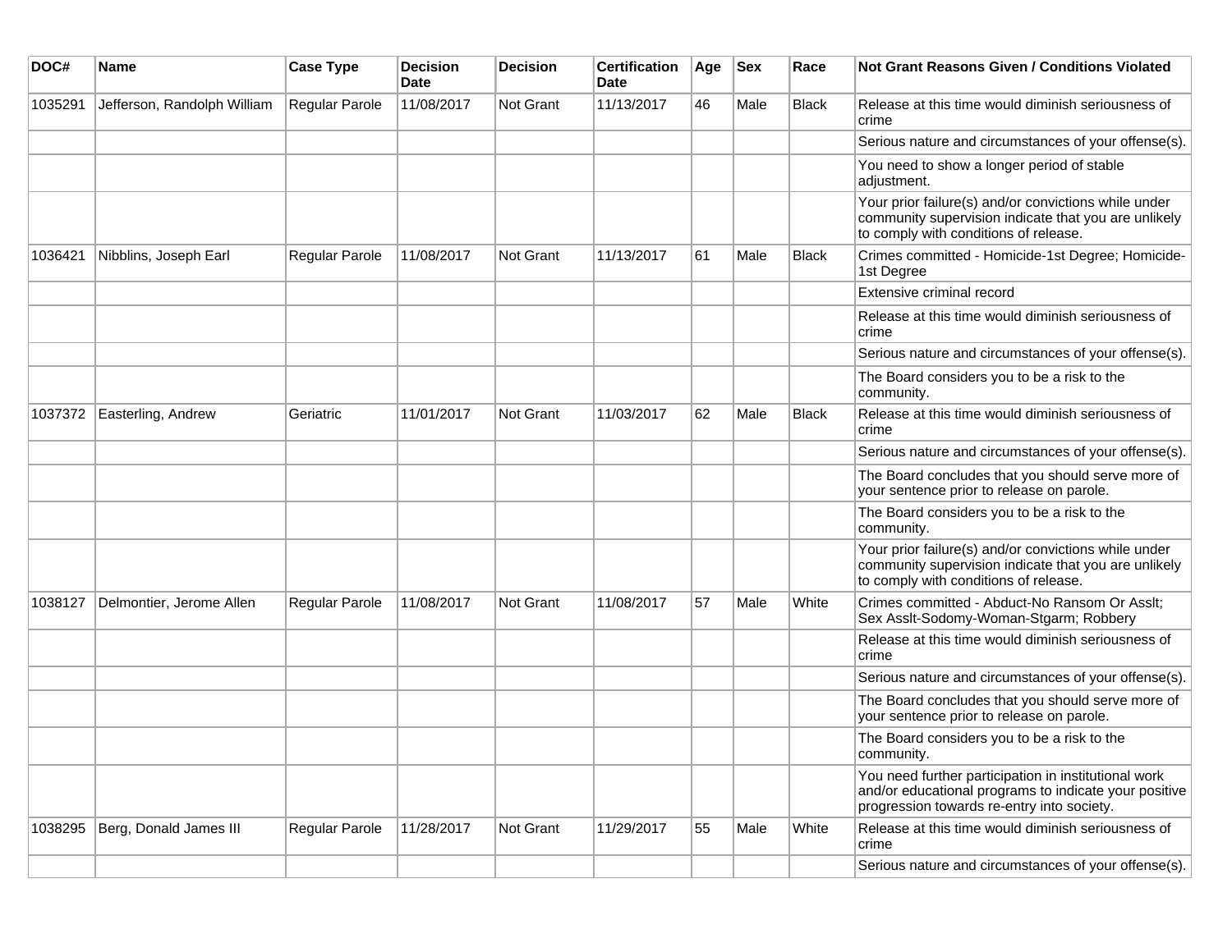| DOC# | Name | Case Type | Decision Date | Decision | Certification Date | Age | Sex | Race | Not Grant Reasons Given / Conditions Violated |
|---|---|---|---|---|---|---|---|---|---|
| 1035291 | Jefferson, Randolph William | Regular Parole | 11/08/2017 | Not Grant | 11/13/2017 | 46 | Male | Black | Release at this time would diminish seriousness of crime |
| | | | | | | | | | Serious nature and circumstances of your offense(s). |
| | | | | | | | | | You need to show a longer period of stable adjustment. |
| | | | | | | | | | Your prior failure(s) and/or convictions while under community supervision indicate that you are unlikely to comply with conditions of release. |
| 1036421 | Nibblins, Joseph Earl | Regular Parole | 11/08/2017 | Not Grant | 11/13/2017 | 61 | Male | Black | Crimes committed - Homicide-1st Degree; Homicide-1st Degree |
| | | | | | | | | | Extensive criminal record |
| | | | | | | | | | Release at this time would diminish seriousness of crime |
| | | | | | | | | | Serious nature and circumstances of your offense(s). |
| | | | | | | | | | The Board considers you to be a risk to the community. |
| 1037372 | Easterling, Andrew | Geriatric | 11/01/2017 | Not Grant | 11/03/2017 | 62 | Male | Black | Release at this time would diminish seriousness of crime |
| | | | | | | | | | Serious nature and circumstances of your offense(s). |
| | | | | | | | | | The Board concludes that you should serve more of your sentence prior to release on parole. |
| | | | | | | | | | The Board considers you to be a risk to the community. |
| | | | | | | | | | Your prior failure(s) and/or convictions while under community supervision indicate that you are unlikely to comply with conditions of release. |
| 1038127 | Delmontier, Jerome Allen | Regular Parole | 11/08/2017 | Not Grant | 11/08/2017 | 57 | Male | White | Crimes committed - Abduct-No Ransom Or Asslt; Sex Asslt-Sodomy-Woman-Stgarm; Robbery |
| | | | | | | | | | Release at this time would diminish seriousness of crime |
| | | | | | | | | | Serious nature and circumstances of your offense(s). |
| | | | | | | | | | The Board concludes that you should serve more of your sentence prior to release on parole. |
| | | | | | | | | | The Board considers you to be a risk to the community. |
| | | | | | | | | | You need further participation in institutional work and/or educational programs to indicate your positive progression towards re-entry into society. |
| 1038295 | Berg, Donald James III | Regular Parole | 11/28/2017 | Not Grant | 11/29/2017 | 55 | Male | White | Release at this time would diminish seriousness of crime |
| | | | | | | | | | Serious nature and circumstances of your offense(s). |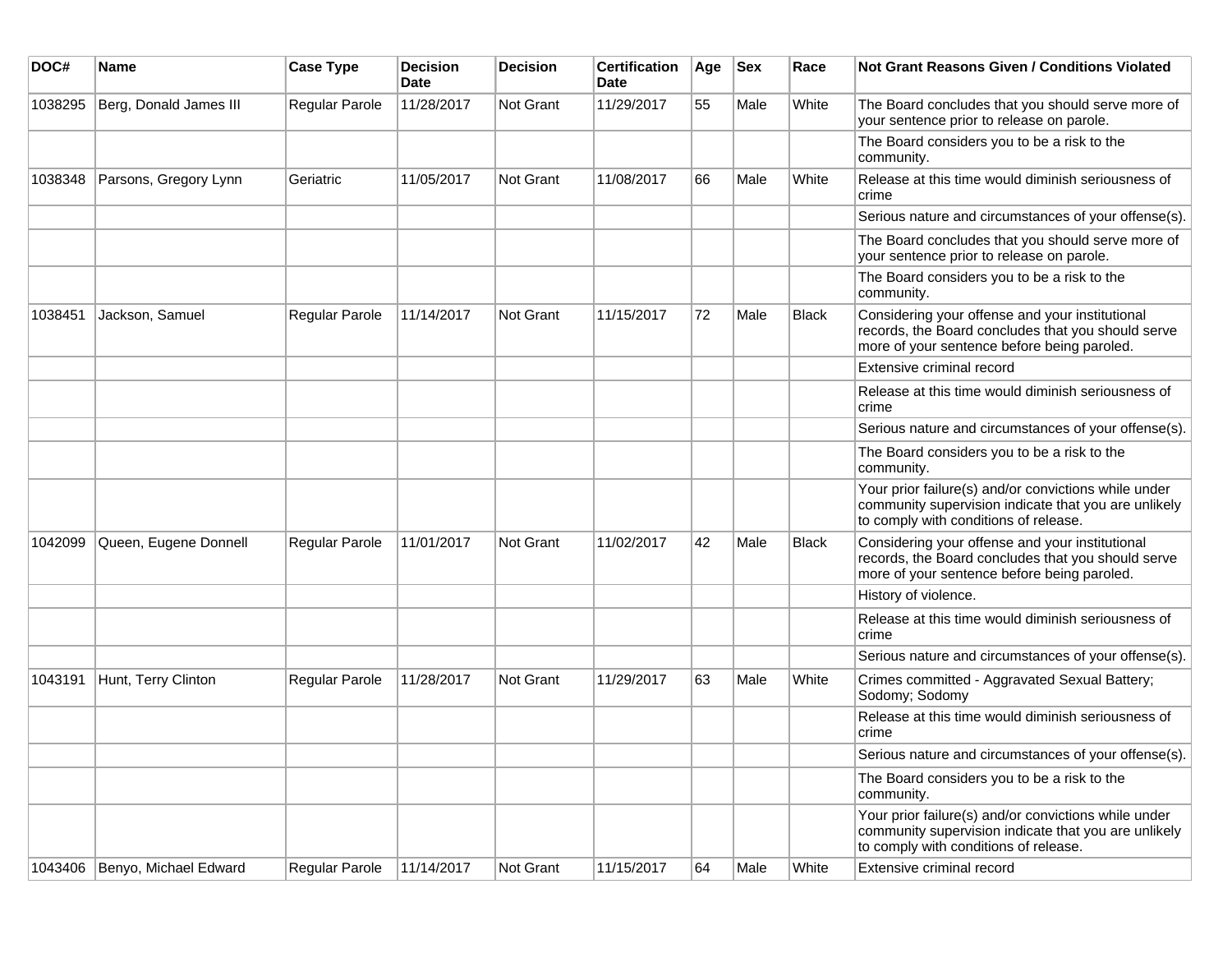| DOC# | Name | Case Type | Decision Date | Decision | Certification Date | Age | Sex | Race | Not Grant Reasons Given / Conditions Violated |
|---|---|---|---|---|---|---|---|---|---|
| 1038295 | Berg, Donald James III | Regular Parole | 11/28/2017 | Not Grant | 11/29/2017 | 55 | Male | White | The Board concludes that you should serve more of your sentence prior to release on parole. |
| | | | | | | | | | The Board considers you to be a risk to the community. |
| 1038348 | Parsons, Gregory Lynn | Geriatric | 11/05/2017 | Not Grant | 11/08/2017 | 66 | Male | White | Release at this time would diminish seriousness of crime |
| | | | | | | | | | Serious nature and circumstances of your offense(s). |
| | | | | | | | | | The Board concludes that you should serve more of your sentence prior to release on parole. |
| | | | | | | | | | The Board considers you to be a risk to the community. |
| 1038451 | Jackson, Samuel | Regular Parole | 11/14/2017 | Not Grant | 11/15/2017 | 72 | Male | Black | Considering your offense and your institutional records, the Board concludes that you should serve more of your sentence before being paroled. |
| | | | | | | | | | Extensive criminal record |
| | | | | | | | | | Release at this time would diminish seriousness of crime |
| | | | | | | | | | Serious nature and circumstances of your offense(s). |
| | | | | | | | | | The Board considers you to be a risk to the community. |
| | | | | | | | | | Your prior failure(s) and/or convictions while under community supervision indicate that you are unlikely to comply with conditions of release. |
| 1042099 | Queen, Eugene Donnell | Regular Parole | 11/01/2017 | Not Grant | 11/02/2017 | 42 | Male | Black | Considering your offense and your institutional records, the Board concludes that you should serve more of your sentence before being paroled. |
| | | | | | | | | | History of violence. |
| | | | | | | | | | Release at this time would diminish seriousness of crime |
| | | | | | | | | | Serious nature and circumstances of your offense(s). |
| 1043191 | Hunt, Terry Clinton | Regular Parole | 11/28/2017 | Not Grant | 11/29/2017 | 63 | Male | White | Crimes committed - Aggravated Sexual Battery; Sodomy; Sodomy |
| | | | | | | | | | Release at this time would diminish seriousness of crime |
| | | | | | | | | | Serious nature and circumstances of your offense(s). |
| | | | | | | | | | The Board considers you to be a risk to the community. |
| | | | | | | | | | Your prior failure(s) and/or convictions while under community supervision indicate that you are unlikely to comply with conditions of release. |
| 1043406 | Benyo, Michael Edward | Regular Parole | 11/14/2017 | Not Grant | 11/15/2017 | 64 | Male | White | Extensive criminal record |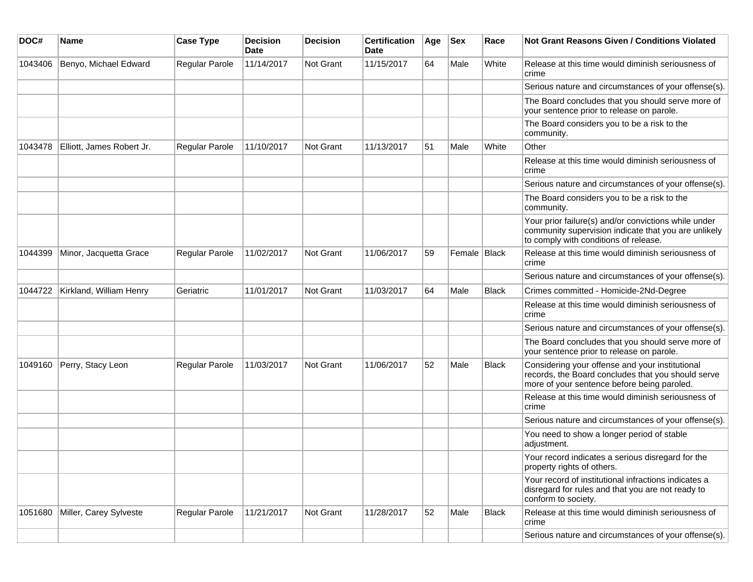| DOC# | Name | Case Type | Decision Date | Decision | Certification Date | Age | Sex | Race | Not Grant Reasons Given / Conditions Violated |
|---|---|---|---|---|---|---|---|---|---|
| 1043406 | Benyo, Michael Edward | Regular Parole | 11/14/2017 | Not Grant | 11/15/2017 | 64 | Male | White | Release at this time would diminish seriousness of crime |
| | | | | | | | | | Serious nature and circumstances of your offense(s). |
| | | | | | | | | | The Board concludes that you should serve more of your sentence prior to release on parole. |
| | | | | | | | | | The Board considers you to be a risk to the community. |
| 1043478 | Elliott, James Robert Jr. | Regular Parole | 11/10/2017 | Not Grant | 11/13/2017 | 51 | Male | White | Other |
| | | | | | | | | | Release at this time would diminish seriousness of crime |
| | | | | | | | | | Serious nature and circumstances of your offense(s). |
| | | | | | | | | | The Board considers you to be a risk to the community. |
| | | | | | | | | | Your prior failure(s) and/or convictions while under community supervision indicate that you are unlikely to comply with conditions of release. |
| 1044399 | Minor, Jacquetta Grace | Regular Parole | 11/02/2017 | Not Grant | 11/06/2017 | 59 | Female | Black | Release at this time would diminish seriousness of crime |
| | | | | | | | | | Serious nature and circumstances of your offense(s). |
| 1044722 | Kirkland, William Henry | Geriatric | 11/01/2017 | Not Grant | 11/03/2017 | 64 | Male | Black | Crimes committed - Homicide-2Nd-Degree |
| | | | | | | | | | Release at this time would diminish seriousness of crime |
| | | | | | | | | | Serious nature and circumstances of your offense(s). |
| | | | | | | | | | The Board concludes that you should serve more of your sentence prior to release on parole. |
| 1049160 | Perry, Stacy Leon | Regular Parole | 11/03/2017 | Not Grant | 11/06/2017 | 52 | Male | Black | Considering your offense and your institutional records, the Board concludes that you should serve more of your sentence before being paroled. |
| | | | | | | | | | Release at this time would diminish seriousness of crime |
| | | | | | | | | | Serious nature and circumstances of your offense(s). |
| | | | | | | | | | You need to show a longer period of stable adjustment. |
| | | | | | | | | | Your record indicates a serious disregard for the property rights of others. |
| | | | | | | | | | Your record of institutional infractions indicates a disregard for rules and that you are not ready to conform to society. |
| 1051680 | Miller, Carey Sylveste | Regular Parole | 11/21/2017 | Not Grant | 11/28/2017 | 52 | Male | Black | Release at this time would diminish seriousness of crime |
| | | | | | | | | | Serious nature and circumstances of your offense(s). |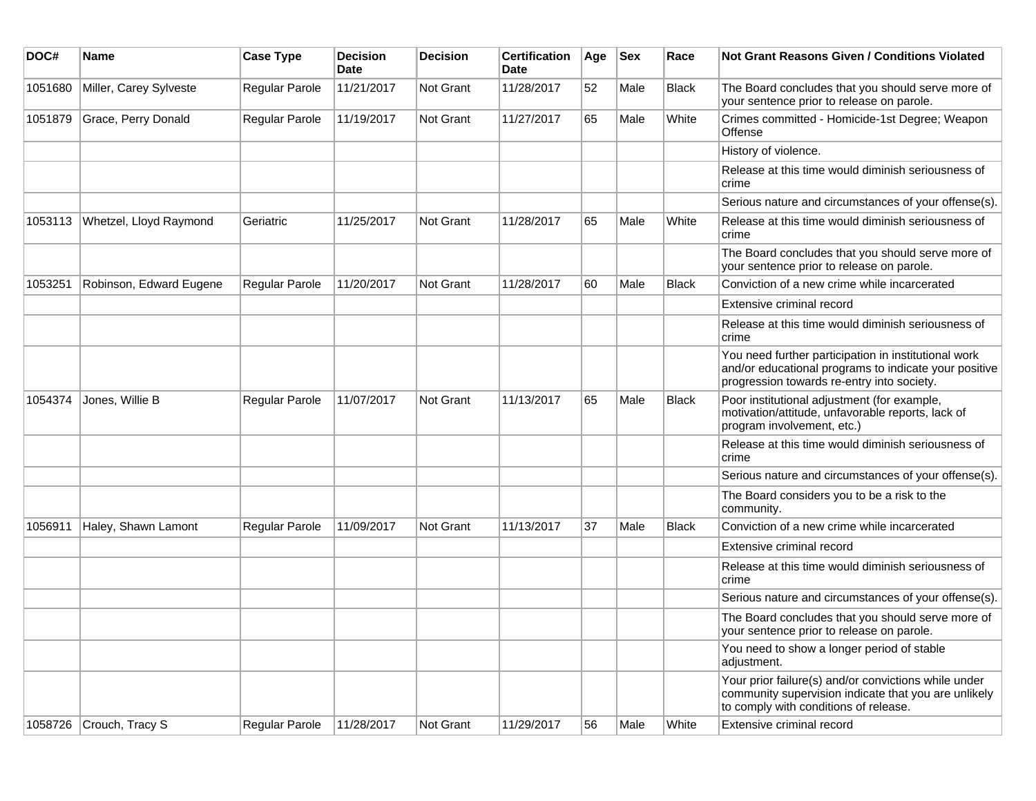| DOC# | Name | Case Type | Decision Date | Decision | Certification Date | Age | Sex | Race | Not Grant Reasons Given / Conditions Violated |
| --- | --- | --- | --- | --- | --- | --- | --- | --- | --- |
| 1051680 | Miller, Carey Sylveste | Regular Parole | 11/21/2017 | Not Grant | 11/28/2017 | 52 | Male | Black | The Board concludes that you should serve more of your sentence prior to release on parole. |
| 1051879 | Grace, Perry Donald | Regular Parole | 11/19/2017 | Not Grant | 11/27/2017 | 65 | Male | White | Crimes committed - Homicide-1st Degree; Weapon Offense |
| | | | | | | | | | History of violence. |
| | | | | | | | | | Release at this time would diminish seriousness of crime |
| | | | | | | | | | Serious nature and circumstances of your offense(s). |
| 1053113 | Whetzel, Lloyd Raymond | Geriatric | 11/25/2017 | Not Grant | 11/28/2017 | 65 | Male | White | Release at this time would diminish seriousness of crime |
| | | | | | | | | | The Board concludes that you should serve more of your sentence prior to release on parole. |
| 1053251 | Robinson, Edward Eugene | Regular Parole | 11/20/2017 | Not Grant | 11/28/2017 | 60 | Male | Black | Conviction of a new crime while incarcerated |
| | | | | | | | | | Extensive criminal record |
| | | | | | | | | | Release at this time would diminish seriousness of crime |
| | | | | | | | | | You need further participation in institutional work and/or educational programs to indicate your positive progression towards re-entry into society. |
| 1054374 | Jones, Willie B | Regular Parole | 11/07/2017 | Not Grant | 11/13/2017 | 65 | Male | Black | Poor institutional adjustment (for example, motivation/attitude, unfavorable reports, lack of program involvement, etc.) |
| | | | | | | | | | Release at this time would diminish seriousness of crime |
| | | | | | | | | | Serious nature and circumstances of your offense(s). |
| | | | | | | | | | The Board considers you to be a risk to the community. |
| 1056911 | Haley, Shawn Lamont | Regular Parole | 11/09/2017 | Not Grant | 11/13/2017 | 37 | Male | Black | Conviction of a new crime while incarcerated |
| | | | | | | | | | Extensive criminal record |
| | | | | | | | | | Release at this time would diminish seriousness of crime |
| | | | | | | | | | Serious nature and circumstances of your offense(s). |
| | | | | | | | | | The Board concludes that you should serve more of your sentence prior to release on parole. |
| | | | | | | | | | You need to show a longer period of stable adjustment. |
| | | | | | | | | | Your prior failure(s) and/or convictions while under community supervision indicate that you are unlikely to comply with conditions of release. |
| 1058726 | Crouch, Tracy S | Regular Parole | 11/28/2017 | Not Grant | 11/29/2017 | 56 | Male | White | Extensive criminal record |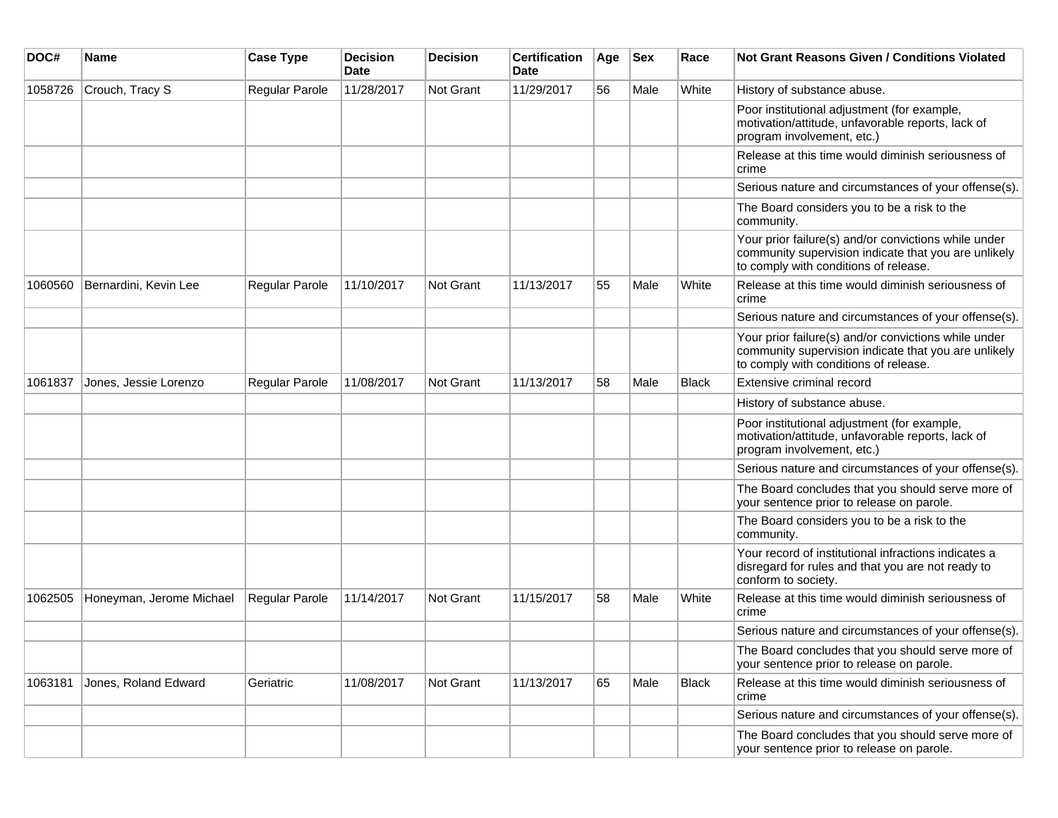| DOC# | Name | Case Type | Decision Date | Decision | Certification Date | Age | Sex | Race | Not Grant Reasons Given / Conditions Violated |
| --- | --- | --- | --- | --- | --- | --- | --- | --- | --- |
| 1058726 | Crouch, Tracy S | Regular Parole | 11/28/2017 | Not Grant | 11/29/2017 | 56 | Male | White | History of substance abuse. |
| | | | | | | | | | Poor institutional adjustment (for example, motivation/attitude, unfavorable reports, lack of program involvement, etc.) |
| | | | | | | | | | Release at this time would diminish seriousness of crime |
| | | | | | | | | | Serious nature and circumstances of your offense(s). |
| | | | | | | | | | The Board considers you to be a risk to the community. |
| | | | | | | | | | Your prior failure(s) and/or convictions while under community supervision indicate that you are unlikely to comply with conditions of release. |
| 1060560 | Bernardini, Kevin Lee | Regular Parole | 11/10/2017 | Not Grant | 11/13/2017 | 55 | Male | White | Release at this time would diminish seriousness of crime |
| | | | | | | | | | Serious nature and circumstances of your offense(s). |
| | | | | | | | | | Your prior failure(s) and/or convictions while under community supervision indicate that you are unlikely to comply with conditions of release. |
| 1061837 | Jones, Jessie Lorenzo | Regular Parole | 11/08/2017 | Not Grant | 11/13/2017 | 58 | Male | Black | Extensive criminal record |
| | | | | | | | | | History of substance abuse. |
| | | | | | | | | | Poor institutional adjustment (for example, motivation/attitude, unfavorable reports, lack of program involvement, etc.) |
| | | | | | | | | | Serious nature and circumstances of your offense(s). |
| | | | | | | | | | The Board concludes that you should serve more of your sentence prior to release on parole. |
| | | | | | | | | | The Board considers you to be a risk to the community. |
| | | | | | | | | | Your record of institutional infractions indicates a disregard for rules and that you are not ready to conform to society. |
| 1062505 | Honeyman, Jerome Michael | Regular Parole | 11/14/2017 | Not Grant | 11/15/2017 | 58 | Male | White | Release at this time would diminish seriousness of crime |
| | | | | | | | | | Serious nature and circumstances of your offense(s). |
| | | | | | | | | | The Board concludes that you should serve more of your sentence prior to release on parole. |
| 1063181 | Jones, Roland Edward | Geriatric | 11/08/2017 | Not Grant | 11/13/2017 | 65 | Male | Black | Release at this time would diminish seriousness of crime |
| | | | | | | | | | Serious nature and circumstances of your offense(s). |
| | | | | | | | | | The Board concludes that you should serve more of your sentence prior to release on parole. |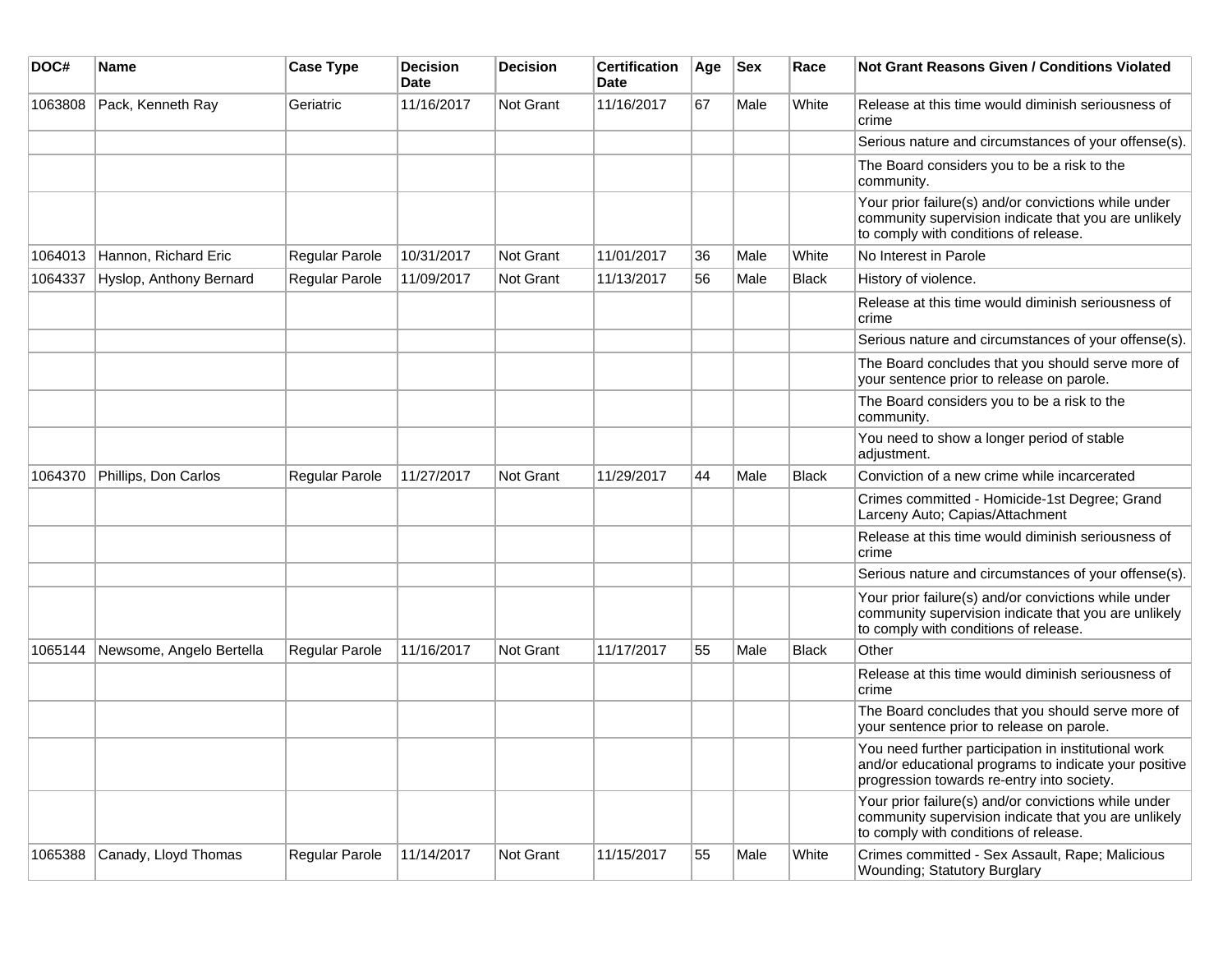| DOC# | Name | Case Type | Decision Date | Decision | Certification Date | Age | Sex | Race | Not Grant Reasons Given / Conditions Violated |
|---|---|---|---|---|---|---|---|---|---|
| 1063808 | Pack, Kenneth Ray | Geriatric | 11/16/2017 | Not Grant | 11/16/2017 | 67 | Male | White | Release at this time would diminish seriousness of crime |
| | | | | | | | | | Serious nature and circumstances of your offense(s). |
| | | | | | | | | | The Board considers you to be a risk to the community. |
| | | | | | | | | | Your prior failure(s) and/or convictions while under community supervision indicate that you are unlikely to comply with conditions of release. |
| 1064013 | Hannon, Richard Eric | Regular Parole | 10/31/2017 | Not Grant | 11/01/2017 | 36 | Male | White | No Interest in Parole |
| 1064337 | Hyslop, Anthony Bernard | Regular Parole | 11/09/2017 | Not Grant | 11/13/2017 | 56 | Male | Black | History of violence. |
| | | | | | | | | | Release at this time would diminish seriousness of crime |
| | | | | | | | | | Serious nature and circumstances of your offense(s). |
| | | | | | | | | | The Board concludes that you should serve more of your sentence prior to release on parole. |
| | | | | | | | | | The Board considers you to be a risk to the community. |
| | | | | | | | | | You need to show a longer period of stable adjustment. |
| 1064370 | Phillips, Don Carlos | Regular Parole | 11/27/2017 | Not Grant | 11/29/2017 | 44 | Male | Black | Conviction of a new crime while incarcerated |
| | | | | | | | | | Crimes committed - Homicide-1st Degree; Grand Larceny Auto; Capias/Attachment |
| | | | | | | | | | Release at this time would diminish seriousness of crime |
| | | | | | | | | | Serious nature and circumstances of your offense(s). |
| | | | | | | | | | Your prior failure(s) and/or convictions while under community supervision indicate that you are unlikely to comply with conditions of release. |
| 1065144 | Newsome, Angelo Bertella | Regular Parole | 11/16/2017 | Not Grant | 11/17/2017 | 55 | Male | Black | Other |
| | | | | | | | | | Release at this time would diminish seriousness of crime |
| | | | | | | | | | The Board concludes that you should serve more of your sentence prior to release on parole. |
| | | | | | | | | | You need further participation in institutional work and/or educational programs to indicate your positive progression towards re-entry into society. |
| | | | | | | | | | Your prior failure(s) and/or convictions while under community supervision indicate that you are unlikely to comply with conditions of release. |
| 1065388 | Canady, Lloyd Thomas | Regular Parole | 11/14/2017 | Not Grant | 11/15/2017 | 55 | Male | White | Crimes committed - Sex Assault, Rape; Malicious Wounding; Statutory Burglary |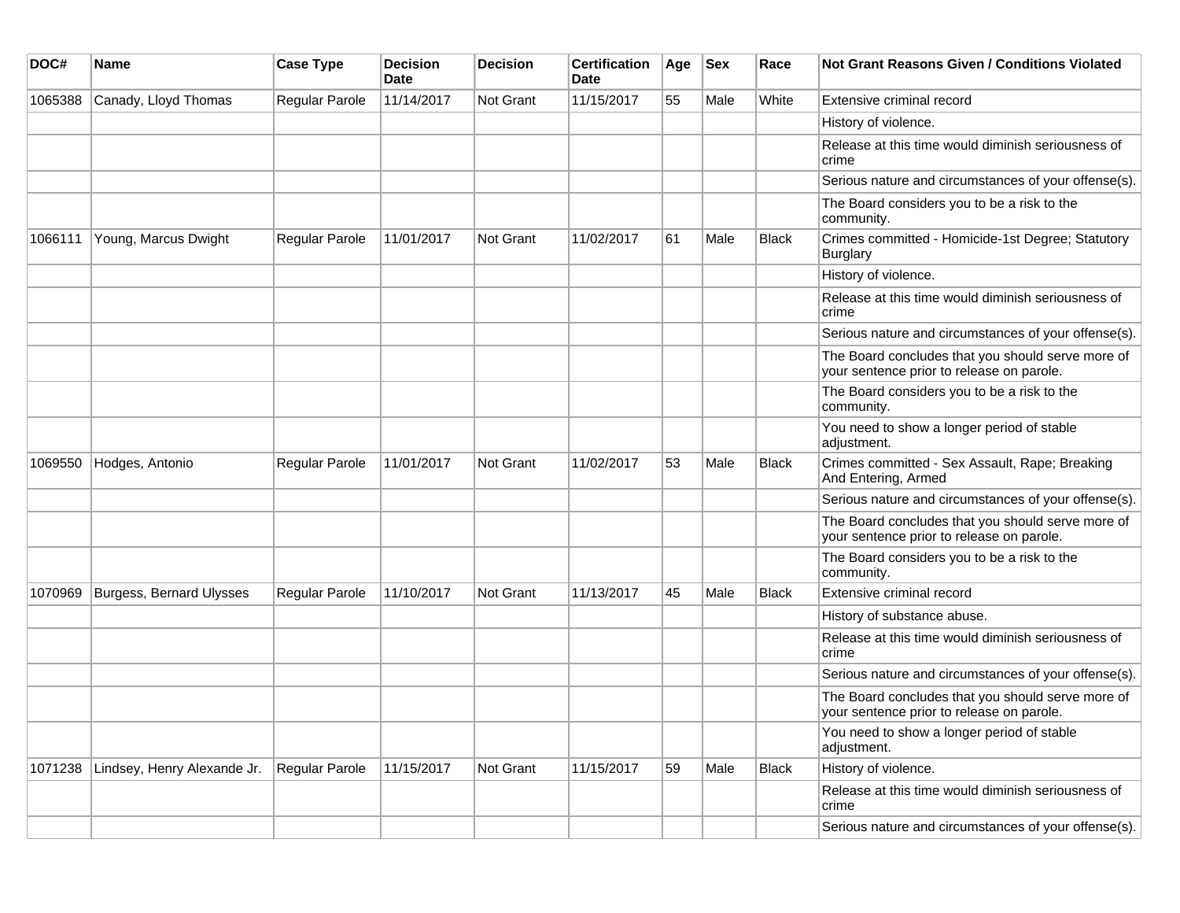| DOC# | Name | Case Type | Decision Date | Decision | Certification Date | Age | Sex | Race | Not Grant Reasons Given / Conditions Violated |
|---|---|---|---|---|---|---|---|---|---|
| 1065388 | Canady, Lloyd Thomas | Regular Parole | 11/14/2017 | Not Grant | 11/15/2017 | 55 | Male | White | Extensive criminal record |
| | | | | | | | | | History of violence. |
| | | | | | | | | | Release at this time would diminish seriousness of crime |
| | | | | | | | | | Serious nature and circumstances of your offense(s). |
| | | | | | | | | | The Board considers you to be a risk to the community. |
| 1066111 | Young, Marcus Dwight | Regular Parole | 11/01/2017 | Not Grant | 11/02/2017 | 61 | Male | Black | Crimes committed - Homicide-1st Degree; Statutory Burglary |
| | | | | | | | | | History of violence. |
| | | | | | | | | | Release at this time would diminish seriousness of crime |
| | | | | | | | | | Serious nature and circumstances of your offense(s). |
| | | | | | | | | | The Board concludes that you should serve more of your sentence prior to release on parole. |
| | | | | | | | | | The Board considers you to be a risk to the community. |
| | | | | | | | | | You need to show a longer period of stable adjustment. |
| 1069550 | Hodges, Antonio | Regular Parole | 11/01/2017 | Not Grant | 11/02/2017 | 53 | Male | Black | Crimes committed - Sex Assault, Rape; Breaking And Entering, Armed |
| | | | | | | | | | Serious nature and circumstances of your offense(s). |
| | | | | | | | | | The Board concludes that you should serve more of your sentence prior to release on parole. |
| | | | | | | | | | The Board considers you to be a risk to the community. |
| 1070969 | Burgess, Bernard Ulysses | Regular Parole | 11/10/2017 | Not Grant | 11/13/2017 | 45 | Male | Black | Extensive criminal record |
| | | | | | | | | | History of substance abuse. |
| | | | | | | | | | Release at this time would diminish seriousness of crime |
| | | | | | | | | | Serious nature and circumstances of your offense(s). |
| | | | | | | | | | The Board concludes that you should serve more of your sentence prior to release on parole. |
| | | | | | | | | | You need to show a longer period of stable adjustment. |
| 1071238 | Lindsey, Henry Alexande Jr. | Regular Parole | 11/15/2017 | Not Grant | 11/15/2017 | 59 | Male | Black | History of violence. |
| | | | | | | | | | Release at this time would diminish seriousness of crime |
| | | | | | | | | | Serious nature and circumstances of your offense(s). |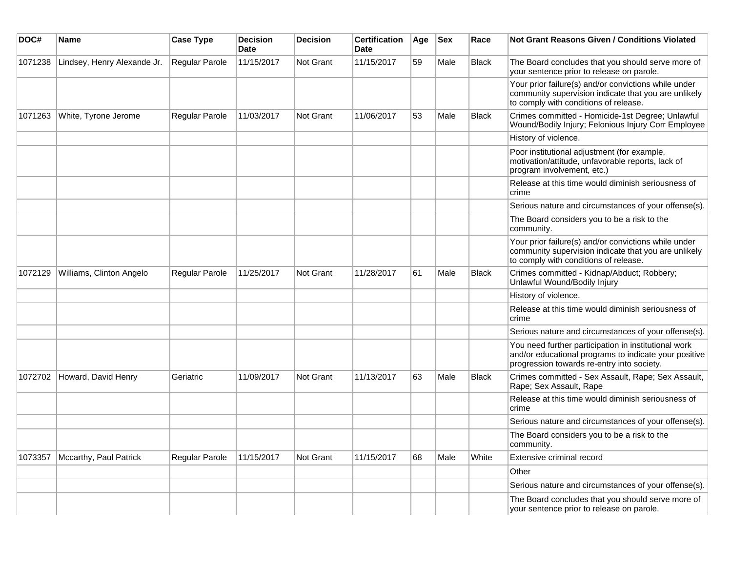| DOC# | Name | Case Type | Decision Date | Decision | Certification Date | Age | Sex | Race | Not Grant Reasons Given / Conditions Violated |
|---|---|---|---|---|---|---|---|---|---|
| 1071238 | Lindsey, Henry Alexande Jr. | Regular Parole | 11/15/2017 | Not Grant | 11/15/2017 | 59 | Male | Black | The Board concludes that you should serve more of your sentence prior to release on parole. |
| | | | | | | | | | Your prior failure(s) and/or convictions while under community supervision indicate that you are unlikely to comply with conditions of release. |
| 1071263 | White, Tyrone Jerome | Regular Parole | 11/03/2017 | Not Grant | 11/06/2017 | 53 | Male | Black | Crimes committed - Homicide-1st Degree; Unlawful Wound/Bodily Injury; Felonious Injury Corr Employee |
| | | | | | | | | | History of violence. |
| | | | | | | | | | Poor institutional adjustment (for example, motivation/attitude, unfavorable reports, lack of program involvement, etc.) |
| | | | | | | | | | Release at this time would diminish seriousness of crime |
| | | | | | | | | | Serious nature and circumstances of your offense(s). |
| | | | | | | | | | The Board considers you to be a risk to the community. |
| | | | | | | | | | Your prior failure(s) and/or convictions while under community supervision indicate that you are unlikely to comply with conditions of release. |
| 1072129 | Williams, Clinton Angelo | Regular Parole | 11/25/2017 | Not Grant | 11/28/2017 | 61 | Male | Black | Crimes committed - Kidnap/Abduct; Robbery; Unlawful Wound/Bodily Injury |
| | | | | | | | | | History of violence. |
| | | | | | | | | | Release at this time would diminish seriousness of crime |
| | | | | | | | | | Serious nature and circumstances of your offense(s). |
| | | | | | | | | | You need further participation in institutional work and/or educational programs to indicate your positive progression towards re-entry into society. |
| 1072702 | Howard, David Henry | Geriatric | 11/09/2017 | Not Grant | 11/13/2017 | 63 | Male | Black | Crimes committed - Sex Assault, Rape; Sex Assault, Rape; Sex Assault, Rape |
| | | | | | | | | | Release at this time would diminish seriousness of crime |
| | | | | | | | | | Serious nature and circumstances of your offense(s). |
| | | | | | | | | | The Board considers you to be a risk to the community. |
| 1073357 | Mccarthy, Paul Patrick | Regular Parole | 11/15/2017 | Not Grant | 11/15/2017 | 68 | Male | White | Extensive criminal record |
| | | | | | | | | | Other |
| | | | | | | | | | Serious nature and circumstances of your offense(s). |
| | | | | | | | | | The Board concludes that you should serve more of your sentence prior to release on parole. |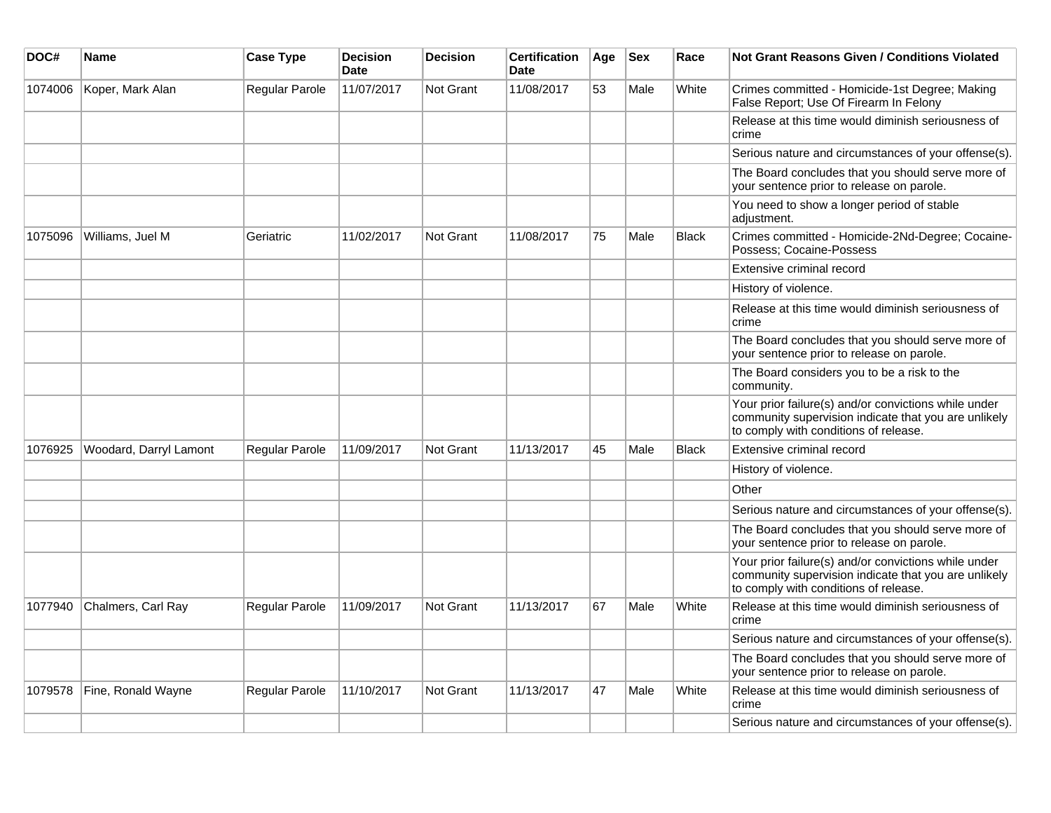| DOC# | Name | Case Type | Decision Date | Decision | Certification Date | Age | Sex | Race | Not Grant Reasons Given / Conditions Violated |
|---|---|---|---|---|---|---|---|---|---|
| 1074006 | Koper, Mark Alan | Regular Parole | 11/07/2017 | Not Grant | 11/08/2017 | 53 | Male | White | Crimes committed - Homicide-1st Degree; Making False Report; Use Of Firearm In Felony |
| | | | | | | | | | Release at this time would diminish seriousness of crime |
| | | | | | | | | | Serious nature and circumstances of your offense(s). |
| | | | | | | | | | The Board concludes that you should serve more of your sentence prior to release on parole. |
| | | | | | | | | | You need to show a longer period of stable adjustment. |
| 1075096 | Williams, Juel M | Geriatric | 11/02/2017 | Not Grant | 11/08/2017 | 75 | Male | Black | Crimes committed - Homicide-2Nd-Degree; Cocaine-Possess; Cocaine-Possess |
| | | | | | | | | | Extensive criminal record |
| | | | | | | | | | History of violence. |
| | | | | | | | | | Release at this time would diminish seriousness of crime |
| | | | | | | | | | The Board concludes that you should serve more of your sentence prior to release on parole. |
| | | | | | | | | | The Board considers you to be a risk to the community. |
| | | | | | | | | | Your prior failure(s) and/or convictions while under community supervision indicate that you are unlikely to comply with conditions of release. |
| 1076925 | Woodard, Darryl Lamont | Regular Parole | 11/09/2017 | Not Grant | 11/13/2017 | 45 | Male | Black | Extensive criminal record |
| | | | | | | | | | History of violence. |
| | | | | | | | | | Other |
| | | | | | | | | | Serious nature and circumstances of your offense(s). |
| | | | | | | | | | The Board concludes that you should serve more of your sentence prior to release on parole. |
| | | | | | | | | | Your prior failure(s) and/or convictions while under community supervision indicate that you are unlikely to comply with conditions of release. |
| 1077940 | Chalmers, Carl Ray | Regular Parole | 11/09/2017 | Not Grant | 11/13/2017 | 67 | Male | White | Release at this time would diminish seriousness of crime |
| | | | | | | | | | Serious nature and circumstances of your offense(s). |
| | | | | | | | | | The Board concludes that you should serve more of your sentence prior to release on parole. |
| 1079578 | Fine, Ronald Wayne | Regular Parole | 11/10/2017 | Not Grant | 11/13/2017 | 47 | Male | White | Release at this time would diminish seriousness of crime |
| | | | | | | | | | Serious nature and circumstances of your offense(s). |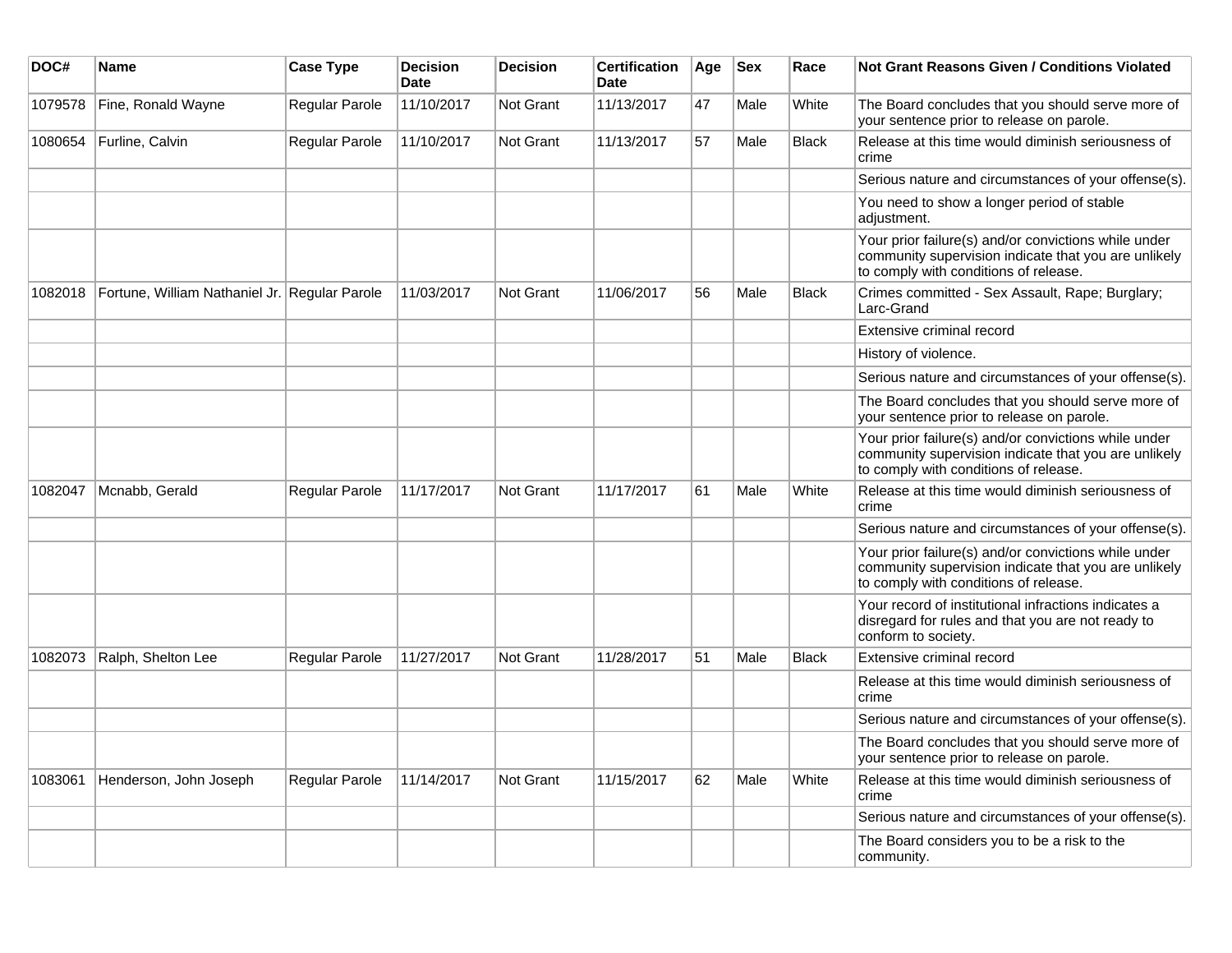| DOC# | Name | Case Type | Decision Date | Decision | Certification Date | Age | Sex | Race | Not Grant Reasons Given / Conditions Violated |
|---|---|---|---|---|---|---|---|---|---|
| 1079578 | Fine, Ronald Wayne | Regular Parole | 11/10/2017 | Not Grant | 11/13/2017 | 47 | Male | White | The Board concludes that you should serve more of your sentence prior to release on parole. |
| 1080654 | Furline, Calvin | Regular Parole | 11/10/2017 | Not Grant | 11/13/2017 | 57 | Male | Black | Release at this time would diminish seriousness of crime |
| | | | | | | | | | Serious nature and circumstances of your offense(s). |
| | | | | | | | | | You need to show a longer period of stable adjustment. |
| | | | | | | | | | Your prior failure(s) and/or convictions while under community supervision indicate that you are unlikely to comply with conditions of release. |
| 1082018 | Fortune, William Nathaniel Jr. | Regular Parole | 11/03/2017 | Not Grant | 11/06/2017 | 56 | Male | Black | Crimes committed - Sex Assault, Rape; Burglary; Larc-Grand |
| | | | | | | | | | Extensive criminal record |
| | | | | | | | | | History of violence. |
| | | | | | | | | | Serious nature and circumstances of your offense(s). |
| | | | | | | | | | The Board concludes that you should serve more of your sentence prior to release on parole. |
| | | | | | | | | | Your prior failure(s) and/or convictions while under community supervision indicate that you are unlikely to comply with conditions of release. |
| 1082047 | Mcnabb, Gerald | Regular Parole | 11/17/2017 | Not Grant | 11/17/2017 | 61 | Male | White | Release at this time would diminish seriousness of crime |
| | | | | | | | | | Serious nature and circumstances of your offense(s). |
| | | | | | | | | | Your prior failure(s) and/or convictions while under community supervision indicate that you are unlikely to comply with conditions of release. |
| | | | | | | | | | Your record of institutional infractions indicates a disregard for rules and that you are not ready to conform to society. |
| 1082073 | Ralph, Shelton Lee | Regular Parole | 11/27/2017 | Not Grant | 11/28/2017 | 51 | Male | Black | Extensive criminal record |
| | | | | | | | | | Release at this time would diminish seriousness of crime |
| | | | | | | | | | Serious nature and circumstances of your offense(s). |
| | | | | | | | | | The Board concludes that you should serve more of your sentence prior to release on parole. |
| 1083061 | Henderson, John Joseph | Regular Parole | 11/14/2017 | Not Grant | 11/15/2017 | 62 | Male | White | Release at this time would diminish seriousness of crime |
| | | | | | | | | | Serious nature and circumstances of your offense(s). |
| | | | | | | | | | The Board considers you to be a risk to the community. |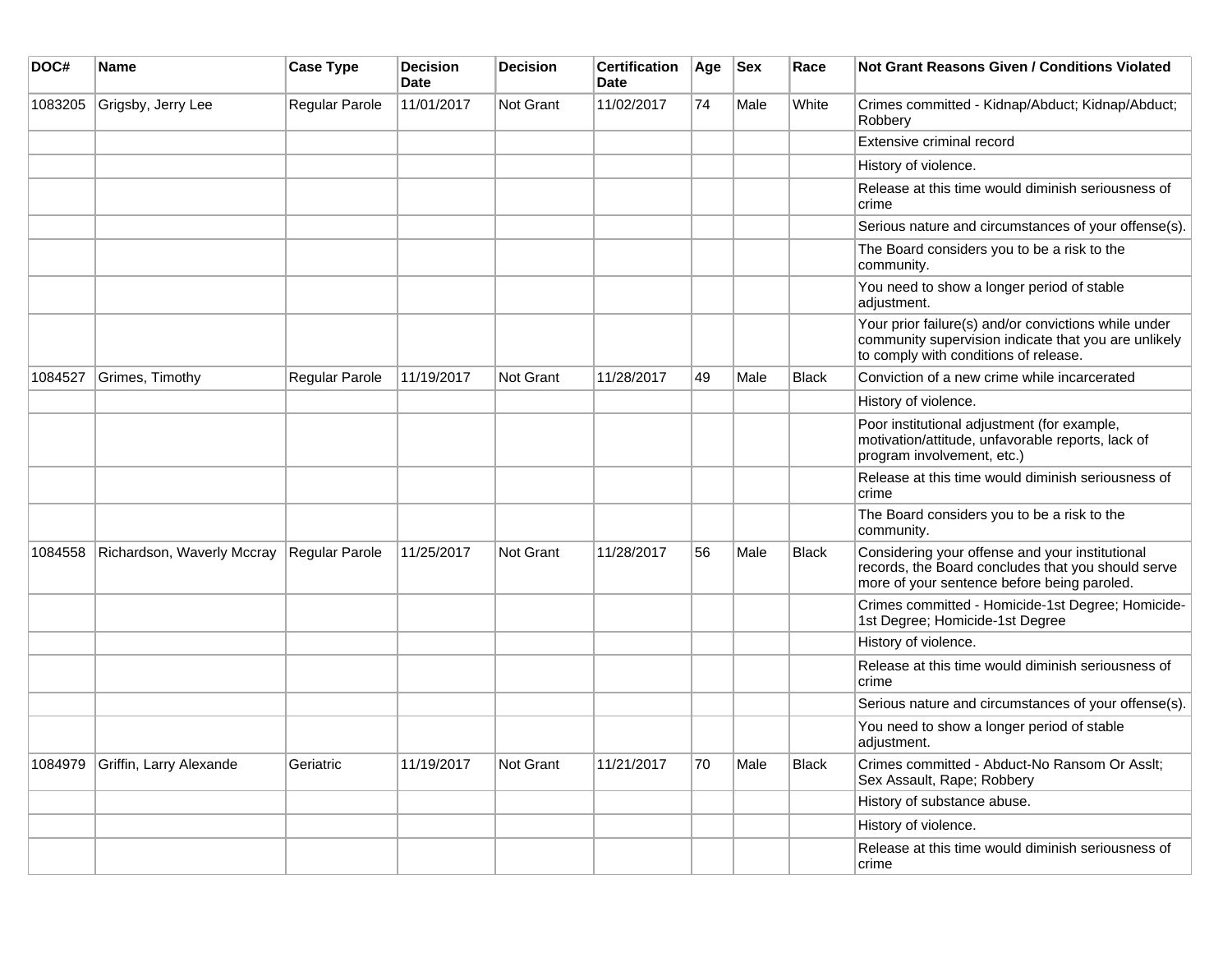| DOC# | Name | Case Type | Decision Date | Decision | Certification Date | Age | Sex | Race | Not Grant Reasons Given / Conditions Violated |
| --- | --- | --- | --- | --- | --- | --- | --- | --- | --- |
| 1083205 | Grigsby, Jerry Lee | Regular Parole | 11/01/2017 | Not Grant | 11/02/2017 | 74 | Male | White | Crimes committed - Kidnap/Abduct; Kidnap/Abduct; Robbery |
| | | | | | | | | | Extensive criminal record |
| | | | | | | | | | History of violence. |
| | | | | | | | | | Release at this time would diminish seriousness of crime |
| | | | | | | | | | Serious nature and circumstances of your offense(s). |
| | | | | | | | | | The Board considers you to be a risk to the community. |
| | | | | | | | | | You need to show a longer period of stable adjustment. |
| | | | | | | | | | Your prior failure(s) and/or convictions while under community supervision indicate that you are unlikely to comply with conditions of release. |
| 1084527 | Grimes, Timothy | Regular Parole | 11/19/2017 | Not Grant | 11/28/2017 | 49 | Male | Black | Conviction of a new crime while incarcerated |
| | | | | | | | | | History of violence. |
| | | | | | | | | | Poor institutional adjustment (for example, motivation/attitude, unfavorable reports, lack of program involvement, etc.) |
| | | | | | | | | | Release at this time would diminish seriousness of crime |
| | | | | | | | | | The Board considers you to be a risk to the community. |
| 1084558 | Richardson, Waverly Mccray | Regular Parole | 11/25/2017 | Not Grant | 11/28/2017 | 56 | Male | Black | Considering your offense and your institutional records, the Board concludes that you should serve more of your sentence before being paroled. |
| | | | | | | | | | Crimes committed - Homicide-1st Degree; Homicide-1st Degree; Homicide-1st Degree |
| | | | | | | | | | History of violence. |
| | | | | | | | | | Release at this time would diminish seriousness of crime |
| | | | | | | | | | Serious nature and circumstances of your offense(s). |
| | | | | | | | | | You need to show a longer period of stable adjustment. |
| 1084979 | Griffin, Larry Alexande | Geriatric | 11/19/2017 | Not Grant | 11/21/2017 | 70 | Male | Black | Crimes committed - Abduct-No Ransom Or Asslt; Sex Assault, Rape; Robbery |
| | | | | | | | | | History of substance abuse. |
| | | | | | | | | | History of violence. |
| | | | | | | | | | Release at this time would diminish seriousness of crime |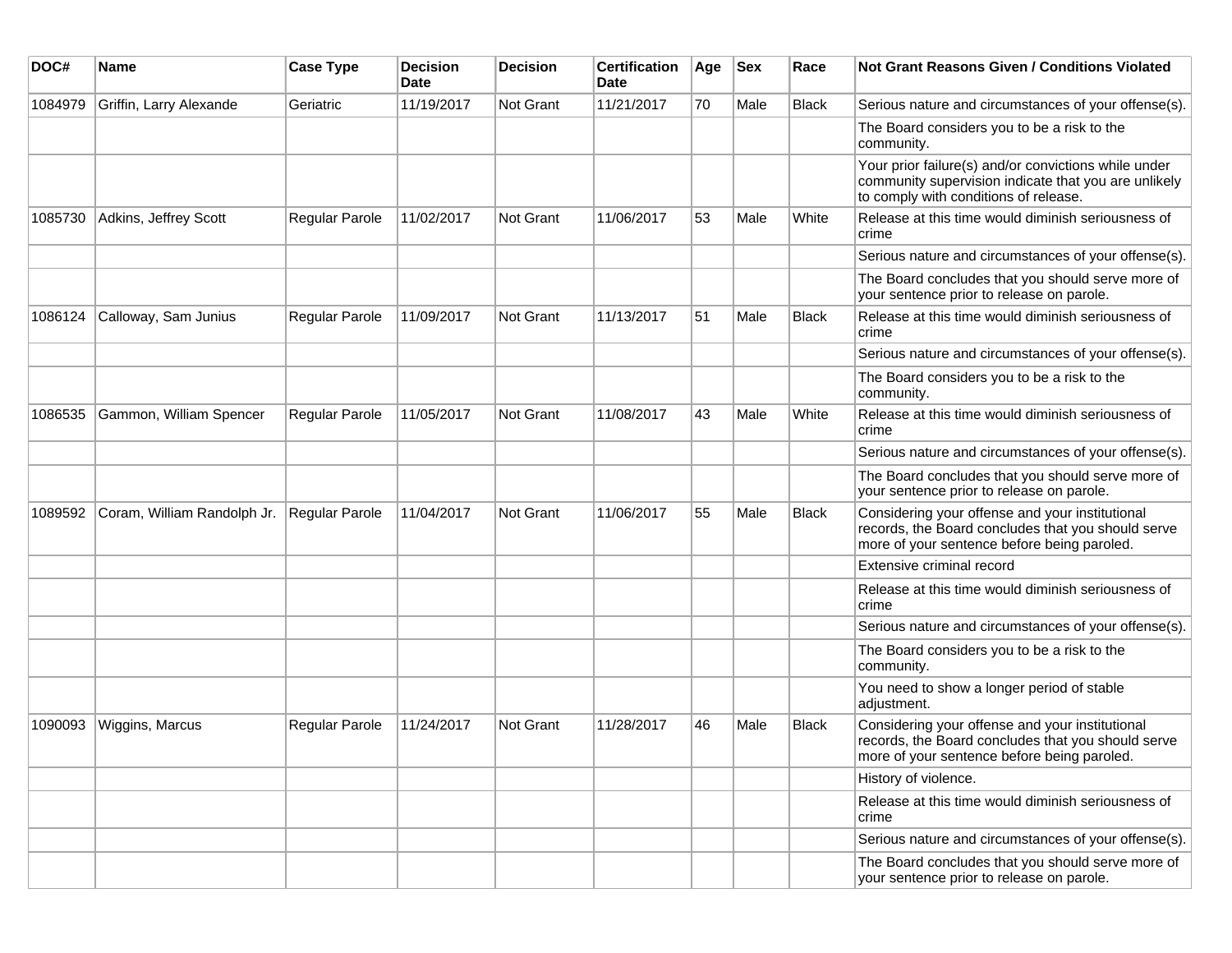| DOC# | Name | Case Type | Decision Date | Decision | Certification Date | Age | Sex | Race | Not Grant Reasons Given / Conditions Violated |
|---|---|---|---|---|---|---|---|---|---|
| 1084979 | Griffin, Larry Alexande | Geriatric | 11/19/2017 | Not Grant | 11/21/2017 | 70 | Male | Black | Serious nature and circumstances of your offense(s). |
| | | | | | | | | | The Board considers you to be a risk to the community. |
| | | | | | | | | | Your prior failure(s) and/or convictions while under community supervision indicate that you are unlikely to comply with conditions of release. |
| 1085730 | Adkins, Jeffrey Scott | Regular Parole | 11/02/2017 | Not Grant | 11/06/2017 | 53 | Male | White | Release at this time would diminish seriousness of crime |
| | | | | | | | | | Serious nature and circumstances of your offense(s). |
| | | | | | | | | | The Board concludes that you should serve more of your sentence prior to release on parole. |
| 1086124 | Calloway, Sam Junius | Regular Parole | 11/09/2017 | Not Grant | 11/13/2017 | 51 | Male | Black | Release at this time would diminish seriousness of crime |
| | | | | | | | | | Serious nature and circumstances of your offense(s). |
| | | | | | | | | | The Board considers you to be a risk to the community. |
| 1086535 | Gammon, William Spencer | Regular Parole | 11/05/2017 | Not Grant | 11/08/2017 | 43 | Male | White | Release at this time would diminish seriousness of crime |
| | | | | | | | | | Serious nature and circumstances of your offense(s). |
| | | | | | | | | | The Board concludes that you should serve more of your sentence prior to release on parole. |
| 1089592 | Coram, William Randolph Jr. | Regular Parole | 11/04/2017 | Not Grant | 11/06/2017 | 55 | Male | Black | Considering your offense and your institutional records, the Board concludes that you should serve more of your sentence before being paroled. |
| | | | | | | | | | Extensive criminal record |
| | | | | | | | | | Release at this time would diminish seriousness of crime |
| | | | | | | | | | Serious nature and circumstances of your offense(s). |
| | | | | | | | | | The Board considers you to be a risk to the community. |
| | | | | | | | | | You need to show a longer period of stable adjustment. |
| 1090093 | Wiggins, Marcus | Regular Parole | 11/24/2017 | Not Grant | 11/28/2017 | 46 | Male | Black | Considering your offense and your institutional records, the Board concludes that you should serve more of your sentence before being paroled. |
| | | | | | | | | | History of violence. |
| | | | | | | | | | Release at this time would diminish seriousness of crime |
| | | | | | | | | | Serious nature and circumstances of your offense(s). |
| | | | | | | | | | The Board concludes that you should serve more of your sentence prior to release on parole. |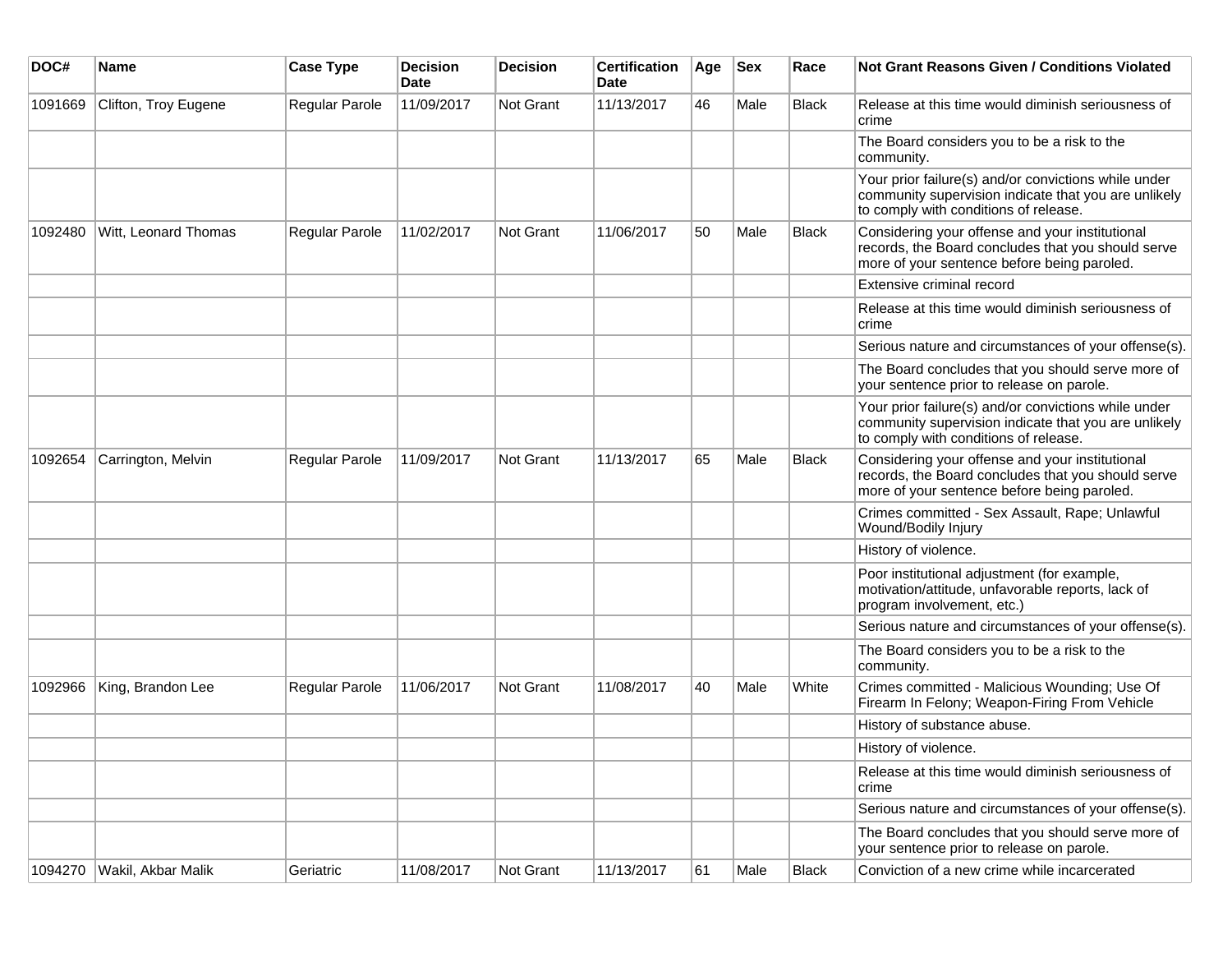| DOC# | Name | Case Type | Decision Date | Decision | Certification Date | Age | Sex | Race | Not Grant Reasons Given / Conditions Violated |
|---|---|---|---|---|---|---|---|---|---|
| 1091669 | Clifton, Troy Eugene | Regular Parole | 11/09/2017 | Not Grant | 11/13/2017 | 46 | Male | Black | Release at this time would diminish seriousness of crime |
| | | | | | | | | | The Board considers you to be a risk to the community. |
| | | | | | | | | | Your prior failure(s) and/or convictions while under community supervision indicate that you are unlikely to comply with conditions of release. |
| 1092480 | Witt, Leonard Thomas | Regular Parole | 11/02/2017 | Not Grant | 11/06/2017 | 50 | Male | Black | Considering your offense and your institutional records, the Board concludes that you should serve more of your sentence before being paroled. |
| | | | | | | | | | Extensive criminal record |
| | | | | | | | | | Release at this time would diminish seriousness of crime |
| | | | | | | | | | Serious nature and circumstances of your offense(s). |
| | | | | | | | | | The Board concludes that you should serve more of your sentence prior to release on parole. |
| | | | | | | | | | Your prior failure(s) and/or convictions while under community supervision indicate that you are unlikely to comply with conditions of release. |
| 1092654 | Carrington, Melvin | Regular Parole | 11/09/2017 | Not Grant | 11/13/2017 | 65 | Male | Black | Considering your offense and your institutional records, the Board concludes that you should serve more of your sentence before being paroled. |
| | | | | | | | | | Crimes committed - Sex Assault, Rape; Unlawful Wound/Bodily Injury |
| | | | | | | | | | History of violence. |
| | | | | | | | | | Poor institutional adjustment (for example, motivation/attitude, unfavorable reports, lack of program involvement, etc.) |
| | | | | | | | | | Serious nature and circumstances of your offense(s). |
| | | | | | | | | | The Board considers you to be a risk to the community. |
| 1092966 | King, Brandon Lee | Regular Parole | 11/06/2017 | Not Grant | 11/08/2017 | 40 | Male | White | Crimes committed - Malicious Wounding; Use Of Firearm In Felony; Weapon-Firing From Vehicle |
| | | | | | | | | | History of substance abuse. |
| | | | | | | | | | History of violence. |
| | | | | | | | | | Release at this time would diminish seriousness of crime |
| | | | | | | | | | Serious nature and circumstances of your offense(s). |
| | | | | | | | | | The Board concludes that you should serve more of your sentence prior to release on parole. |
| 1094270 | Wakil, Akbar Malik | Geriatric | 11/08/2017 | Not Grant | 11/13/2017 | 61 | Male | Black | Conviction of a new crime while incarcerated |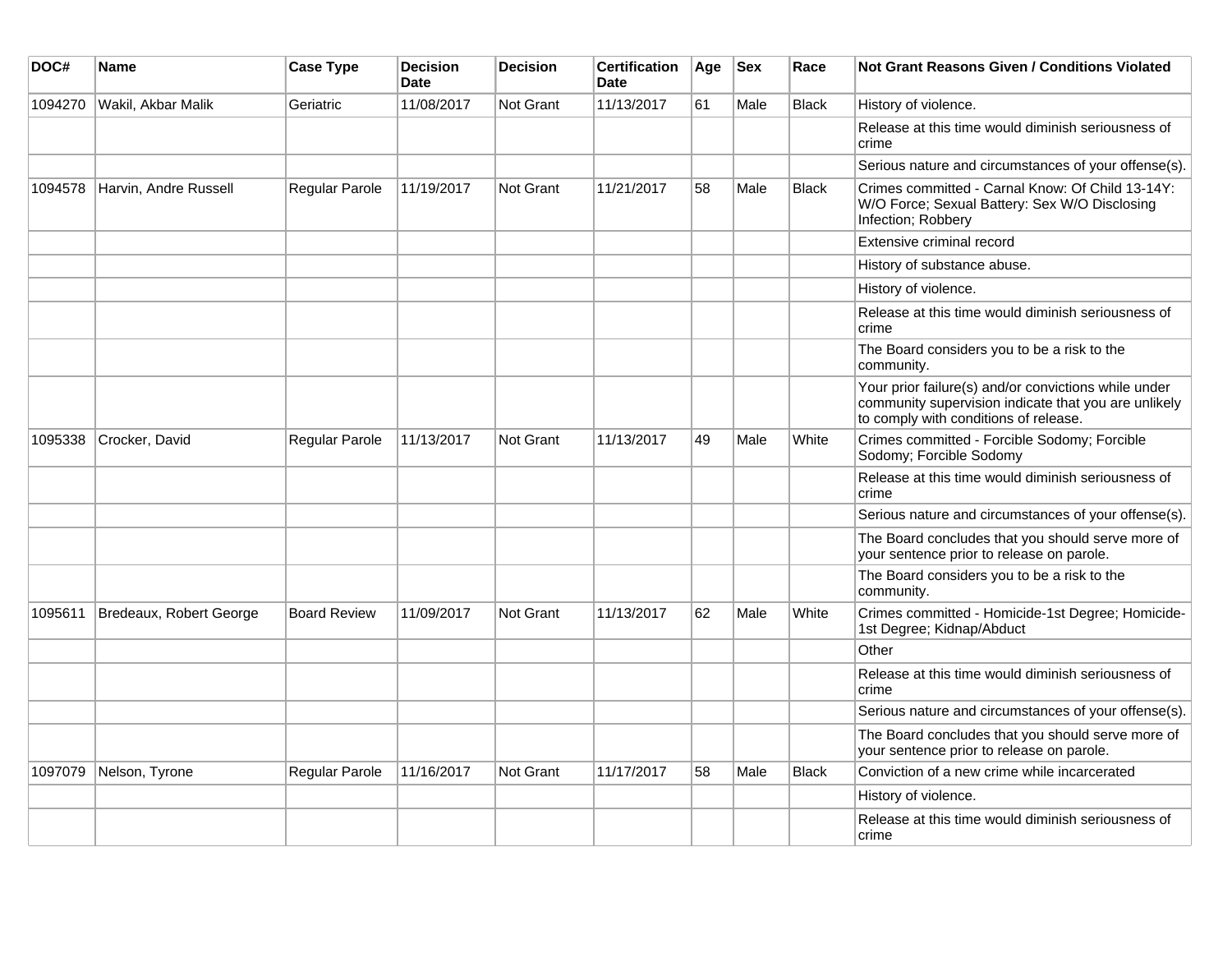| DOC# | Name | Case Type | Decision Date | Decision | Certification Date | Age | Sex | Race | Not Grant Reasons Given / Conditions Violated |
|---|---|---|---|---|---|---|---|---|---|
| 1094270 | Wakil, Akbar Malik | Geriatric | 11/08/2017 | Not Grant | 11/13/2017 | 61 | Male | Black | History of violence. |
| | | | | | | | | | Release at this time would diminish seriousness of crime |
| | | | | | | | | | Serious nature and circumstances of your offense(s). |
| 1094578 | Harvin, Andre Russell | Regular Parole | 11/19/2017 | Not Grant | 11/21/2017 | 58 | Male | Black | Crimes committed - Carnal Know: Of Child 13-14Y: W/O Force; Sexual Battery: Sex W/O Disclosing Infection; Robbery |
| | | | | | | | | | Extensive criminal record |
| | | | | | | | | | History of substance abuse. |
| | | | | | | | | | History of violence. |
| | | | | | | | | | Release at this time would diminish seriousness of crime |
| | | | | | | | | | The Board considers you to be a risk to the community. |
| | | | | | | | | | Your prior failure(s) and/or convictions while under community supervision indicate that you are unlikely to comply with conditions of release. |
| 1095338 | Crocker, David | Regular Parole | 11/13/2017 | Not Grant | 11/13/2017 | 49 | Male | White | Crimes committed - Forcible Sodomy; Forcible Sodomy; Forcible Sodomy |
| | | | | | | | | | Release at this time would diminish seriousness of crime |
| | | | | | | | | | Serious nature and circumstances of your offense(s). |
| | | | | | | | | | The Board concludes that you should serve more of your sentence prior to release on parole. |
| | | | | | | | | | The Board considers you to be a risk to the community. |
| 1095611 | Bredeaux, Robert George | Board Review | 11/09/2017 | Not Grant | 11/13/2017 | 62 | Male | White | Crimes committed - Homicide-1st Degree; Homicide-1st Degree; Kidnap/Abduct |
| | | | | | | | | | Other |
| | | | | | | | | | Release at this time would diminish seriousness of crime |
| | | | | | | | | | Serious nature and circumstances of your offense(s). |
| | | | | | | | | | The Board concludes that you should serve more of your sentence prior to release on parole. |
| 1097079 | Nelson, Tyrone | Regular Parole | 11/16/2017 | Not Grant | 11/17/2017 | 58 | Male | Black | Conviction of a new crime while incarcerated |
| | | | | | | | | | History of violence. |
| | | | | | | | | | Release at this time would diminish seriousness of crime |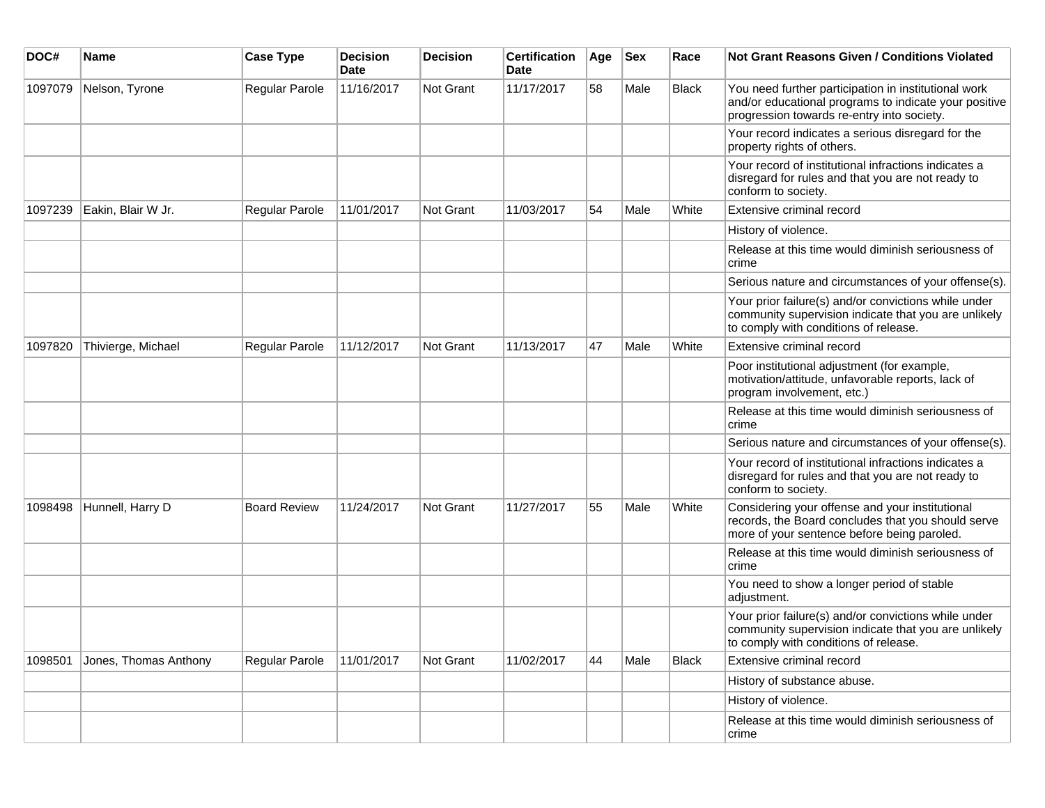| DOC# | Name | Case Type | Decision Date | Decision | Certification Date | Age | Sex | Race | Not Grant Reasons Given / Conditions Violated |
|---|---|---|---|---|---|---|---|---|---|
| 1097079 | Nelson, Tyrone | Regular Parole | 11/16/2017 | Not Grant | 11/17/2017 | 58 | Male | Black | You need further participation in institutional work and/or educational programs to indicate your positive progression towards re-entry into society. |
| | | | | | | | | | Your record indicates a serious disregard for the property rights of others. |
| | | | | | | | | | Your record of institutional infractions indicates a disregard for rules and that you are not ready to conform to society. |
| 1097239 | Eakin, Blair W Jr. | Regular Parole | 11/01/2017 | Not Grant | 11/03/2017 | 54 | Male | White | Extensive criminal record |
| | | | | | | | | | History of violence. |
| | | | | | | | | | Release at this time would diminish seriousness of crime |
| | | | | | | | | | Serious nature and circumstances of your offense(s). |
| | | | | | | | | | Your prior failure(s) and/or convictions while under community supervision indicate that you are unlikely to comply with conditions of release. |
| 1097820 | Thivierge, Michael | Regular Parole | 11/12/2017 | Not Grant | 11/13/2017 | 47 | Male | White | Extensive criminal record |
| | | | | | | | | | Poor institutional adjustment (for example, motivation/attitude, unfavorable reports, lack of program involvement, etc.) |
| | | | | | | | | | Release at this time would diminish seriousness of crime |
| | | | | | | | | | Serious nature and circumstances of your offense(s). |
| | | | | | | | | | Your record of institutional infractions indicates a disregard for rules and that you are not ready to conform to society. |
| 1098498 | Hunnell, Harry D | Board Review | 11/24/2017 | Not Grant | 11/27/2017 | 55 | Male | White | Considering your offense and your institutional records, the Board concludes that you should serve more of your sentence before being paroled. |
| | | | | | | | | | Release at this time would diminish seriousness of crime |
| | | | | | | | | | You need to show a longer period of stable adjustment. |
| | | | | | | | | | Your prior failure(s) and/or convictions while under community supervision indicate that you are unlikely to comply with conditions of release. |
| 1098501 | Jones, Thomas Anthony | Regular Parole | 11/01/2017 | Not Grant | 11/02/2017 | 44 | Male | Black | Extensive criminal record |
| | | | | | | | | | History of substance abuse. |
| | | | | | | | | | History of violence. |
| | | | | | | | | | Release at this time would diminish seriousness of crime |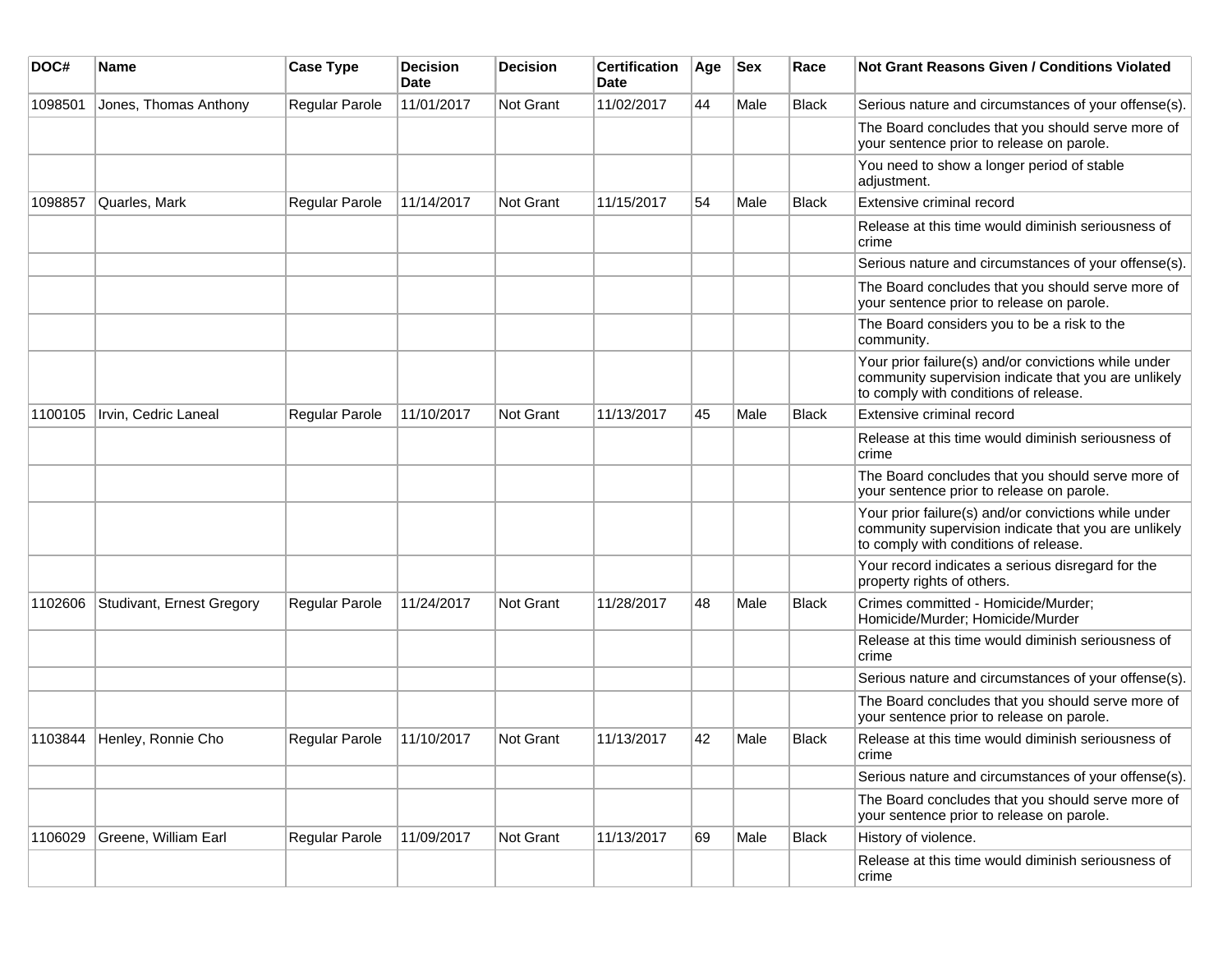| DOC# | Name | Case Type | Decision Date | Decision | Certification Date | Age | Sex | Race | Not Grant Reasons Given / Conditions Violated |
|---|---|---|---|---|---|---|---|---|---|
| 1098501 | Jones, Thomas Anthony | Regular Parole | 11/01/2017 | Not Grant | 11/02/2017 | 44 | Male | Black | Serious nature and circumstances of your offense(s). |
| | | | | | | | | | The Board concludes that you should serve more of your sentence prior to release on parole. |
| | | | | | | | | | You need to show a longer period of stable adjustment. |
| 1098857 | Quarles, Mark | Regular Parole | 11/14/2017 | Not Grant | 11/15/2017 | 54 | Male | Black | Extensive criminal record |
| | | | | | | | | | Release at this time would diminish seriousness of crime |
| | | | | | | | | | Serious nature and circumstances of your offense(s). |
| | | | | | | | | | The Board concludes that you should serve more of your sentence prior to release on parole. |
| | | | | | | | | | The Board considers you to be a risk to the community. |
| | | | | | | | | | Your prior failure(s) and/or convictions while under community supervision indicate that you are unlikely to comply with conditions of release. |
| 1100105 | Irvin, Cedric Laneal | Regular Parole | 11/10/2017 | Not Grant | 11/13/2017 | 45 | Male | Black | Extensive criminal record |
| | | | | | | | | | Release at this time would diminish seriousness of crime |
| | | | | | | | | | The Board concludes that you should serve more of your sentence prior to release on parole. |
| | | | | | | | | | Your prior failure(s) and/or convictions while under community supervision indicate that you are unlikely to comply with conditions of release. |
| | | | | | | | | | Your record indicates a serious disregard for the property rights of others. |
| 1102606 | Studivant, Ernest Gregory | Regular Parole | 11/24/2017 | Not Grant | 11/28/2017 | 48 | Male | Black | Crimes committed - Homicide/Murder; Homicide/Murder; Homicide/Murder |
| | | | | | | | | | Release at this time would diminish seriousness of crime |
| | | | | | | | | | Serious nature and circumstances of your offense(s). |
| | | | | | | | | | The Board concludes that you should serve more of your sentence prior to release on parole. |
| 1103844 | Henley, Ronnie Cho | Regular Parole | 11/10/2017 | Not Grant | 11/13/2017 | 42 | Male | Black | Release at this time would diminish seriousness of crime |
| | | | | | | | | | Serious nature and circumstances of your offense(s). |
| | | | | | | | | | The Board concludes that you should serve more of your sentence prior to release on parole. |
| 1106029 | Greene, William Earl | Regular Parole | 11/09/2017 | Not Grant | 11/13/2017 | 69 | Male | Black | History of violence. |
| | | | | | | | | | Release at this time would diminish seriousness of crime |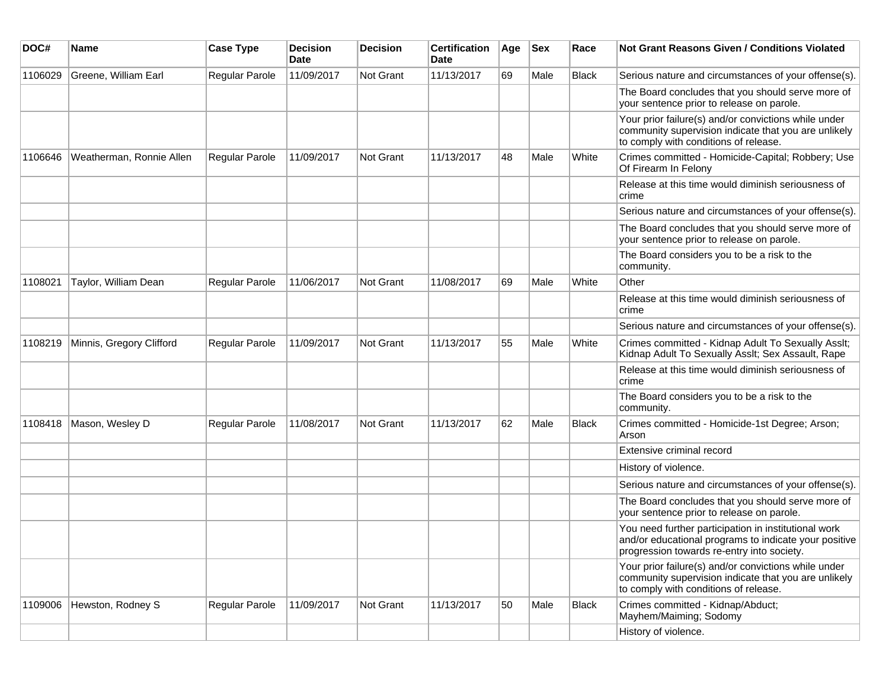| DOC# | Name | Case Type | Decision Date | Decision | Certification Date | Age | Sex | Race | Not Grant Reasons Given / Conditions Violated |
|---|---|---|---|---|---|---|---|---|---|
| 1106029 | Greene, William Earl | Regular Parole | 11/09/2017 | Not Grant | 11/13/2017 | 69 | Male | Black | Serious nature and circumstances of your offense(s). |
| | | | | | | | | | The Board concludes that you should serve more of your sentence prior to release on parole. |
| | | | | | | | | | Your prior failure(s) and/or convictions while under community supervision indicate that you are unlikely to comply with conditions of release. |
| 1106646 | Weatherman, Ronnie Allen | Regular Parole | 11/09/2017 | Not Grant | 11/13/2017 | 48 | Male | White | Crimes committed - Homicide-Capital; Robbery; Use Of Firearm In Felony |
| | | | | | | | | | Release at this time would diminish seriousness of crime |
| | | | | | | | | | Serious nature and circumstances of your offense(s). |
| | | | | | | | | | The Board concludes that you should serve more of your sentence prior to release on parole. |
| | | | | | | | | | The Board considers you to be a risk to the community. |
| 1108021 | Taylor, William Dean | Regular Parole | 11/06/2017 | Not Grant | 11/08/2017 | 69 | Male | White | Other |
| | | | | | | | | | Release at this time would diminish seriousness of crime |
| | | | | | | | | | Serious nature and circumstances of your offense(s). |
| 1108219 | Minnis, Gregory Clifford | Regular Parole | 11/09/2017 | Not Grant | 11/13/2017 | 55 | Male | White | Crimes committed - Kidnap Adult To Sexually Asslt; Kidnap Adult To Sexually Asslt; Sex Assault, Rape |
| | | | | | | | | | Release at this time would diminish seriousness of crime |
| | | | | | | | | | The Board considers you to be a risk to the community. |
| 1108418 | Mason, Wesley D | Regular Parole | 11/08/2017 | Not Grant | 11/13/2017 | 62 | Male | Black | Crimes committed - Homicide-1st Degree; Arson; Arson |
| | | | | | | | | | Extensive criminal record |
| | | | | | | | | | History of violence. |
| | | | | | | | | | Serious nature and circumstances of your offense(s). |
| | | | | | | | | | The Board concludes that you should serve more of your sentence prior to release on parole. |
| | | | | | | | | | You need further participation in institutional work and/or educational programs to indicate your positive progression towards re-entry into society. |
| | | | | | | | | | Your prior failure(s) and/or convictions while under community supervision indicate that you are unlikely to comply with conditions of release. |
| 1109006 | Hewston, Rodney S | Regular Parole | 11/09/2017 | Not Grant | 11/13/2017 | 50 | Male | Black | Crimes committed - Kidnap/Abduct; Mayhem/Maiming; Sodomy |
| | | | | | | | | | History of violence. |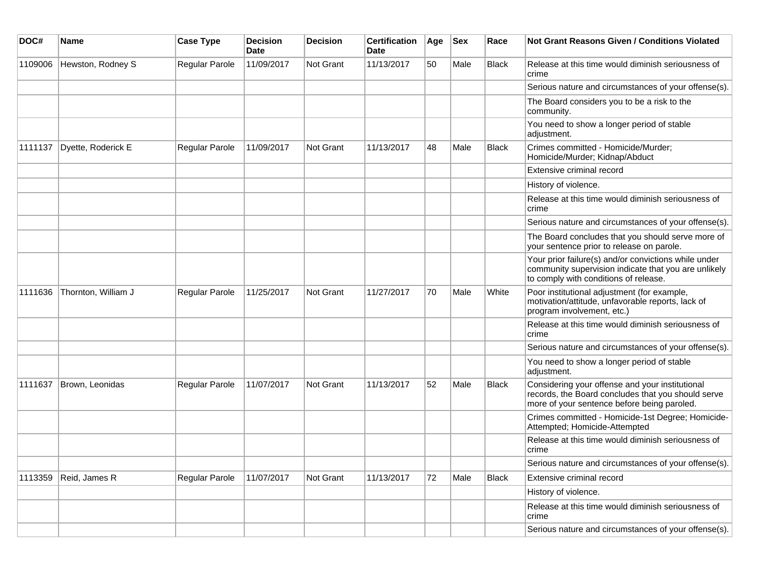| DOC# | Name | Case Type | Decision Date | Decision | Certification Date | Age | Sex | Race | Not Grant Reasons Given / Conditions Violated |
|---|---|---|---|---|---|---|---|---|---|
| 1109006 | Hewston, Rodney S | Regular Parole | 11/09/2017 | Not Grant | 11/13/2017 | 50 | Male | Black | Release at this time would diminish seriousness of crime |
| | | | | | | | | | Serious nature and circumstances of your offense(s). |
| | | | | | | | | | The Board considers you to be a risk to the community. |
| | | | | | | | | | You need to show a longer period of stable adjustment. |
| 1111137 | Dyette, Roderick E | Regular Parole | 11/09/2017 | Not Grant | 11/13/2017 | 48 | Male | Black | Crimes committed - Homicide/Murder; Homicide/Murder; Kidnap/Abduct |
| | | | | | | | | | Extensive criminal record |
| | | | | | | | | | History of violence. |
| | | | | | | | | | Release at this time would diminish seriousness of crime |
| | | | | | | | | | Serious nature and circumstances of your offense(s). |
| | | | | | | | | | The Board concludes that you should serve more of your sentence prior to release on parole. |
| | | | | | | | | | Your prior failure(s) and/or convictions while under community supervision indicate that you are unlikely to comply with conditions of release. |
| 1111636 | Thornton, William J | Regular Parole | 11/25/2017 | Not Grant | 11/27/2017 | 70 | Male | White | Poor institutional adjustment (for example, motivation/attitude, unfavorable reports, lack of program involvement, etc.) |
| | | | | | | | | | Release at this time would diminish seriousness of crime |
| | | | | | | | | | Serious nature and circumstances of your offense(s). |
| | | | | | | | | | You need to show a longer period of stable adjustment. |
| 1111637 | Brown, Leonidas | Regular Parole | 11/07/2017 | Not Grant | 11/13/2017 | 52 | Male | Black | Considering your offense and your institutional records, the Board concludes that you should serve more of your sentence before being paroled. |
| | | | | | | | | | Crimes committed - Homicide-1st Degree; Homicide-Attempted; Homicide-Attempted |
| | | | | | | | | | Release at this time would diminish seriousness of crime |
| | | | | | | | | | Serious nature and circumstances of your offense(s). |
| 1113359 | Reid, James R | Regular Parole | 11/07/2017 | Not Grant | 11/13/2017 | 72 | Male | Black | Extensive criminal record |
| | | | | | | | | | History of violence. |
| | | | | | | | | | Release at this time would diminish seriousness of crime |
| | | | | | | | | | Serious nature and circumstances of your offense(s). |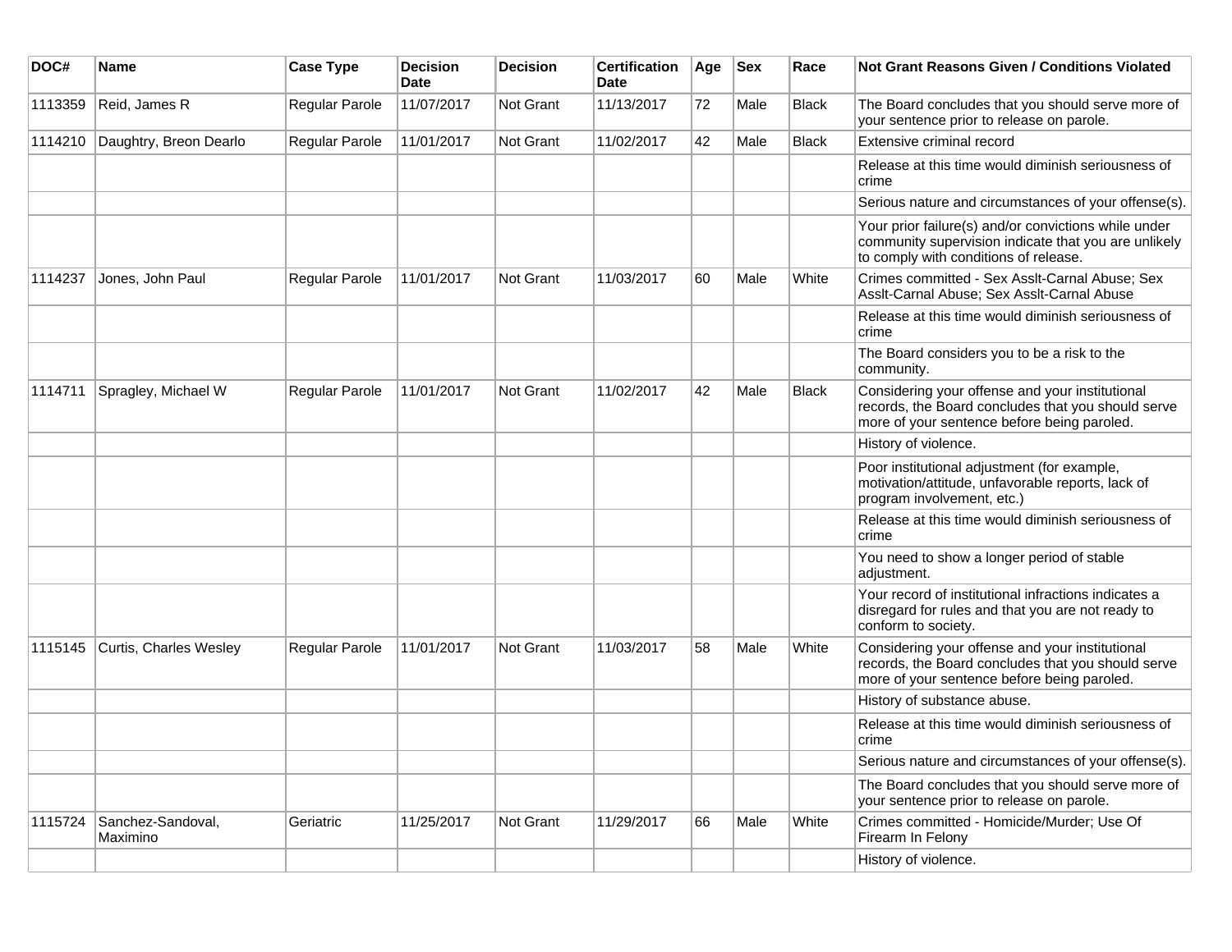| DOC# | Name | Case Type | Decision Date | Decision | Certification Date | Age | Sex | Race | Not Grant Reasons Given / Conditions Violated |
|---|---|---|---|---|---|---|---|---|---|
| 1113359 | Reid, James R | Regular Parole | 11/07/2017 | Not Grant | 11/13/2017 | 72 | Male | Black | The Board concludes that you should serve more of your sentence prior to release on parole. |
| 1114210 | Daughtry, Breon Dearlo | Regular Parole | 11/01/2017 | Not Grant | 11/02/2017 | 42 | Male | Black | Extensive criminal record |
| | | | | | | | | | Release at this time would diminish seriousness of crime |
| | | | | | | | | | Serious nature and circumstances of your offense(s). |
| | | | | | | | | | Your prior failure(s) and/or convictions while under community supervision indicate that you are unlikely to comply with conditions of release. |
| 1114237 | Jones, John Paul | Regular Parole | 11/01/2017 | Not Grant | 11/03/2017 | 60 | Male | White | Crimes committed - Sex Asslt-Carnal Abuse; Sex Asslt-Carnal Abuse; Sex Asslt-Carnal Abuse |
| | | | | | | | | | Release at this time would diminish seriousness of crime |
| | | | | | | | | | The Board considers you to be a risk to the community. |
| 1114711 | Spragley, Michael W | Regular Parole | 11/01/2017 | Not Grant | 11/02/2017 | 42 | Male | Black | Considering your offense and your institutional records, the Board concludes that you should serve more of your sentence before being paroled. |
| | | | | | | | | | History of violence. |
| | | | | | | | | | Poor institutional adjustment (for example, motivation/attitude, unfavorable reports, lack of program involvement, etc.) |
| | | | | | | | | | Release at this time would diminish seriousness of crime |
| | | | | | | | | | You need to show a longer period of stable adjustment. |
| | | | | | | | | | Your record of institutional infractions indicates a disregard for rules and that you are not ready to conform to society. |
| 1115145 | Curtis, Charles Wesley | Regular Parole | 11/01/2017 | Not Grant | 11/03/2017 | 58 | Male | White | Considering your offense and your institutional records, the Board concludes that you should serve more of your sentence before being paroled. |
| | | | | | | | | | History of substance abuse. |
| | | | | | | | | | Release at this time would diminish seriousness of crime |
| | | | | | | | | | Serious nature and circumstances of your offense(s). |
| | | | | | | | | | The Board concludes that you should serve more of your sentence prior to release on parole. |
| 1115724 | Sanchez-Sandoval, Maximino | Geriatric | 11/25/2017 | Not Grant | 11/29/2017 | 66 | Male | White | Crimes committed - Homicide/Murder; Use Of Firearm In Felony |
| | | | | | | | | | History of violence. |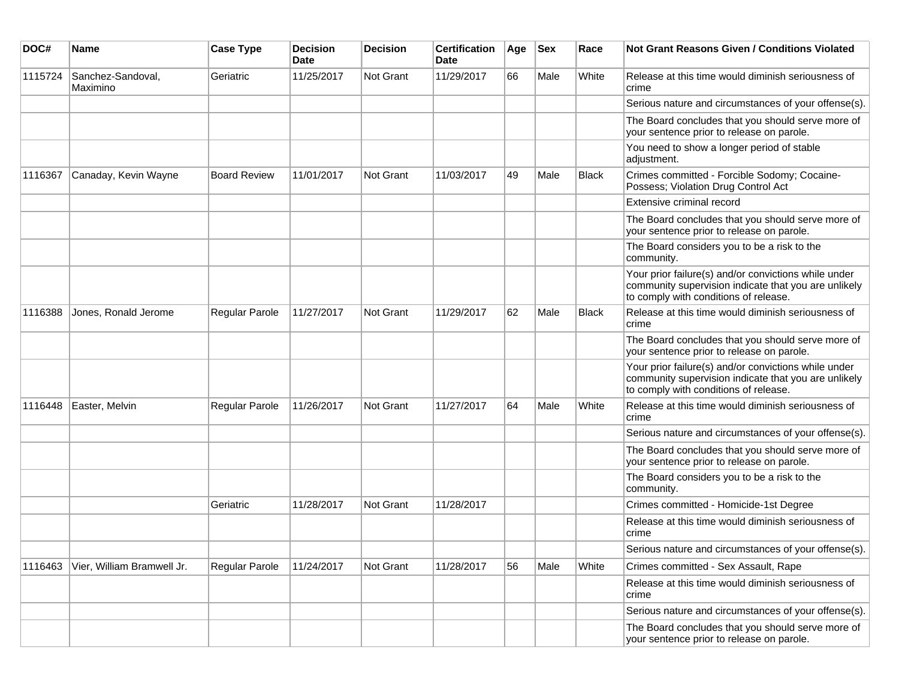| DOC# | Name | Case Type | Decision Date | Decision | Certification Date | Age | Sex | Race | Not Grant Reasons Given / Conditions Violated |
| --- | --- | --- | --- | --- | --- | --- | --- | --- | --- |
| 1115724 | Sanchez-Sandoval, Maximino | Geriatric | 11/25/2017 | Not Grant | 11/29/2017 | 66 | Male | White | Release at this time would diminish seriousness of crime |
| | | | | | | | | | Serious nature and circumstances of your offense(s). |
| | | | | | | | | | The Board concludes that you should serve more of your sentence prior to release on parole. |
| | | | | | | | | | You need to show a longer period of stable adjustment. |
| 1116367 | Canaday, Kevin Wayne | Board Review | 11/01/2017 | Not Grant | 11/03/2017 | 49 | Male | Black | Crimes committed - Forcible Sodomy; Cocaine-Possess; Violation Drug Control Act |
| | | | | | | | | | Extensive criminal record |
| | | | | | | | | | The Board concludes that you should serve more of your sentence prior to release on parole. |
| | | | | | | | | | The Board considers you to be a risk to the community. |
| | | | | | | | | | Your prior failure(s) and/or convictions while under community supervision indicate that you are unlikely to comply with conditions of release. |
| 1116388 | Jones, Ronald Jerome | Regular Parole | 11/27/2017 | Not Grant | 11/29/2017 | 62 | Male | Black | Release at this time would diminish seriousness of crime |
| | | | | | | | | | The Board concludes that you should serve more of your sentence prior to release on parole. |
| | | | | | | | | | Your prior failure(s) and/or convictions while under community supervision indicate that you are unlikely to comply with conditions of release. |
| 1116448 | Easter, Melvin | Regular Parole | 11/26/2017 | Not Grant | 11/27/2017 | 64 | Male | White | Release at this time would diminish seriousness of crime |
| | | | | | | | | | Serious nature and circumstances of your offense(s). |
| | | | | | | | | | The Board concludes that you should serve more of your sentence prior to release on parole. |
| | | | | | | | | | The Board considers you to be a risk to the community. |
| | | Geriatric | 11/28/2017 | Not Grant | 11/28/2017 | | | | Crimes committed - Homicide-1st Degree |
| | | | | | | | | | Release at this time would diminish seriousness of crime |
| | | | | | | | | | Serious nature and circumstances of your offense(s). |
| 1116463 | Vier, William Bramwell Jr. | Regular Parole | 11/24/2017 | Not Grant | 11/28/2017 | 56 | Male | White | Crimes committed - Sex Assault, Rape |
| | | | | | | | | | Release at this time would diminish seriousness of crime |
| | | | | | | | | | Serious nature and circumstances of your offense(s). |
| | | | | | | | | | The Board concludes that you should serve more of your sentence prior to release on parole. |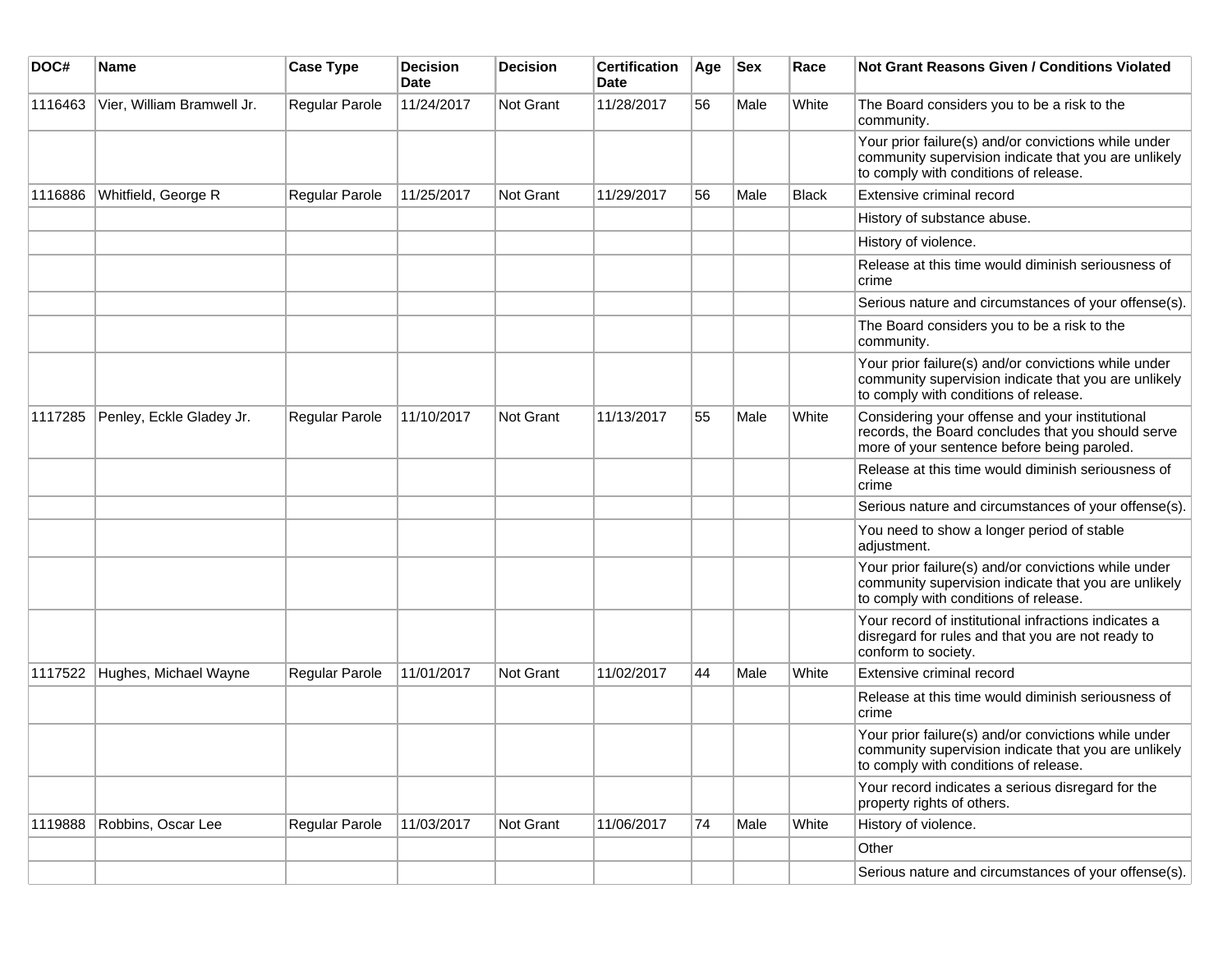| DOC# | Name | Case Type | Decision Date | Decision | Certification Date | Age | Sex | Race | Not Grant Reasons Given / Conditions Violated |
|---|---|---|---|---|---|---|---|---|---|
| 1116463 | Vier, William Bramwell Jr. | Regular Parole | 11/24/2017 | Not Grant | 11/28/2017 | 56 | Male | White | The Board considers you to be a risk to the community. |
| | | | | | | | | | Your prior failure(s) and/or convictions while under community supervision indicate that you are unlikely to comply with conditions of release. |
| 1116886 | Whitfield, George R | Regular Parole | 11/25/2017 | Not Grant | 11/29/2017 | 56 | Male | Black | Extensive criminal record |
| | | | | | | | | | History of substance abuse. |
| | | | | | | | | | History of violence. |
| | | | | | | | | | Release at this time would diminish seriousness of crime |
| | | | | | | | | | Serious nature and circumstances of your offense(s). |
| | | | | | | | | | The Board considers you to be a risk to the community. |
| | | | | | | | | | Your prior failure(s) and/or convictions while under community supervision indicate that you are unlikely to comply with conditions of release. |
| 1117285 | Penley, Eckle Gladey Jr. | Regular Parole | 11/10/2017 | Not Grant | 11/13/2017 | 55 | Male | White | Considering your offense and your institutional records, the Board concludes that you should serve more of your sentence before being paroled. |
| | | | | | | | | | Release at this time would diminish seriousness of crime |
| | | | | | | | | | Serious nature and circumstances of your offense(s). |
| | | | | | | | | | You need to show a longer period of stable adjustment. |
| | | | | | | | | | Your prior failure(s) and/or convictions while under community supervision indicate that you are unlikely to comply with conditions of release. |
| | | | | | | | | | Your record of institutional infractions indicates a disregard for rules and that you are not ready to conform to society. |
| 1117522 | Hughes, Michael Wayne | Regular Parole | 11/01/2017 | Not Grant | 11/02/2017 | 44 | Male | White | Extensive criminal record |
| | | | | | | | | | Release at this time would diminish seriousness of crime |
| | | | | | | | | | Your prior failure(s) and/or convictions while under community supervision indicate that you are unlikely to comply with conditions of release. |
| | | | | | | | | | Your record indicates a serious disregard for the property rights of others. |
| 1119888 | Robbins, Oscar Lee | Regular Parole | 11/03/2017 | Not Grant | 11/06/2017 | 74 | Male | White | History of violence. |
| | | | | | | | | | Other |
| | | | | | | | | | Serious nature and circumstances of your offense(s). |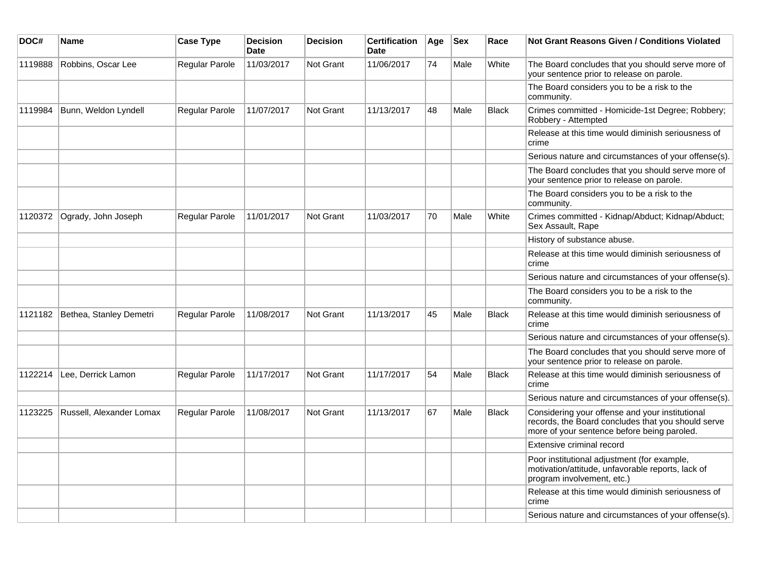| DOC# | Name | Case Type | Decision Date | Decision | Certification Date | Age | Sex | Race | Not Grant Reasons Given / Conditions Violated |
|---|---|---|---|---|---|---|---|---|---|
| 1119888 | Robbins, Oscar Lee | Regular Parole | 11/03/2017 | Not Grant | 11/06/2017 | 74 | Male | White | The Board concludes that you should serve more of your sentence prior to release on parole. |
| | | | | | | | | | The Board considers you to be a risk to the community. |
| 1119984 | Bunn, Weldon Lyndell | Regular Parole | 11/07/2017 | Not Grant | 11/13/2017 | 48 | Male | Black | Crimes committed - Homicide-1st Degree; Robbery; Robbery - Attempted |
| | | | | | | | | | Release at this time would diminish seriousness of crime |
| | | | | | | | | | Serious nature and circumstances of your offense(s). |
| | | | | | | | | | The Board concludes that you should serve more of your sentence prior to release on parole. |
| | | | | | | | | | The Board considers you to be a risk to the community. |
| 1120372 | Ogrady, John Joseph | Regular Parole | 11/01/2017 | Not Grant | 11/03/2017 | 70 | Male | White | Crimes committed - Kidnap/Abduct; Kidnap/Abduct; Sex Assault, Rape |
| | | | | | | | | | History of substance abuse. |
| | | | | | | | | | Release at this time would diminish seriousness of crime |
| | | | | | | | | | Serious nature and circumstances of your offense(s). |
| | | | | | | | | | The Board considers you to be a risk to the community. |
| 1121182 | Bethea, Stanley Demetri | Regular Parole | 11/08/2017 | Not Grant | 11/13/2017 | 45 | Male | Black | Release at this time would diminish seriousness of crime |
| | | | | | | | | | Serious nature and circumstances of your offense(s). |
| | | | | | | | | | The Board concludes that you should serve more of your sentence prior to release on parole. |
| 1122214 | Lee, Derrick Lamon | Regular Parole | 11/17/2017 | Not Grant | 11/17/2017 | 54 | Male | Black | Release at this time would diminish seriousness of crime |
| | | | | | | | | | Serious nature and circumstances of your offense(s). |
| 1123225 | Russell, Alexander Lomax | Regular Parole | 11/08/2017 | Not Grant | 11/13/2017 | 67 | Male | Black | Considering your offense and your institutional records, the Board concludes that you should serve more of your sentence before being paroled. |
| | | | | | | | | | Extensive criminal record |
| | | | | | | | | | Poor institutional adjustment (for example, motivation/attitude, unfavorable reports, lack of program involvement, etc.) |
| | | | | | | | | | Release at this time would diminish seriousness of crime |
| | | | | | | | | | Serious nature and circumstances of your offense(s). |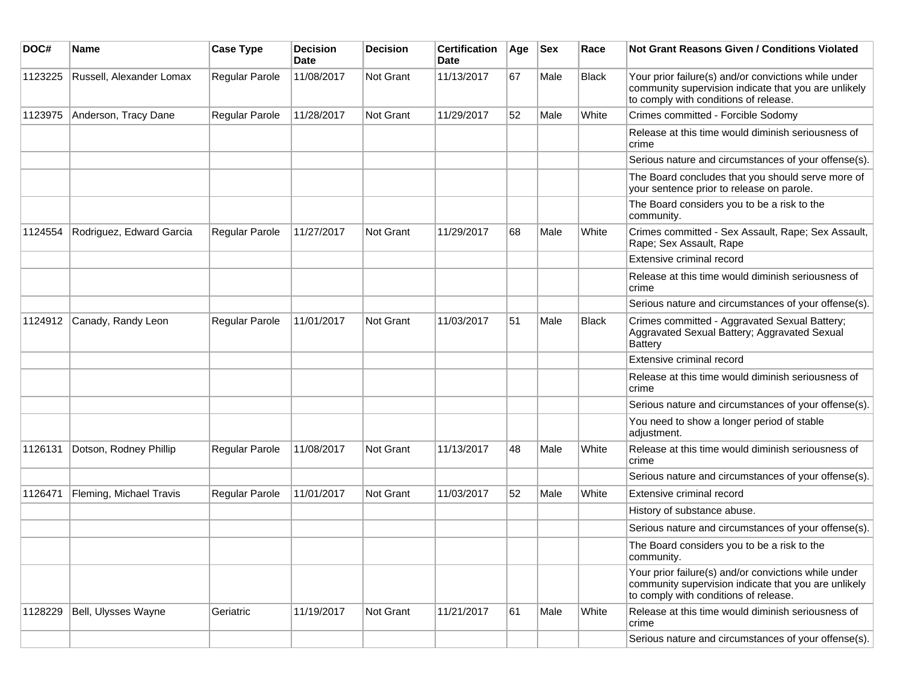| DOC# | Name | Case Type | Decision Date | Decision | Certification Date | Age | Sex | Race | Not Grant Reasons Given / Conditions Violated |
|---|---|---|---|---|---|---|---|---|---|
| 1123225 | Russell, Alexander Lomax | Regular Parole | 11/08/2017 | Not Grant | 11/13/2017 | 67 | Male | Black | Your prior failure(s) and/or convictions while under community supervision indicate that you are unlikely to comply with conditions of release. |
| 1123975 | Anderson, Tracy Dane | Regular Parole | 11/28/2017 | Not Grant | 11/29/2017 | 52 | Male | White | Crimes committed - Forcible Sodomy |
| | | | | | | | | | Release at this time would diminish seriousness of crime |
| | | | | | | | | | Serious nature and circumstances of your offense(s). |
| | | | | | | | | | The Board concludes that you should serve more of your sentence prior to release on parole. |
| | | | | | | | | | The Board considers you to be a risk to the community. |
| 1124554 | Rodriguez, Edward Garcia | Regular Parole | 11/27/2017 | Not Grant | 11/29/2017 | 68 | Male | White | Crimes committed - Sex Assault, Rape; Sex Assault, Rape; Sex Assault, Rape |
| | | | | | | | | | Extensive criminal record |
| | | | | | | | | | Release at this time would diminish seriousness of crime |
| | | | | | | | | | Serious nature and circumstances of your offense(s). |
| 1124912 | Canady, Randy Leon | Regular Parole | 11/01/2017 | Not Grant | 11/03/2017 | 51 | Male | Black | Crimes committed - Aggravated Sexual Battery; Aggravated Sexual Battery; Aggravated Sexual Battery |
| | | | | | | | | | Extensive criminal record |
| | | | | | | | | | Release at this time would diminish seriousness of crime |
| | | | | | | | | | Serious nature and circumstances of your offense(s). |
| | | | | | | | | | You need to show a longer period of stable adjustment. |
| 1126131 | Dotson, Rodney Phillip | Regular Parole | 11/08/2017 | Not Grant | 11/13/2017 | 48 | Male | White | Release at this time would diminish seriousness of crime |
| | | | | | | | | | Serious nature and circumstances of your offense(s). |
| 1126471 | Fleming, Michael Travis | Regular Parole | 11/01/2017 | Not Grant | 11/03/2017 | 52 | Male | White | Extensive criminal record |
| | | | | | | | | | History of substance abuse. |
| | | | | | | | | | Serious nature and circumstances of your offense(s). |
| | | | | | | | | | The Board considers you to be a risk to the community. |
| | | | | | | | | | Your prior failure(s) and/or convictions while under community supervision indicate that you are unlikely to comply with conditions of release. |
| 1128229 | Bell, Ulysses Wayne | Geriatric | 11/19/2017 | Not Grant | 11/21/2017 | 61 | Male | White | Release at this time would diminish seriousness of crime |
| | | | | | | | | | Serious nature and circumstances of your offense(s). |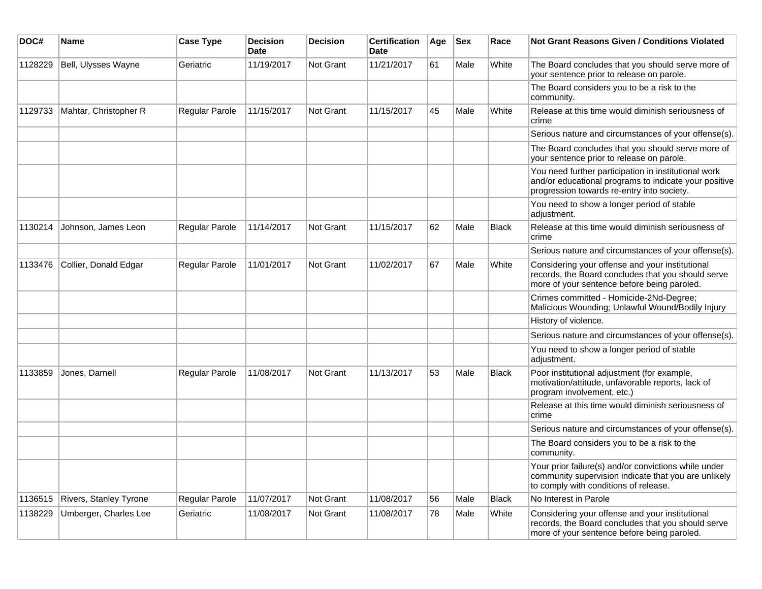| DOC# | Name | Case Type | Decision Date | Decision | Certification Date | Age | Sex | Race | Not Grant Reasons Given / Conditions Violated |
|---|---|---|---|---|---|---|---|---|---|
| 1128229 | Bell, Ulysses Wayne | Geriatric | 11/19/2017 | Not Grant | 11/21/2017 | 61 | Male | White | The Board concludes that you should serve more of your sentence prior to release on parole. |
| | | | | | | | | | The Board considers you to be a risk to the community. |
| 1129733 | Mahtar, Christopher R | Regular Parole | 11/15/2017 | Not Grant | 11/15/2017 | 45 | Male | White | Release at this time would diminish seriousness of crime |
| | | | | | | | | | Serious nature and circumstances of your offense(s). |
| | | | | | | | | | The Board concludes that you should serve more of your sentence prior to release on parole. |
| | | | | | | | | | You need further participation in institutional work and/or educational programs to indicate your positive progression towards re-entry into society. |
| | | | | | | | | | You need to show a longer period of stable adjustment. |
| 1130214 | Johnson, James Leon | Regular Parole | 11/14/2017 | Not Grant | 11/15/2017 | 62 | Male | Black | Release at this time would diminish seriousness of crime |
| | | | | | | | | | Serious nature and circumstances of your offense(s). |
| 1133476 | Collier, Donald Edgar | Regular Parole | 11/01/2017 | Not Grant | 11/02/2017 | 67 | Male | White | Considering your offense and your institutional records, the Board concludes that you should serve more of your sentence before being paroled. |
| | | | | | | | | | Crimes committed - Homicide-2Nd-Degree; Malicious Wounding; Unlawful Wound/Bodily Injury |
| | | | | | | | | | History of violence. |
| | | | | | | | | | Serious nature and circumstances of your offense(s). |
| | | | | | | | | | You need to show a longer period of stable adjustment. |
| 1133859 | Jones, Darnell | Regular Parole | 11/08/2017 | Not Grant | 11/13/2017 | 53 | Male | Black | Poor institutional adjustment (for example, motivation/attitude, unfavorable reports, lack of program involvement, etc.) |
| | | | | | | | | | Release at this time would diminish seriousness of crime |
| | | | | | | | | | Serious nature and circumstances of your offense(s). |
| | | | | | | | | | The Board considers you to be a risk to the community. |
| | | | | | | | | | Your prior failure(s) and/or convictions while under community supervision indicate that you are unlikely to comply with conditions of release. |
| 1136515 | Rivers, Stanley Tyrone | Regular Parole | 11/07/2017 | Not Grant | 11/08/2017 | 56 | Male | Black | No Interest in Parole |
| 1138229 | Umberger, Charles Lee | Geriatric | 11/08/2017 | Not Grant | 11/08/2017 | 78 | Male | White | Considering your offense and your institutional records, the Board concludes that you should serve more of your sentence before being paroled. |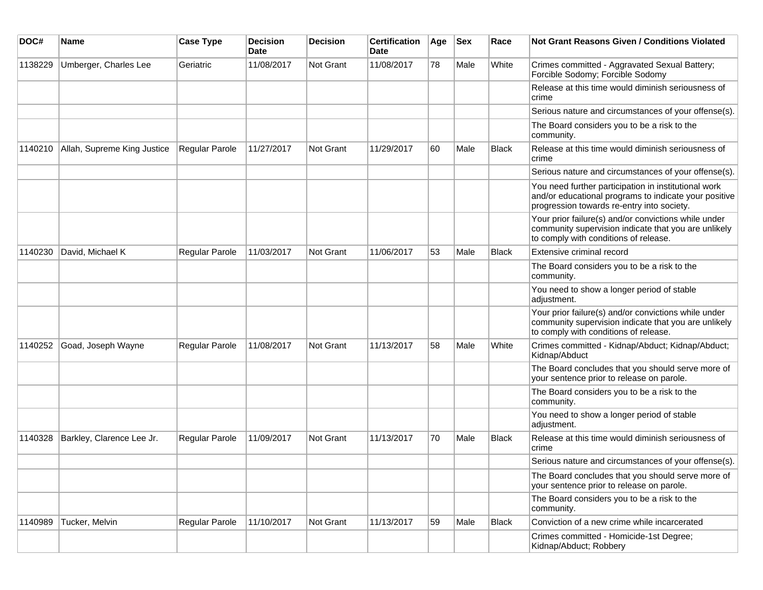| DOC# | Name | Case Type | Decision Date | Decision | Certification Date | Age | Sex | Race | Not Grant Reasons Given / Conditions Violated |
|---|---|---|---|---|---|---|---|---|---|
| 1138229 | Umberger, Charles Lee | Geriatric | 11/08/2017 | Not Grant | 11/08/2017 | 78 | Male | White | Crimes committed - Aggravated Sexual Battery; Forcible Sodomy; Forcible Sodomy |
| | | | | | | | | | Release at this time would diminish seriousness of crime |
| | | | | | | | | | Serious nature and circumstances of your offense(s). |
| | | | | | | | | | The Board considers you to be a risk to the community. |
| 1140210 | Allah, Supreme King Justice | Regular Parole | 11/27/2017 | Not Grant | 11/29/2017 | 60 | Male | Black | Release at this time would diminish seriousness of crime |
| | | | | | | | | | Serious nature and circumstances of your offense(s). |
| | | | | | | | | | You need further participation in institutional work and/or educational programs to indicate your positive progression towards re-entry into society. |
| | | | | | | | | | Your prior failure(s) and/or convictions while under community supervision indicate that you are unlikely to comply with conditions of release. |
| 1140230 | David, Michael K | Regular Parole | 11/03/2017 | Not Grant | 11/06/2017 | 53 | Male | Black | Extensive criminal record |
| | | | | | | | | | The Board considers you to be a risk to the community. |
| | | | | | | | | | You need to show a longer period of stable adjustment. |
| | | | | | | | | | Your prior failure(s) and/or convictions while under community supervision indicate that you are unlikely to comply with conditions of release. |
| 1140252 | Goad, Joseph Wayne | Regular Parole | 11/08/2017 | Not Grant | 11/13/2017 | 58 | Male | White | Crimes committed - Kidnap/Abduct; Kidnap/Abduct; Kidnap/Abduct |
| | | | | | | | | | The Board concludes that you should serve more of your sentence prior to release on parole. |
| | | | | | | | | | The Board considers you to be a risk to the community. |
| | | | | | | | | | You need to show a longer period of stable adjustment. |
| 1140328 | Barkley, Clarence Lee Jr. | Regular Parole | 11/09/2017 | Not Grant | 11/13/2017 | 70 | Male | Black | Release at this time would diminish seriousness of crime |
| | | | | | | | | | Serious nature and circumstances of your offense(s). |
| | | | | | | | | | The Board concludes that you should serve more of your sentence prior to release on parole. |
| | | | | | | | | | The Board considers you to be a risk to the community. |
| 1140989 | Tucker, Melvin | Regular Parole | 11/10/2017 | Not Grant | 11/13/2017 | 59 | Male | Black | Conviction of a new crime while incarcerated |
| | | | | | | | | | Crimes committed - Homicide-1st Degree; Kidnap/Abduct; Robbery |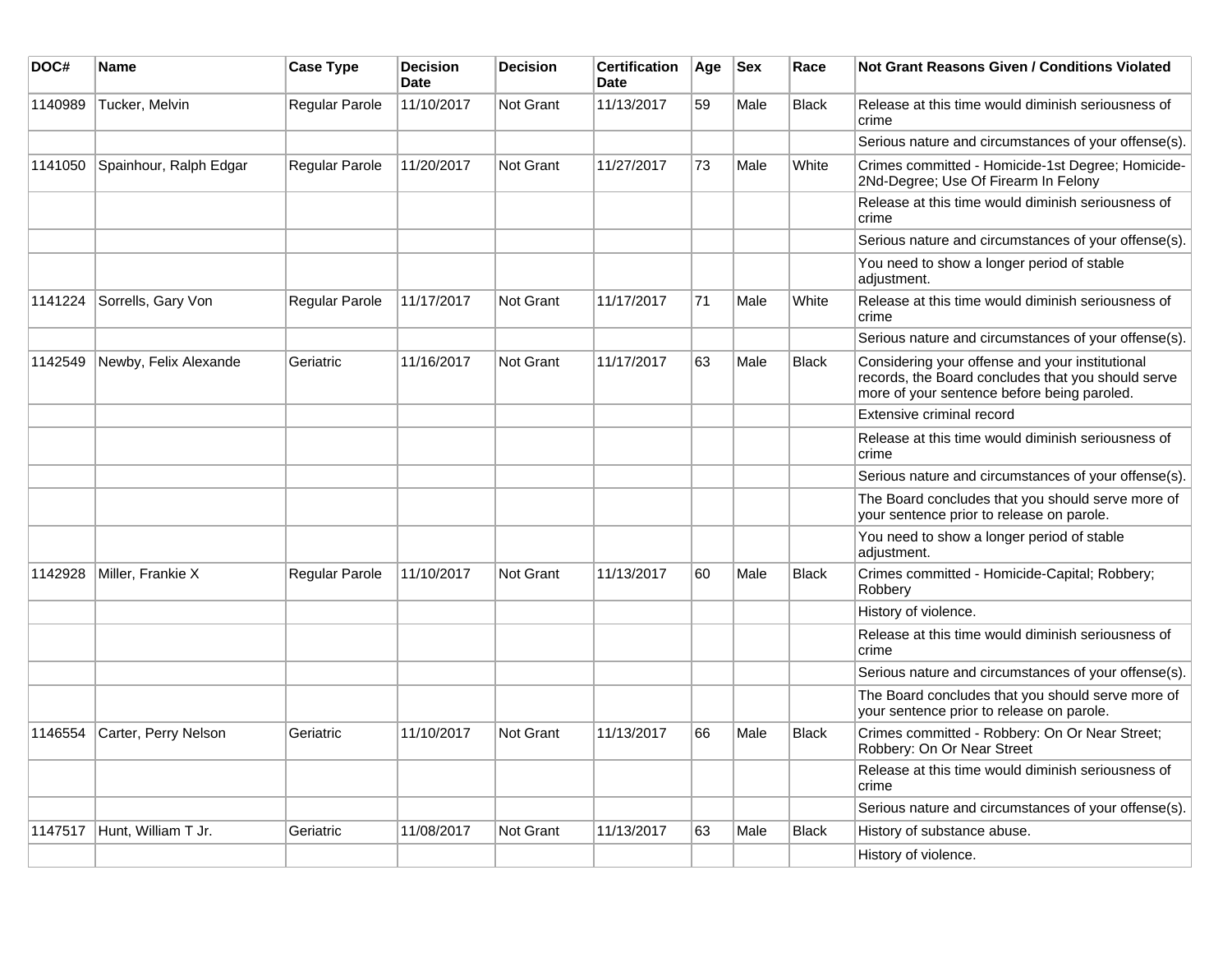| DOC# | Name | Case Type | Decision Date | Decision | Certification Date | Age | Sex | Race | Not Grant Reasons Given / Conditions Violated |
|---|---|---|---|---|---|---|---|---|---|
| 1140989 | Tucker, Melvin | Regular Parole | 11/10/2017 | Not Grant | 11/13/2017 | 59 | Male | Black | Release at this time would diminish seriousness of crime |
| | | | | | | | | | Serious nature and circumstances of your offense(s). |
| 1141050 | Spainhour, Ralph Edgar | Regular Parole | 11/20/2017 | Not Grant | 11/27/2017 | 73 | Male | White | Crimes committed - Homicide-1st Degree; Homicide-2Nd-Degree; Use Of Firearm In Felony |
| | | | | | | | | | Release at this time would diminish seriousness of crime |
| | | | | | | | | | Serious nature and circumstances of your offense(s). |
| | | | | | | | | | You need to show a longer period of stable adjustment. |
| 1141224 | Sorrells, Gary Von | Regular Parole | 11/17/2017 | Not Grant | 11/17/2017 | 71 | Male | White | Release at this time would diminish seriousness of crime |
| | | | | | | | | | Serious nature and circumstances of your offense(s). |
| 1142549 | Newby, Felix Alexande | Geriatric | 11/16/2017 | Not Grant | 11/17/2017 | 63 | Male | Black | Considering your offense and your institutional records, the Board concludes that you should serve more of your sentence before being paroled. |
| | | | | | | | | | Extensive criminal record |
| | | | | | | | | | Release at this time would diminish seriousness of crime |
| | | | | | | | | | Serious nature and circumstances of your offense(s). |
| | | | | | | | | | The Board concludes that you should serve more of your sentence prior to release on parole. |
| | | | | | | | | | You need to show a longer period of stable adjustment. |
| 1142928 | Miller, Frankie X | Regular Parole | 11/10/2017 | Not Grant | 11/13/2017 | 60 | Male | Black | Crimes committed - Homicide-Capital; Robbery; Robbery |
| | | | | | | | | | History of violence. |
| | | | | | | | | | Release at this time would diminish seriousness of crime |
| | | | | | | | | | Serious nature and circumstances of your offense(s). |
| | | | | | | | | | The Board concludes that you should serve more of your sentence prior to release on parole. |
| 1146554 | Carter, Perry Nelson | Geriatric | 11/10/2017 | Not Grant | 11/13/2017 | 66 | Male | Black | Crimes committed - Robbery: On Or Near Street; Robbery: On Or Near Street |
| | | | | | | | | | Release at this time would diminish seriousness of crime |
| | | | | | | | | | Serious nature and circumstances of your offense(s). |
| 1147517 | Hunt, William T Jr. | Geriatric | 11/08/2017 | Not Grant | 11/13/2017 | 63 | Male | Black | History of substance abuse. |
| | | | | | | | | | History of violence. |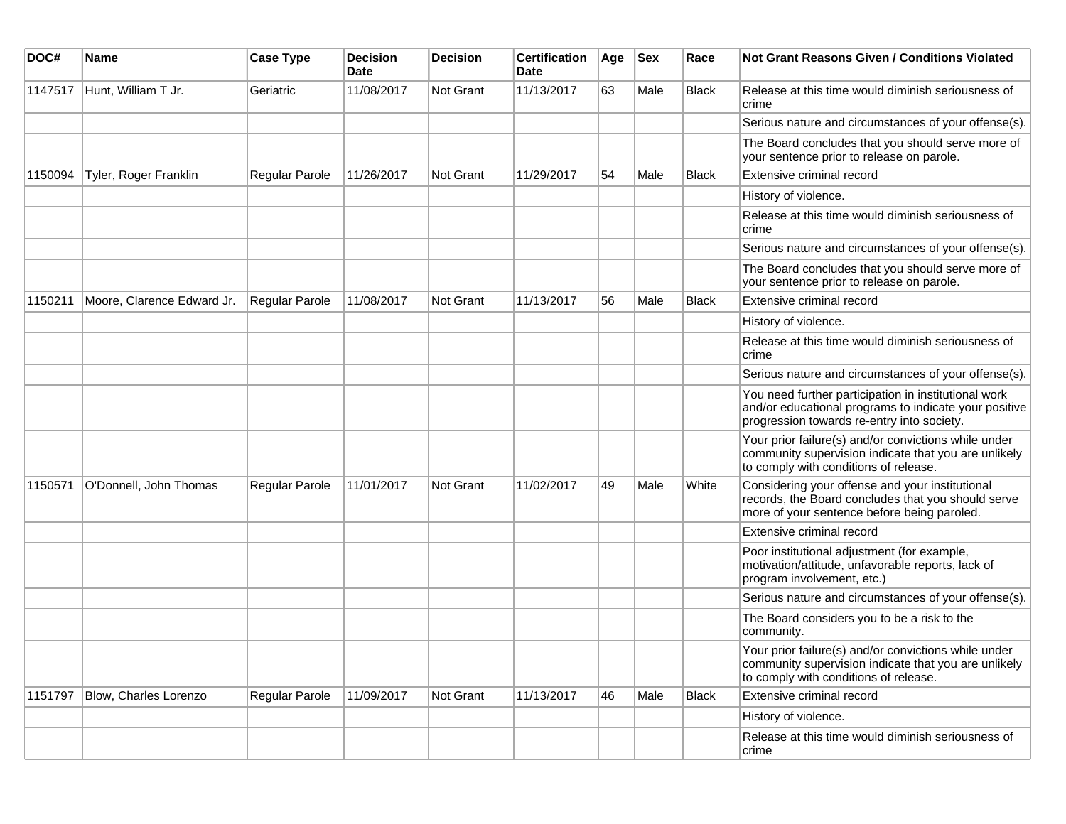| DOC# | Name | Case Type | Decision Date | Decision | Certification Date | Age | Sex | Race | Not Grant Reasons Given / Conditions Violated |
|---|---|---|---|---|---|---|---|---|---|
| 1147517 | Hunt, William T Jr. | Geriatric | 11/08/2017 | Not Grant | 11/13/2017 | 63 | Male | Black | Release at this time would diminish seriousness of crime |
| | | | | | | | | | Serious nature and circumstances of your offense(s). |
| | | | | | | | | | The Board concludes that you should serve more of your sentence prior to release on parole. |
| 1150094 | Tyler, Roger Franklin | Regular Parole | 11/26/2017 | Not Grant | 11/29/2017 | 54 | Male | Black | Extensive criminal record |
| | | | | | | | | | History of violence. |
| | | | | | | | | | Release at this time would diminish seriousness of crime |
| | | | | | | | | | Serious nature and circumstances of your offense(s). |
| | | | | | | | | | The Board concludes that you should serve more of your sentence prior to release on parole. |
| 1150211 | Moore, Clarence Edward Jr. | Regular Parole | 11/08/2017 | Not Grant | 11/13/2017 | 56 | Male | Black | Extensive criminal record |
| | | | | | | | | | History of violence. |
| | | | | | | | | | Release at this time would diminish seriousness of crime |
| | | | | | | | | | Serious nature and circumstances of your offense(s). |
| | | | | | | | | | You need further participation in institutional work and/or educational programs to indicate your positive progression towards re-entry into society. |
| | | | | | | | | | Your prior failure(s) and/or convictions while under community supervision indicate that you are unlikely to comply with conditions of release. |
| 1150571 | O'Donnell, John Thomas | Regular Parole | 11/01/2017 | Not Grant | 11/02/2017 | 49 | Male | White | Considering your offense and your institutional records, the Board concludes that you should serve more of your sentence before being paroled. |
| | | | | | | | | | Extensive criminal record |
| | | | | | | | | | Poor institutional adjustment (for example, motivation/attitude, unfavorable reports, lack of program involvement, etc.) |
| | | | | | | | | | Serious nature and circumstances of your offense(s). |
| | | | | | | | | | The Board considers you to be a risk to the community. |
| | | | | | | | | | Your prior failure(s) and/or convictions while under community supervision indicate that you are unlikely to comply with conditions of release. |
| 1151797 | Blow, Charles Lorenzo | Regular Parole | 11/09/2017 | Not Grant | 11/13/2017 | 46 | Male | Black | Extensive criminal record |
| | | | | | | | | | History of violence. |
| | | | | | | | | | Release at this time would diminish seriousness of crime |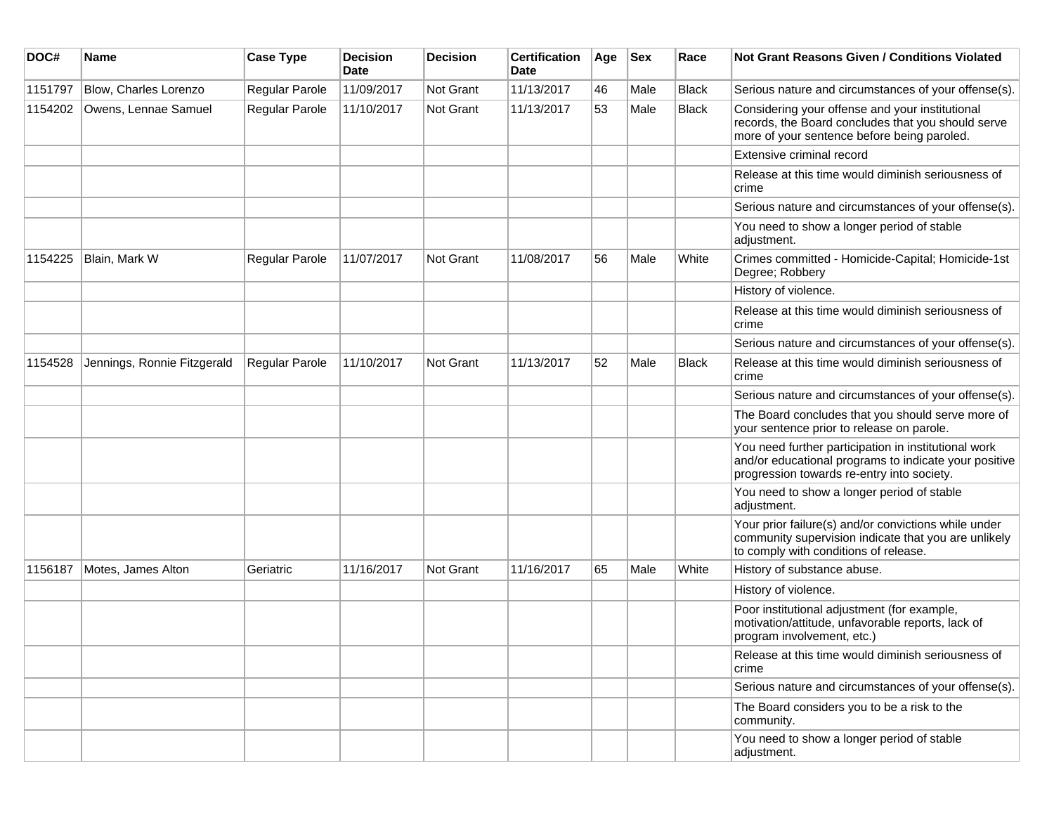| DOC# | Name | Case Type | Decision Date | Decision | Certification Date | Age | Sex | Race | Not Grant Reasons Given / Conditions Violated |
|---|---|---|---|---|---|---|---|---|---|
| 1151797 | Blow, Charles Lorenzo | Regular Parole | 11/09/2017 | Not Grant | 11/13/2017 | 46 | Male | Black | Serious nature and circumstances of your offense(s). |
| 1154202 | Owens, Lennae Samuel | Regular Parole | 11/10/2017 | Not Grant | 11/13/2017 | 53 | Male | Black | Considering your offense and your institutional records, the Board concludes that you should serve more of your sentence before being paroled. |
| | | | | | | | | | Extensive criminal record |
| | | | | | | | | | Release at this time would diminish seriousness of crime |
| | | | | | | | | | Serious nature and circumstances of your offense(s). |
| | | | | | | | | | You need to show a longer period of stable adjustment. |
| 1154225 | Blain, Mark W | Regular Parole | 11/07/2017 | Not Grant | 11/08/2017 | 56 | Male | White | Crimes committed - Homicide-Capital; Homicide-1st Degree; Robbery |
| | | | | | | | | | History of violence. |
| | | | | | | | | | Release at this time would diminish seriousness of crime |
| | | | | | | | | | Serious nature and circumstances of your offense(s). |
| 1154528 | Jennings, Ronnie Fitzgerald | Regular Parole | 11/10/2017 | Not Grant | 11/13/2017 | 52 | Male | Black | Release at this time would diminish seriousness of crime |
| | | | | | | | | | Serious nature and circumstances of your offense(s). |
| | | | | | | | | | The Board concludes that you should serve more of your sentence prior to release on parole. |
| | | | | | | | | | You need further participation in institutional work and/or educational programs to indicate your positive progression towards re-entry into society. |
| | | | | | | | | | You need to show a longer period of stable adjustment. |
| | | | | | | | | | Your prior failure(s) and/or convictions while under community supervision indicate that you are unlikely to comply with conditions of release. |
| 1156187 | Motes, James Alton | Geriatric | 11/16/2017 | Not Grant | 11/16/2017 | 65 | Male | White | History of substance abuse. |
| | | | | | | | | | History of violence. |
| | | | | | | | | | Poor institutional adjustment (for example, motivation/attitude, unfavorable reports, lack of program involvement, etc.) |
| | | | | | | | | | Release at this time would diminish seriousness of crime |
| | | | | | | | | | Serious nature and circumstances of your offense(s). |
| | | | | | | | | | The Board considers you to be a risk to the community. |
| | | | | | | | | | You need to show a longer period of stable adjustment. |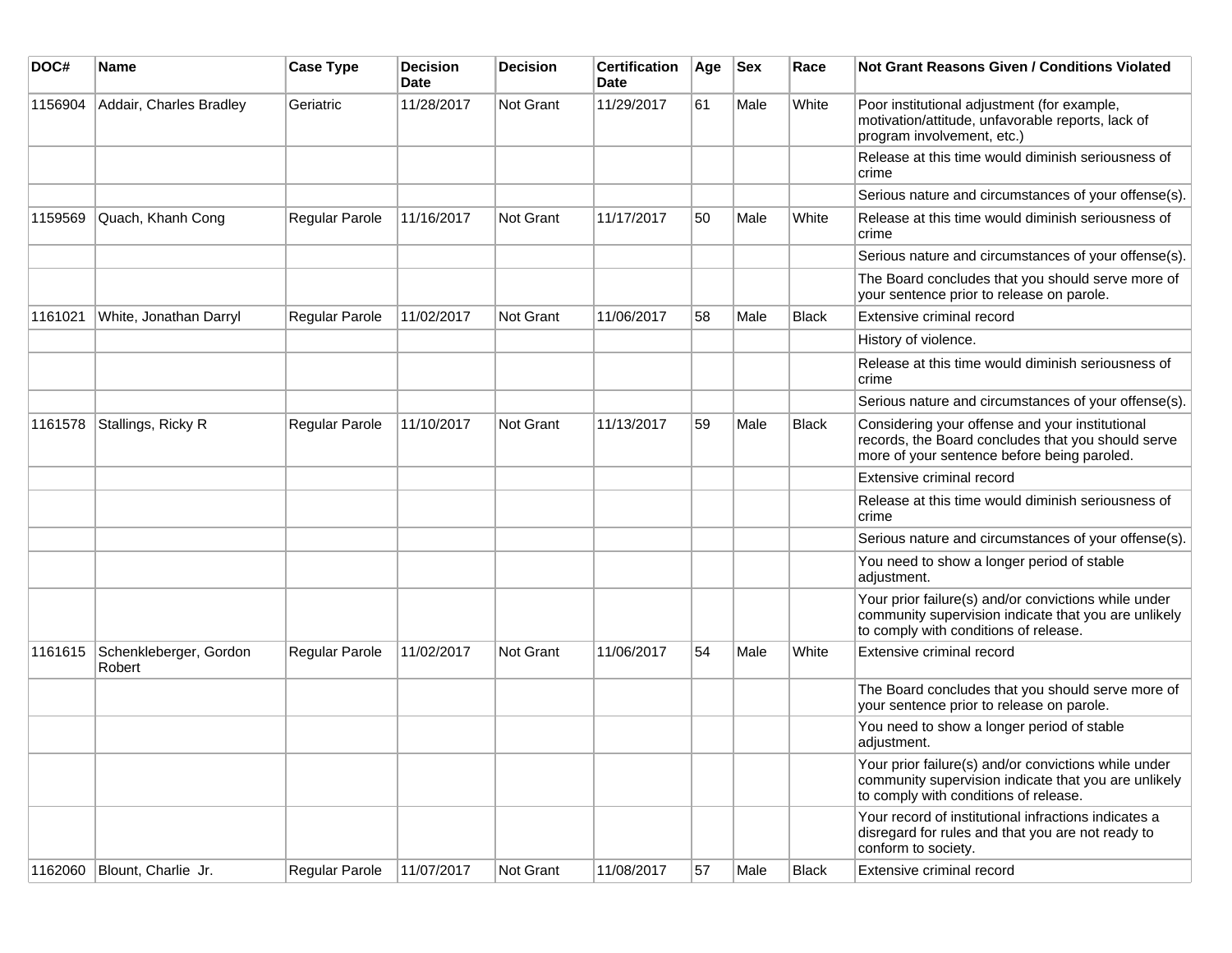| DOC# | Name | Case Type | Decision Date | Decision | Certification Date | Age | Sex | Race | Not Grant Reasons Given / Conditions Violated |
|---|---|---|---|---|---|---|---|---|---|
| 1156904 | Addair, Charles Bradley | Geriatric | 11/28/2017 | Not Grant | 11/29/2017 | 61 | Male | White | Poor institutional adjustment (for example, motivation/attitude, unfavorable reports, lack of program involvement, etc.) |
| | | | | | | | | | Release at this time would diminish seriousness of crime |
| | | | | | | | | | Serious nature and circumstances of your offense(s). |
| 1159569 | Quach, Khanh Cong | Regular Parole | 11/16/2017 | Not Grant | 11/17/2017 | 50 | Male | White | Release at this time would diminish seriousness of crime |
| | | | | | | | | | Serious nature and circumstances of your offense(s). |
| | | | | | | | | | The Board concludes that you should serve more of your sentence prior to release on parole. |
| 1161021 | White, Jonathan Darryl | Regular Parole | 11/02/2017 | Not Grant | 11/06/2017 | 58 | Male | Black | Extensive criminal record |
| | | | | | | | | | History of violence. |
| | | | | | | | | | Release at this time would diminish seriousness of crime |
| | | | | | | | | | Serious nature and circumstances of your offense(s). |
| 1161578 | Stallings, Ricky R | Regular Parole | 11/10/2017 | Not Grant | 11/13/2017 | 59 | Male | Black | Considering your offense and your institutional records, the Board concludes that you should serve more of your sentence before being paroled. |
| | | | | | | | | | Extensive criminal record |
| | | | | | | | | | Release at this time would diminish seriousness of crime |
| | | | | | | | | | Serious nature and circumstances of your offense(s). |
| | | | | | | | | | You need to show a longer period of stable adjustment. |
| | | | | | | | | | Your prior failure(s) and/or convictions while under community supervision indicate that you are unlikely to comply with conditions of release. |
| 1161615 | Schenkleberger, Gordon Robert | Regular Parole | 11/02/2017 | Not Grant | 11/06/2017 | 54 | Male | White | Extensive criminal record |
| | | | | | | | | | The Board concludes that you should serve more of your sentence prior to release on parole. |
| | | | | | | | | | You need to show a longer period of stable adjustment. |
| | | | | | | | | | Your prior failure(s) and/or convictions while under community supervision indicate that you are unlikely to comply with conditions of release. |
| | | | | | | | | | Your record of institutional infractions indicates a disregard for rules and that you are not ready to conform to society. |
| 1162060 | Blount, Charlie Jr. | Regular Parole | 11/07/2017 | Not Grant | 11/08/2017 | 57 | Male | Black | Extensive criminal record |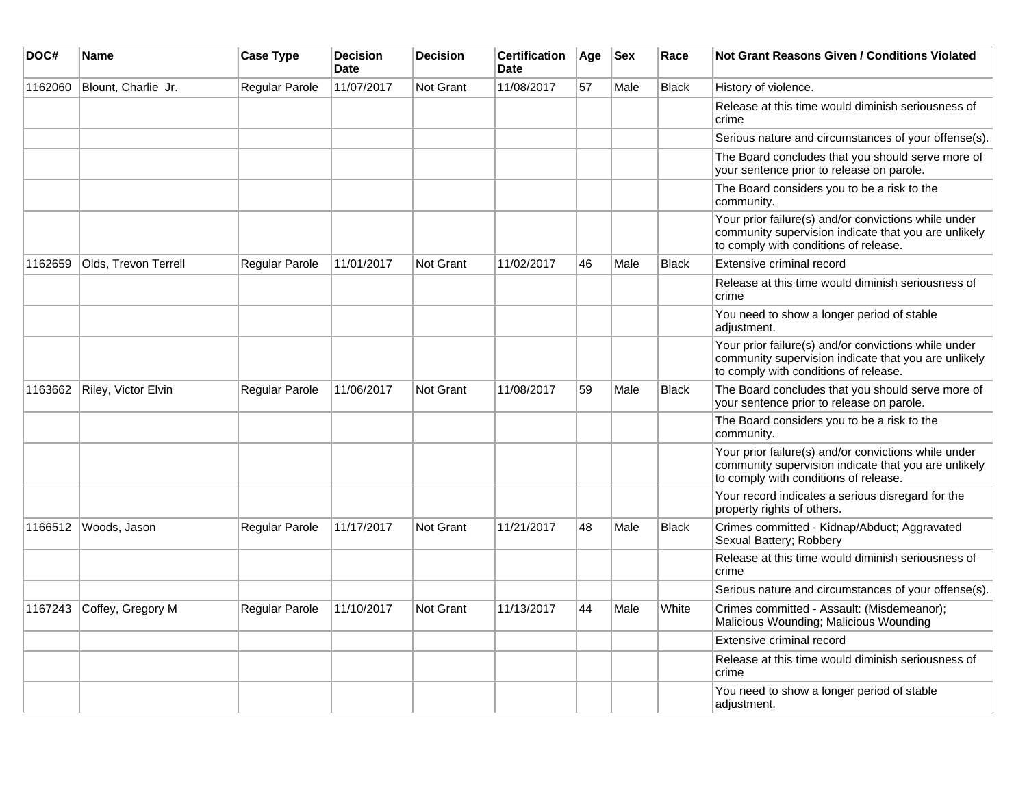| DOC# | Name | Case Type | Decision Date | Decision | Certification Date | Age | Sex | Race | Not Grant Reasons Given / Conditions Violated |
|---|---|---|---|---|---|---|---|---|---|
| 1162060 | Blount, Charlie Jr. | Regular Parole | 11/07/2017 | Not Grant | 11/08/2017 | 57 | Male | Black | History of violence. |
| | | | | | | | | | Release at this time would diminish seriousness of crime |
| | | | | | | | | | Serious nature and circumstances of your offense(s). |
| | | | | | | | | | The Board concludes that you should serve more of your sentence prior to release on parole. |
| | | | | | | | | | The Board considers you to be a risk to the community. |
| | | | | | | | | | Your prior failure(s) and/or convictions while under community supervision indicate that you are unlikely to comply with conditions of release. |
| 1162659 | Olds, Trevon Terrell | Regular Parole | 11/01/2017 | Not Grant | 11/02/2017 | 46 | Male | Black | Extensive criminal record |
| | | | | | | | | | Release at this time would diminish seriousness of crime |
| | | | | | | | | | You need to show a longer period of stable adjustment. |
| | | | | | | | | | Your prior failure(s) and/or convictions while under community supervision indicate that you are unlikely to comply with conditions of release. |
| 1163662 | Riley, Victor Elvin | Regular Parole | 11/06/2017 | Not Grant | 11/08/2017 | 59 | Male | Black | The Board concludes that you should serve more of your sentence prior to release on parole. |
| | | | | | | | | | The Board considers you to be a risk to the community. |
| | | | | | | | | | Your prior failure(s) and/or convictions while under community supervision indicate that you are unlikely to comply with conditions of release. |
| | | | | | | | | | Your record indicates a serious disregard for the property rights of others. |
| 1166512 | Woods, Jason | Regular Parole | 11/17/2017 | Not Grant | 11/21/2017 | 48 | Male | Black | Crimes committed - Kidnap/Abduct; Aggravated Sexual Battery; Robbery |
| | | | | | | | | | Release at this time would diminish seriousness of crime |
| | | | | | | | | | Serious nature and circumstances of your offense(s). |
| 1167243 | Coffey, Gregory M | Regular Parole | 11/10/2017 | Not Grant | 11/13/2017 | 44 | Male | White | Crimes committed - Assault: (Misdemeanor); Malicious Wounding; Malicious Wounding |
| | | | | | | | | | Extensive criminal record |
| | | | | | | | | | Release at this time would diminish seriousness of crime |
| | | | | | | | | | You need to show a longer period of stable adjustment. |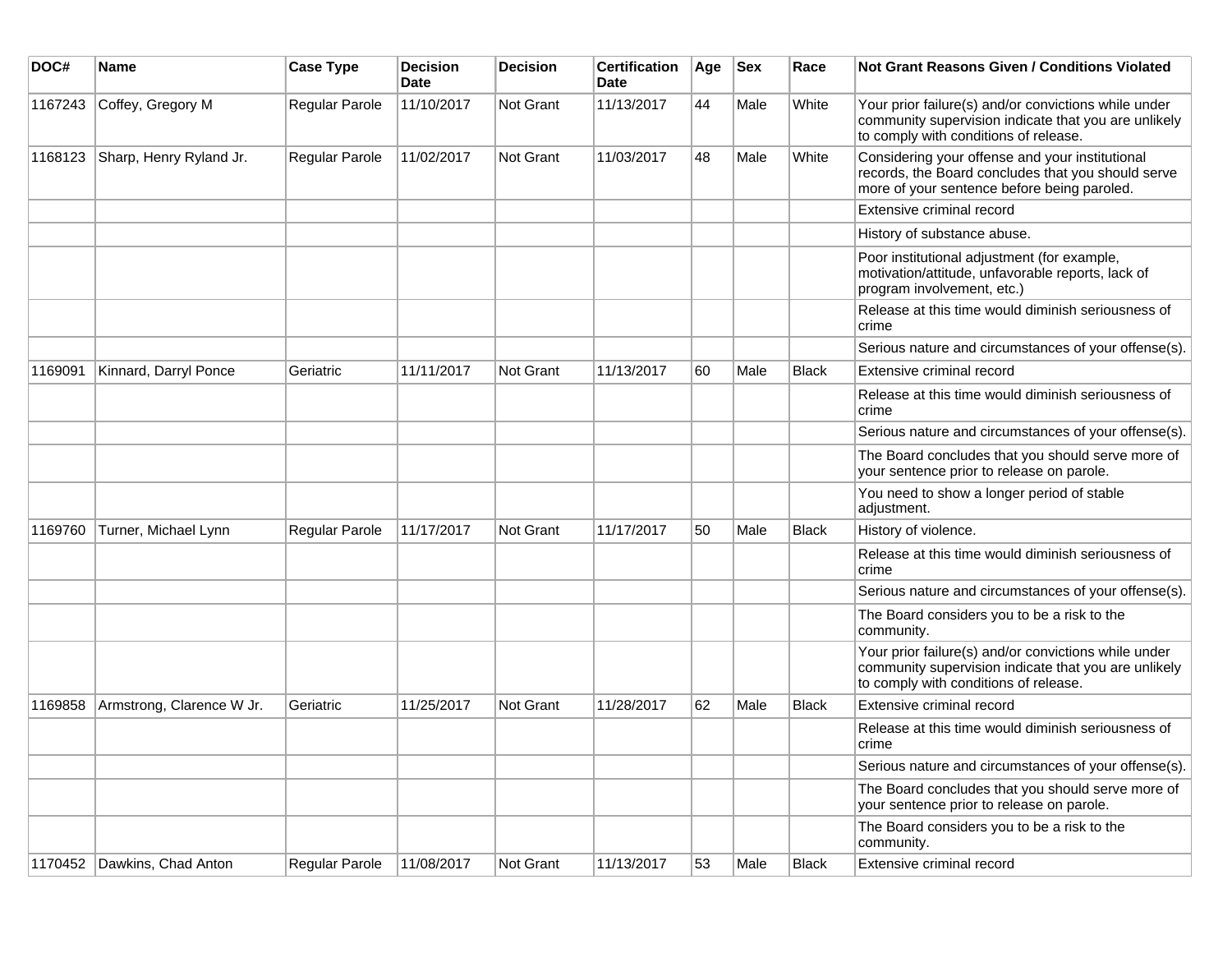| DOC# | Name | Case Type | Decision Date | Decision | Certification Date | Age | Sex | Race | Not Grant Reasons Given / Conditions Violated |
|---|---|---|---|---|---|---|---|---|---|
| 1167243 | Coffey, Gregory M | Regular Parole | 11/10/2017 | Not Grant | 11/13/2017 | 44 | Male | White | Your prior failure(s) and/or convictions while under community supervision indicate that you are unlikely to comply with conditions of release. |
| 1168123 | Sharp, Henry Ryland Jr. | Regular Parole | 11/02/2017 | Not Grant | 11/03/2017 | 48 | Male | White | Considering your offense and your institutional records, the Board concludes that you should serve more of your sentence before being paroled. |
| | | | | | | | | | Extensive criminal record |
| | | | | | | | | | History of substance abuse. |
| | | | | | | | | | Poor institutional adjustment (for example, motivation/attitude, unfavorable reports, lack of program involvement, etc.) |
| | | | | | | | | | Release at this time would diminish seriousness of crime |
| | | | | | | | | | Serious nature and circumstances of your offense(s). |
| 1169091 | Kinnard, Darryl Ponce | Geriatric | 11/11/2017 | Not Grant | 11/13/2017 | 60 | Male | Black | Extensive criminal record |
| | | | | | | | | | Release at this time would diminish seriousness of crime |
| | | | | | | | | | Serious nature and circumstances of your offense(s). |
| | | | | | | | | | The Board concludes that you should serve more of your sentence prior to release on parole. |
| | | | | | | | | | You need to show a longer period of stable adjustment. |
| 1169760 | Turner, Michael Lynn | Regular Parole | 11/17/2017 | Not Grant | 11/17/2017 | 50 | Male | Black | History of violence. |
| | | | | | | | | | Release at this time would diminish seriousness of crime |
| | | | | | | | | | Serious nature and circumstances of your offense(s). |
| | | | | | | | | | The Board considers you to be a risk to the community. |
| | | | | | | | | | Your prior failure(s) and/or convictions while under community supervision indicate that you are unlikely to comply with conditions of release. |
| 1169858 | Armstrong, Clarence W Jr. | Geriatric | 11/25/2017 | Not Grant | 11/28/2017 | 62 | Male | Black | Extensive criminal record |
| | | | | | | | | | Release at this time would diminish seriousness of crime |
| | | | | | | | | | Serious nature and circumstances of your offense(s). |
| | | | | | | | | | The Board concludes that you should serve more of your sentence prior to release on parole. |
| | | | | | | | | | The Board considers you to be a risk to the community. |
| 1170452 | Dawkins, Chad Anton | Regular Parole | 11/08/2017 | Not Grant | 11/13/2017 | 53 | Male | Black | Extensive criminal record |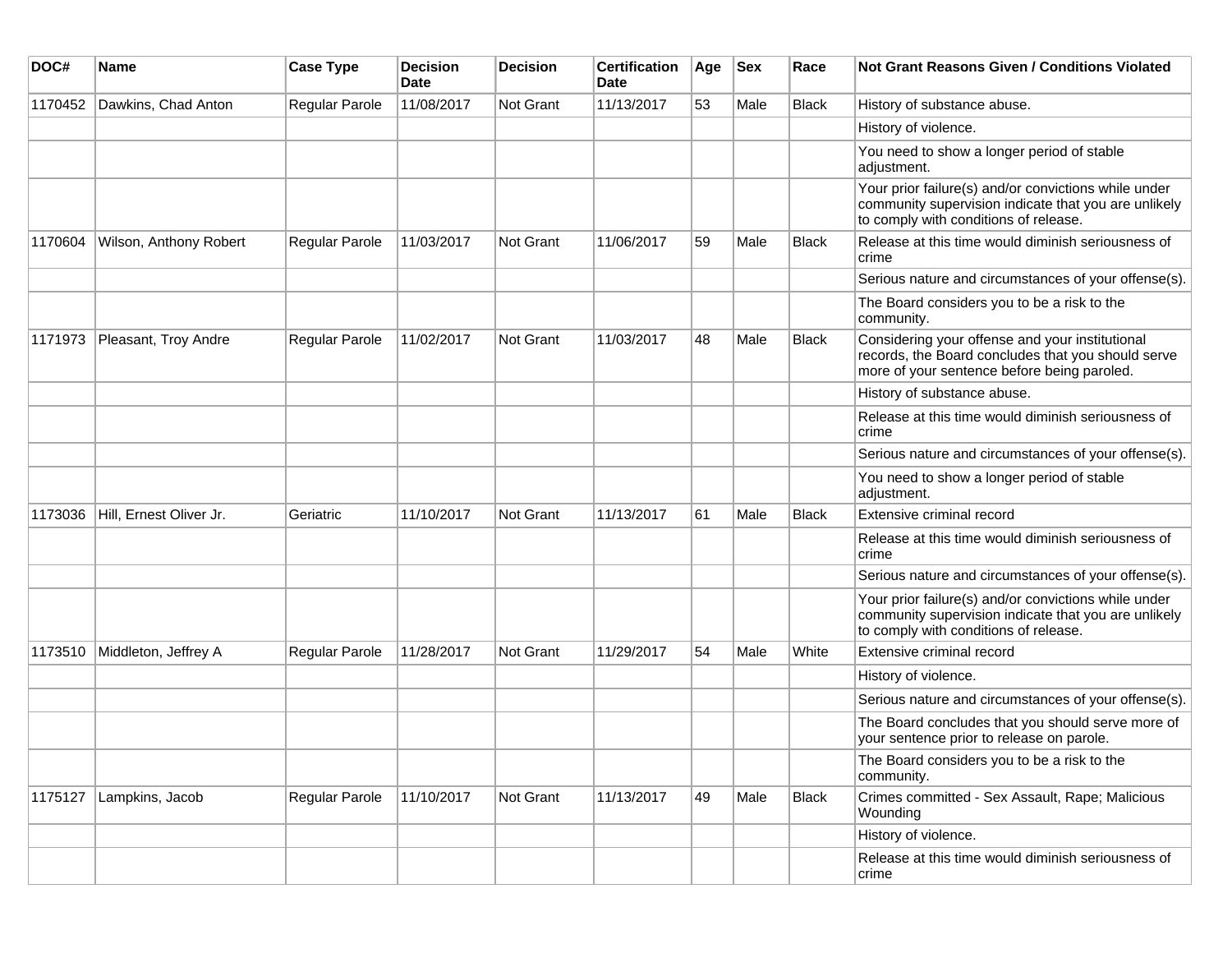| DOC# | Name | Case Type | Decision Date | Decision | Certification Date | Age | Sex | Race | Not Grant Reasons Given / Conditions Violated |
| --- | --- | --- | --- | --- | --- | --- | --- | --- | --- |
| 1170452 | Dawkins, Chad Anton | Regular Parole | 11/08/2017 | Not Grant | 11/13/2017 | 53 | Male | Black | History of substance abuse. |
| | | | | | | | | | History of violence. |
| | | | | | | | | | You need to show a longer period of stable adjustment. |
| | | | | | | | | | Your prior failure(s) and/or convictions while under community supervision indicate that you are unlikely to comply with conditions of release. |
| 1170604 | Wilson, Anthony Robert | Regular Parole | 11/03/2017 | Not Grant | 11/06/2017 | 59 | Male | Black | Release at this time would diminish seriousness of crime |
| | | | | | | | | | Serious nature and circumstances of your offense(s). |
| | | | | | | | | | The Board considers you to be a risk to the community. |
| 1171973 | Pleasant, Troy Andre | Regular Parole | 11/02/2017 | Not Grant | 11/03/2017 | 48 | Male | Black | Considering your offense and your institutional records, the Board concludes that you should serve more of your sentence before being paroled. |
| | | | | | | | | | History of substance abuse. |
| | | | | | | | | | Release at this time would diminish seriousness of crime |
| | | | | | | | | | Serious nature and circumstances of your offense(s). |
| | | | | | | | | | You need to show a longer period of stable adjustment. |
| 1173036 | Hill, Ernest Oliver Jr. | Geriatric | 11/10/2017 | Not Grant | 11/13/2017 | 61 | Male | Black | Extensive criminal record |
| | | | | | | | | | Release at this time would diminish seriousness of crime |
| | | | | | | | | | Serious nature and circumstances of your offense(s). |
| | | | | | | | | | Your prior failure(s) and/or convictions while under community supervision indicate that you are unlikely to comply with conditions of release. |
| 1173510 | Middleton, Jeffrey A | Regular Parole | 11/28/2017 | Not Grant | 11/29/2017 | 54 | Male | White | Extensive criminal record |
| | | | | | | | | | History of violence. |
| | | | | | | | | | Serious nature and circumstances of your offense(s). |
| | | | | | | | | | The Board concludes that you should serve more of your sentence prior to release on parole. |
| | | | | | | | | | The Board considers you to be a risk to the community. |
| 1175127 | Lampkins, Jacob | Regular Parole | 11/10/2017 | Not Grant | 11/13/2017 | 49 | Male | Black | Crimes committed - Sex Assault, Rape; Malicious Wounding |
| | | | | | | | | | History of violence. |
| | | | | | | | | | Release at this time would diminish seriousness of crime |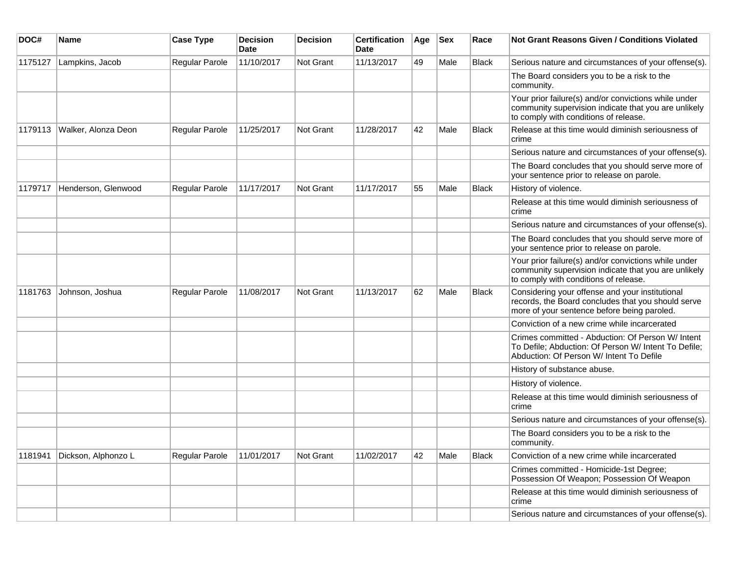| DOC# | Name | Case Type | Decision Date | Decision | Certification Date | Age | Sex | Race | Not Grant Reasons Given / Conditions Violated |
|---|---|---|---|---|---|---|---|---|---|
| 1175127 | Lampkins, Jacob | Regular Parole | 11/10/2017 | Not Grant | 11/13/2017 | 49 | Male | Black | Serious nature and circumstances of your offense(s). |
| | | | | | | | | | The Board considers you to be a risk to the community. |
| | | | | | | | | | Your prior failure(s) and/or convictions while under community supervision indicate that you are unlikely to comply with conditions of release. |
| 1179113 | Walker, Alonza Deon | Regular Parole | 11/25/2017 | Not Grant | 11/28/2017 | 42 | Male | Black | Release at this time would diminish seriousness of crime |
| | | | | | | | | | Serious nature and circumstances of your offense(s). |
| | | | | | | | | | The Board concludes that you should serve more of your sentence prior to release on parole. |
| 1179717 | Henderson, Glenwood | Regular Parole | 11/17/2017 | Not Grant | 11/17/2017 | 55 | Male | Black | History of violence. |
| | | | | | | | | | Release at this time would diminish seriousness of crime |
| | | | | | | | | | Serious nature and circumstances of your offense(s). |
| | | | | | | | | | The Board concludes that you should serve more of your sentence prior to release on parole. |
| | | | | | | | | | Your prior failure(s) and/or convictions while under community supervision indicate that you are unlikely to comply with conditions of release. |
| 1181763 | Johnson, Joshua | Regular Parole | 11/08/2017 | Not Grant | 11/13/2017 | 62 | Male | Black | Considering your offense and your institutional records, the Board concludes that you should serve more of your sentence before being paroled. |
| | | | | | | | | | Conviction of a new crime while incarcerated |
| | | | | | | | | | Crimes committed - Abduction: Of Person W/ Intent To Defile; Abduction: Of Person W/ Intent To Defile; Abduction: Of Person W/ Intent To Defile |
| | | | | | | | | | History of substance abuse. |
| | | | | | | | | | History of violence. |
| | | | | | | | | | Release at this time would diminish seriousness of crime |
| | | | | | | | | | Serious nature and circumstances of your offense(s). |
| | | | | | | | | | The Board considers you to be a risk to the community. |
| 1181941 | Dickson, Alphonzo L | Regular Parole | 11/01/2017 | Not Grant | 11/02/2017 | 42 | Male | Black | Conviction of a new crime while incarcerated |
| | | | | | | | | | Crimes committed - Homicide-1st Degree; Possession Of Weapon; Possession Of Weapon |
| | | | | | | | | | Release at this time would diminish seriousness of crime |
| | | | | | | | | | Serious nature and circumstances of your offense(s). |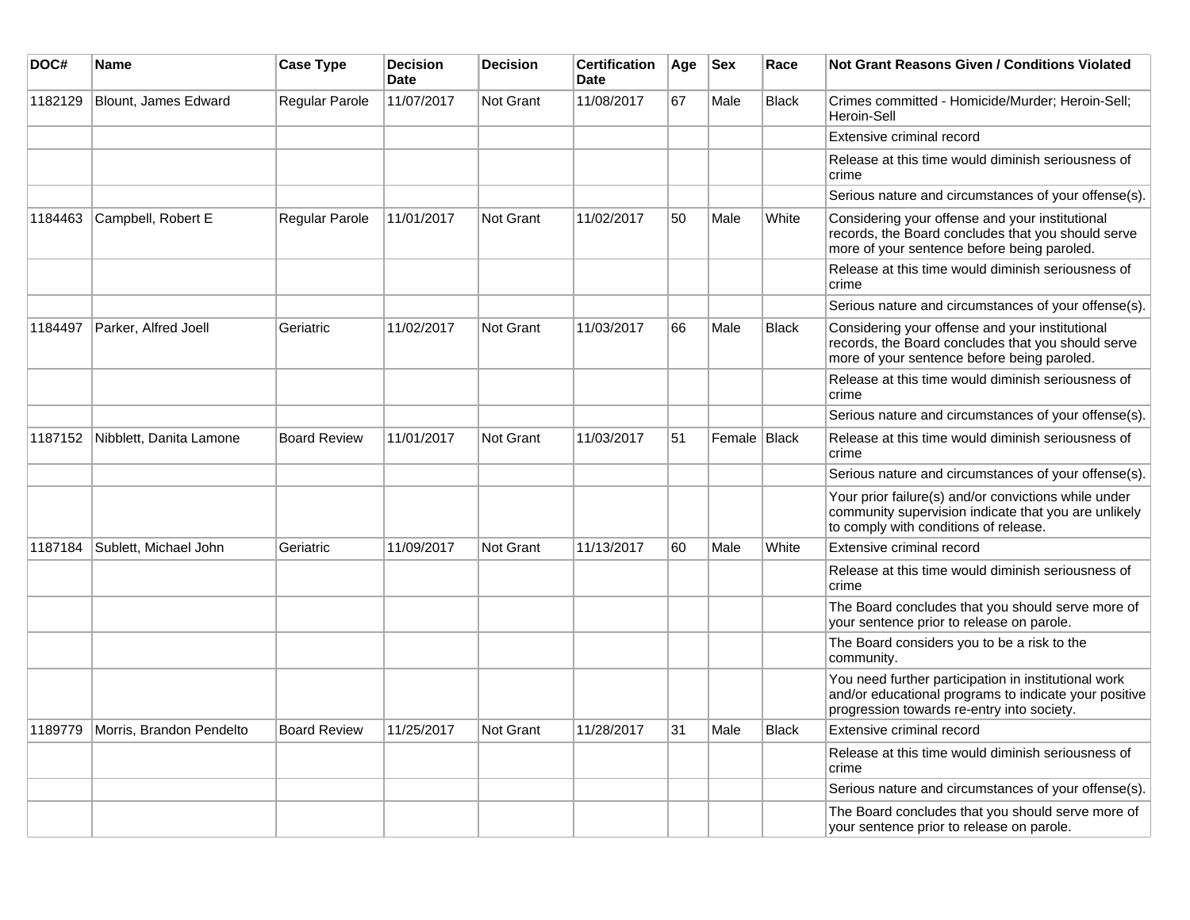| DOC# | Name | Case Type | Decision Date | Decision | Certification Date | Age | Sex | Race | Not Grant Reasons Given / Conditions Violated |
|---|---|---|---|---|---|---|---|---|---|
| 1182129 | Blount, James Edward | Regular Parole | 11/07/2017 | Not Grant | 11/08/2017 | 67 | Male | Black | Crimes committed - Homicide/Murder; Heroin-Sell; Heroin-Sell |
| | | | | | | | | | Extensive criminal record |
| | | | | | | | | | Release at this time would diminish seriousness of crime |
| | | | | | | | | | Serious nature and circumstances of your offense(s). |
| 1184463 | Campbell, Robert E | Regular Parole | 11/01/2017 | Not Grant | 11/02/2017 | 50 | Male | White | Considering your offense and your institutional records, the Board concludes that you should serve more of your sentence before being paroled. |
| | | | | | | | | | Release at this time would diminish seriousness of crime |
| | | | | | | | | | Serious nature and circumstances of your offense(s). |
| 1184497 | Parker, Alfred Joell | Geriatric | 11/02/2017 | Not Grant | 11/03/2017 | 66 | Male | Black | Considering your offense and your institutional records, the Board concludes that you should serve more of your sentence before being paroled. |
| | | | | | | | | | Release at this time would diminish seriousness of crime |
| | | | | | | | | | Serious nature and circumstances of your offense(s). |
| 1187152 | Nibblett, Danita Lamone | Board Review | 11/01/2017 | Not Grant | 11/03/2017 | 51 | Female | Black | Release at this time would diminish seriousness of crime |
| | | | | | | | | | Serious nature and circumstances of your offense(s). |
| | | | | | | | | | Your prior failure(s) and/or convictions while under community supervision indicate that you are unlikely to comply with conditions of release. |
| 1187184 | Sublett, Michael John | Geriatric | 11/09/2017 | Not Grant | 11/13/2017 | 60 | Male | White | Extensive criminal record |
| | | | | | | | | | Release at this time would diminish seriousness of crime |
| | | | | | | | | | The Board concludes that you should serve more of your sentence prior to release on parole. |
| | | | | | | | | | The Board considers you to be a risk to the community. |
| | | | | | | | | | You need further participation in institutional work and/or educational programs to indicate your positive progression towards re-entry into society. |
| 1189779 | Morris, Brandon Pendelto | Board Review | 11/25/2017 | Not Grant | 11/28/2017 | 31 | Male | Black | Extensive criminal record |
| | | | | | | | | | Release at this time would diminish seriousness of crime |
| | | | | | | | | | Serious nature and circumstances of your offense(s). |
| | | | | | | | | | The Board concludes that you should serve more of your sentence prior to release on parole. |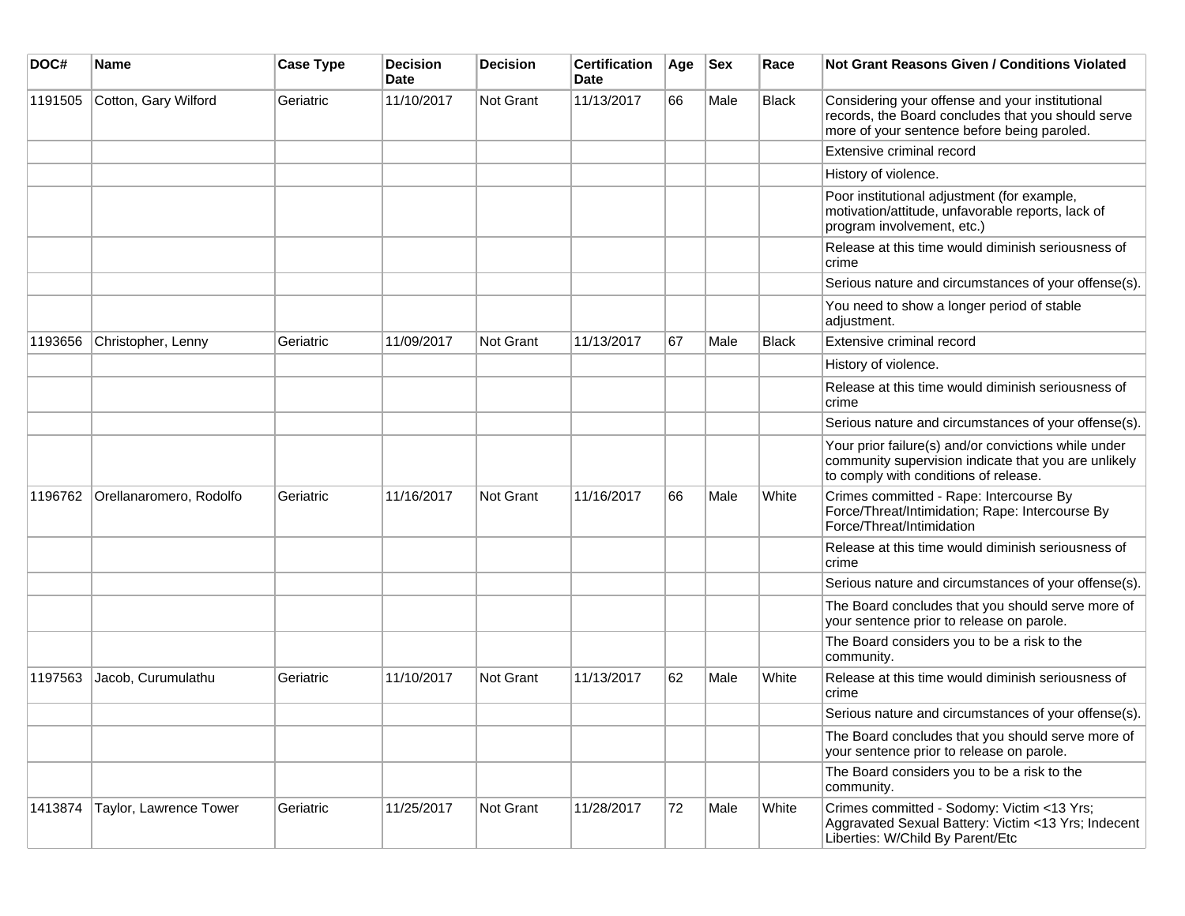| DOC# | Name | Case Type | Decision Date | Decision | Certification Date | Age | Sex | Race | Not Grant Reasons Given / Conditions Violated |
|---|---|---|---|---|---|---|---|---|---|
| 1191505 | Cotton, Gary Wilford | Geriatric | 11/10/2017 | Not Grant | 11/13/2017 | 66 | Male | Black | Considering your offense and your institutional records, the Board concludes that you should serve more of your sentence before being paroled. |
| | | | | | | | | | Extensive criminal record |
| | | | | | | | | | History of violence. |
| | | | | | | | | | Poor institutional adjustment (for example, motivation/attitude, unfavorable reports, lack of program involvement, etc.) |
| | | | | | | | | | Release at this time would diminish seriousness of crime |
| | | | | | | | | | Serious nature and circumstances of your offense(s). |
| | | | | | | | | | You need to show a longer period of stable adjustment. |
| 1193656 | Christopher, Lenny | Geriatric | 11/09/2017 | Not Grant | 11/13/2017 | 67 | Male | Black | Extensive criminal record |
| | | | | | | | | | History of violence. |
| | | | | | | | | | Release at this time would diminish seriousness of crime |
| | | | | | | | | | Serious nature and circumstances of your offense(s). |
| | | | | | | | | | Your prior failure(s) and/or convictions while under community supervision indicate that you are unlikely to comply with conditions of release. |
| 1196762 | Orellanaromero, Rodolfo | Geriatric | 11/16/2017 | Not Grant | 11/16/2017 | 66 | Male | White | Crimes committed - Rape: Intercourse By Force/Threat/Intimidation; Rape: Intercourse By Force/Threat/Intimidation |
| | | | | | | | | | Release at this time would diminish seriousness of crime |
| | | | | | | | | | Serious nature and circumstances of your offense(s). |
| | | | | | | | | | The Board concludes that you should serve more of your sentence prior to release on parole. |
| | | | | | | | | | The Board considers you to be a risk to the community. |
| 1197563 | Jacob, Curumulathu | Geriatric | 11/10/2017 | Not Grant | 11/13/2017 | 62 | Male | White | Release at this time would diminish seriousness of crime |
| | | | | | | | | | Serious nature and circumstances of your offense(s). |
| | | | | | | | | | The Board concludes that you should serve more of your sentence prior to release on parole. |
| | | | | | | | | | The Board considers you to be a risk to the community. |
| 1413874 | Taylor, Lawrence Tower | Geriatric | 11/25/2017 | Not Grant | 11/28/2017 | 72 | Male | White | Crimes committed - Sodomy: Victim <13 Yrs; Aggravated Sexual Battery: Victim <13 Yrs; Indecent Liberties: W/Child By Parent/Etc |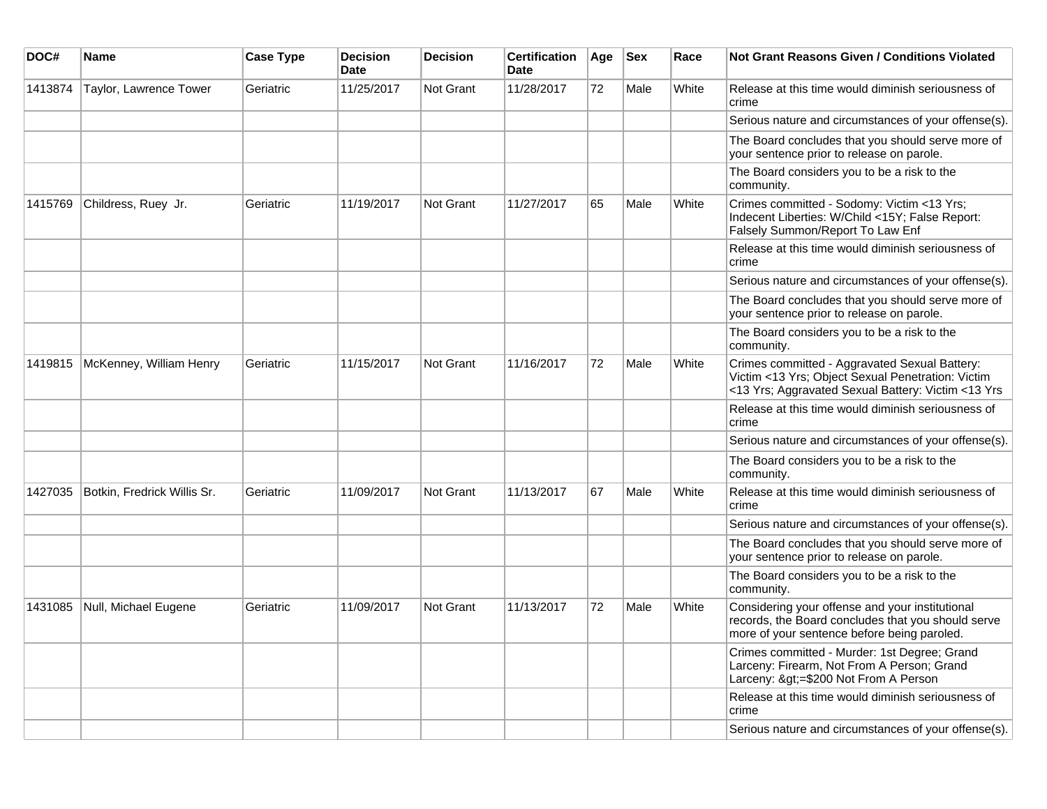| DOC# | Name | Case Type | Decision Date | Decision | Certification Date | Age | Sex | Race | Not Grant Reasons Given / Conditions Violated |
|---|---|---|---|---|---|---|---|---|---|
| 1413874 | Taylor, Lawrence Tower | Geriatric | 11/25/2017 | Not Grant | 11/28/2017 | 72 | Male | White | Release at this time would diminish seriousness of crime |
| | | | | | | | | | Serious nature and circumstances of your offense(s). |
| | | | | | | | | | The Board concludes that you should serve more of your sentence prior to release on parole. |
| | | | | | | | | | The Board considers you to be a risk to the community. |
| 1415769 | Childress, Ruey Jr. | Geriatric | 11/19/2017 | Not Grant | 11/27/2017 | 65 | Male | White | Crimes committed - Sodomy: Victim <13 Yrs; Indecent Liberties: W/Child <15Y; False Report: Falsely Summon/Report To Law Enf |
| | | | | | | | | | Release at this time would diminish seriousness of crime |
| | | | | | | | | | Serious nature and circumstances of your offense(s). |
| | | | | | | | | | The Board concludes that you should serve more of your sentence prior to release on parole. |
| | | | | | | | | | The Board considers you to be a risk to the community. |
| 1419815 | McKenney, William Henry | Geriatric | 11/15/2017 | Not Grant | 11/16/2017 | 72 | Male | White | Crimes committed - Aggravated Sexual Battery: Victim <13 Yrs; Object Sexual Penetration: Victim <13 Yrs; Aggravated Sexual Battery: Victim <13 Yrs |
| | | | | | | | | | Release at this time would diminish seriousness of crime |
| | | | | | | | | | Serious nature and circumstances of your offense(s). |
| | | | | | | | | | The Board considers you to be a risk to the community. |
| 1427035 | Botkin, Fredrick Willis Sr. | Geriatric | 11/09/2017 | Not Grant | 11/13/2017 | 67 | Male | White | Release at this time would diminish seriousness of crime |
| | | | | | | | | | Serious nature and circumstances of your offense(s). |
| | | | | | | | | | The Board concludes that you should serve more of your sentence prior to release on parole. |
| | | | | | | | | | The Board considers you to be a risk to the community. |
| 1431085 | Null, Michael Eugene | Geriatric | 11/09/2017 | Not Grant | 11/13/2017 | 72 | Male | White | Considering your offense and your institutional records, the Board concludes that you should serve more of your sentence before being paroled. |
| | | | | | | | | | Crimes committed - Murder: 1st Degree; Grand Larceny: Firearm, Not From A Person; Grand Larceny: &gt;=$200 Not From A Person |
| | | | | | | | | | Release at this time would diminish seriousness of crime |
| | | | | | | | | | Serious nature and circumstances of your offense(s). |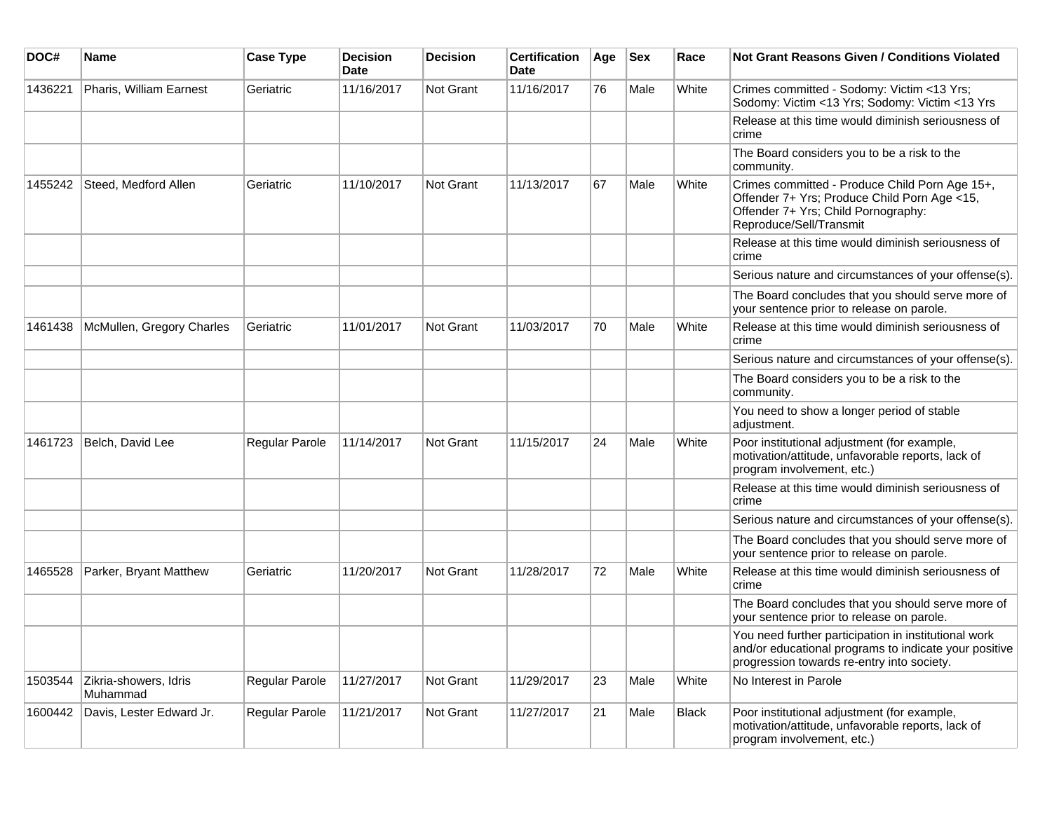| DOC# | Name | Case Type | Decision Date | Decision | Certification Date | Age | Sex | Race | Not Grant Reasons Given / Conditions Violated |
|---|---|---|---|---|---|---|---|---|---|
| 1436221 | Pharis, William Earnest | Geriatric | 11/16/2017 | Not Grant | 11/16/2017 | 76 | Male | White | Crimes committed - Sodomy: Victim <13 Yrs; Sodomy: Victim <13 Yrs; Sodomy: Victim <13 Yrs |
| | | | | | | | | | Release at this time would diminish seriousness of crime |
| | | | | | | | | | The Board considers you to be a risk to the community. |
| 1455242 | Steed, Medford Allen | Geriatric | 11/10/2017 | Not Grant | 11/13/2017 | 67 | Male | White | Crimes committed - Produce Child Porn Age 15+, Offender 7+ Yrs; Produce Child Porn Age <15, Offender 7+ Yrs; Child Pornography: Reproduce/Sell/Transmit |
| | | | | | | | | | Release at this time would diminish seriousness of crime |
| | | | | | | | | | Serious nature and circumstances of your offense(s). |
| | | | | | | | | | The Board concludes that you should serve more of your sentence prior to release on parole. |
| 1461438 | McMullen, Gregory Charles | Geriatric | 11/01/2017 | Not Grant | 11/03/2017 | 70 | Male | White | Release at this time would diminish seriousness of crime |
| | | | | | | | | | Serious nature and circumstances of your offense(s). |
| | | | | | | | | | The Board considers you to be a risk to the community. |
| | | | | | | | | | You need to show a longer period of stable adjustment. |
| 1461723 | Belch, David Lee | Regular Parole | 11/14/2017 | Not Grant | 11/15/2017 | 24 | Male | White | Poor institutional adjustment (for example, motivation/attitude, unfavorable reports, lack of program involvement, etc.) |
| | | | | | | | | | Release at this time would diminish seriousness of crime |
| | | | | | | | | | Serious nature and circumstances of your offense(s). |
| | | | | | | | | | The Board concludes that you should serve more of your sentence prior to release on parole. |
| 1465528 | Parker, Bryant Matthew | Geriatric | 11/20/2017 | Not Grant | 11/28/2017 | 72 | Male | White | Release at this time would diminish seriousness of crime |
| | | | | | | | | | The Board concludes that you should serve more of your sentence prior to release on parole. |
| | | | | | | | | | You need further participation in institutional work and/or educational programs to indicate your positive progression towards re-entry into society. |
| 1503544 | Zikria-showers, Idris Muhammad | Regular Parole | 11/27/2017 | Not Grant | 11/29/2017 | 23 | Male | White | No Interest in Parole |
| 1600442 | Davis, Lester Edward Jr. | Regular Parole | 11/21/2017 | Not Grant | 11/27/2017 | 21 | Male | Black | Poor institutional adjustment (for example, motivation/attitude, unfavorable reports, lack of program involvement, etc.) |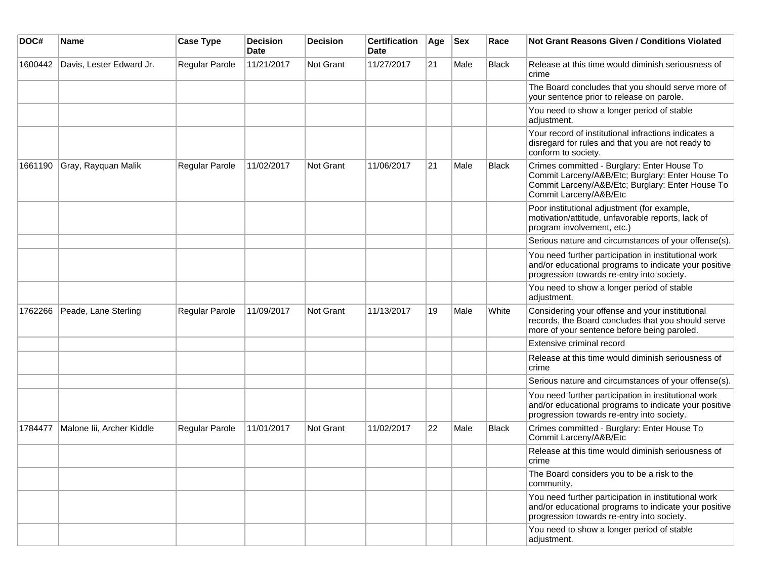| DOC# | Name | Case Type | Decision Date | Decision | Certification Date | Age | Sex | Race | Not Grant Reasons Given / Conditions Violated |
| --- | --- | --- | --- | --- | --- | --- | --- | --- | --- |
| 1600442 | Davis, Lester Edward Jr. | Regular Parole | 11/21/2017 | Not Grant | 11/27/2017 | 21 | Male | Black | Release at this time would diminish seriousness of crime |
| | | | | | | | | | The Board concludes that you should serve more of your sentence prior to release on parole. |
| | | | | | | | | | You need to show a longer period of stable adjustment. |
| | | | | | | | | | Your record of institutional infractions indicates a disregard for rules and that you are not ready to conform to society. |
| 1661190 | Gray, Rayquan Malik | Regular Parole | 11/02/2017 | Not Grant | 11/06/2017 | 21 | Male | Black | Crimes committed - Burglary: Enter House To Commit Larceny/A&B/Etc; Burglary: Enter House To Commit Larceny/A&B/Etc; Burglary: Enter House To Commit Larceny/A&B/Etc |
| | | | | | | | | | Poor institutional adjustment (for example, motivation/attitude, unfavorable reports, lack of program involvement, etc.) |
| | | | | | | | | | Serious nature and circumstances of your offense(s). |
| | | | | | | | | | You need further participation in institutional work and/or educational programs to indicate your positive progression towards re-entry into society. |
| | | | | | | | | | You need to show a longer period of stable adjustment. |
| 1762266 | Peade, Lane Sterling | Regular Parole | 11/09/2017 | Not Grant | 11/13/2017 | 19 | Male | White | Considering your offense and your institutional records, the Board concludes that you should serve more of your sentence before being paroled. |
| | | | | | | | | | Extensive criminal record |
| | | | | | | | | | Release at this time would diminish seriousness of crime |
| | | | | | | | | | Serious nature and circumstances of your offense(s). |
| | | | | | | | | | You need further participation in institutional work and/or educational programs to indicate your positive progression towards re-entry into society. |
| 1784477 | Malone Iii, Archer Kiddle | Regular Parole | 11/01/2017 | Not Grant | 11/02/2017 | 22 | Male | Black | Crimes committed - Burglary: Enter House To Commit Larceny/A&B/Etc |
| | | | | | | | | | Release at this time would diminish seriousness of crime |
| | | | | | | | | | The Board considers you to be a risk to the community. |
| | | | | | | | | | You need further participation in institutional work and/or educational programs to indicate your positive progression towards re-entry into society. |
| | | | | | | | | | You need to show a longer period of stable adjustment. |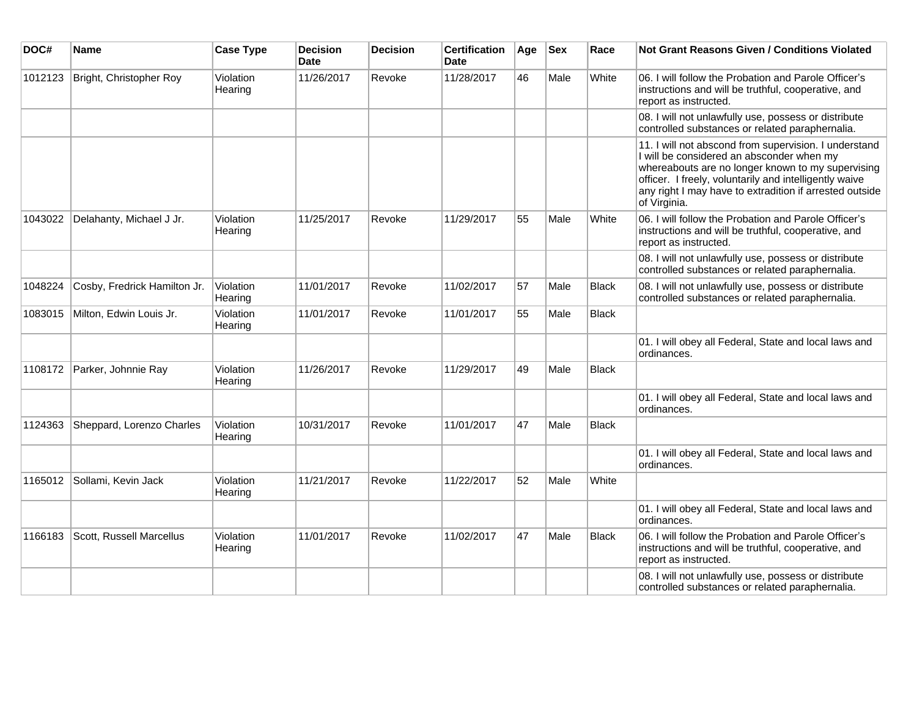| DOC# | Name | Case Type | Decision Date | Decision | Certification Date | Age | Sex | Race | Not Grant Reasons Given / Conditions Violated |
|---|---|---|---|---|---|---|---|---|---|
| 1012123 | Bright, Christopher Roy | Violation Hearing | 11/26/2017 | Revoke | 11/28/2017 | 46 | Male | White | 06. I will follow the Probation and Parole Officer's instructions and will be truthful, cooperative, and report as instructed. |
| | | | | | | | | | 08. I will not unlawfully use, possess or distribute controlled substances or related paraphernalia. |
| | | | | | | | | | 11. I will not abscond from supervision. I understand I will be considered an absconder when my whereabouts are no longer known to my supervising officer. I freely, voluntarily and intelligently waive any right I may have to extradition if arrested outside of Virginia. |
| 1043022 | Delahanty, Michael J Jr. | Violation Hearing | 11/25/2017 | Revoke | 11/29/2017 | 55 | Male | White | 06. I will follow the Probation and Parole Officer's instructions and will be truthful, cooperative, and report as instructed. |
| | | | | | | | | | 08. I will not unlawfully use, possess or distribute controlled substances or related paraphernalia. |
| 1048224 | Cosby, Fredrick Hamilton Jr. | Violation Hearing | 11/01/2017 | Revoke | 11/02/2017 | 57 | Male | Black | 08. I will not unlawfully use, possess or distribute controlled substances or related paraphernalia. |
| 1083015 | Milton, Edwin Louis Jr. | Violation Hearing | 11/01/2017 | Revoke | 11/01/2017 | 55 | Male | Black | |
| | | | | | | | | | 01. I will obey all Federal, State and local laws and ordinances. |
| 1108172 | Parker, Johnnie Ray | Violation Hearing | 11/26/2017 | Revoke | 11/29/2017 | 49 | Male | Black | |
| | | | | | | | | | 01. I will obey all Federal, State and local laws and ordinances. |
| 1124363 | Sheppard, Lorenzo Charles | Violation Hearing | 10/31/2017 | Revoke | 11/01/2017 | 47 | Male | Black | |
| | | | | | | | | | 01. I will obey all Federal, State and local laws and ordinances. |
| 1165012 | Sollami, Kevin Jack | Violation Hearing | 11/21/2017 | Revoke | 11/22/2017 | 52 | Male | White | |
| | | | | | | | | | 01. I will obey all Federal, State and local laws and ordinances. |
| 1166183 | Scott, Russell Marcellus | Violation Hearing | 11/01/2017 | Revoke | 11/02/2017 | 47 | Male | Black | 06. I will follow the Probation and Parole Officer's instructions and will be truthful, cooperative, and report as instructed. |
| | | | | | | | | | 08. I will not unlawfully use, possess or distribute controlled substances or related paraphernalia. |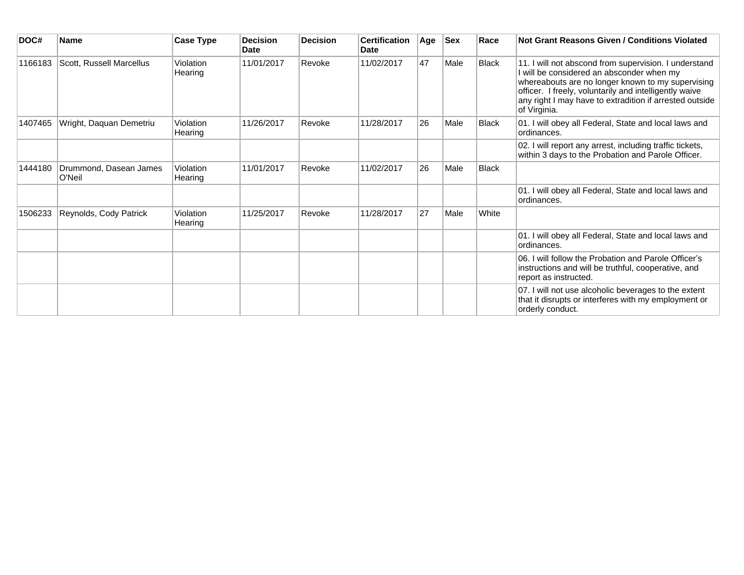| DOC# | Name | Case Type | Decision Date | Decision | Certification Date | Age | Sex | Race | Not Grant Reasons Given / Conditions Violated |
|---|---|---|---|---|---|---|---|---|---|
| 1166183 | Scott, Russell Marcellus | Violation Hearing | 11/01/2017 | Revoke | 11/02/2017 | 47 | Male | Black | 11. I will not abscond from supervision. I understand I will be considered an absconder when my whereabouts are no longer known to my supervising officer. I freely, voluntarily and intelligently waive any right I may have to extradition if arrested outside of Virginia. |
| 1407465 | Wright, Daquan Demetriu | Violation Hearing | 11/26/2017 | Revoke | 11/28/2017 | 26 | Male | Black | 01. I will obey all Federal, State and local laws and ordinances. |
| | | | | | | | | | 02. I will report any arrest, including traffic tickets, within 3 days to the Probation and Parole Officer. |
| 1444180 | Drummond, Dasean James O'Neil | Violation Hearing | 11/01/2017 | Revoke | 11/02/2017 | 26 | Male | Black | |
| | | | | | | | | | 01. I will obey all Federal, State and local laws and ordinances. |
| 1506233 | Reynolds, Cody Patrick | Violation Hearing | 11/25/2017 | Revoke | 11/28/2017 | 27 | Male | White | |
| | | | | | | | | | 01. I will obey all Federal, State and local laws and ordinances. |
| | | | | | | | | | 06. I will follow the Probation and Parole Officer's instructions and will be truthful, cooperative, and report as instructed. |
| | | | | | | | | | 07. I will not use alcoholic beverages to the extent that it disrupts or interferes with my employment or orderly conduct. |